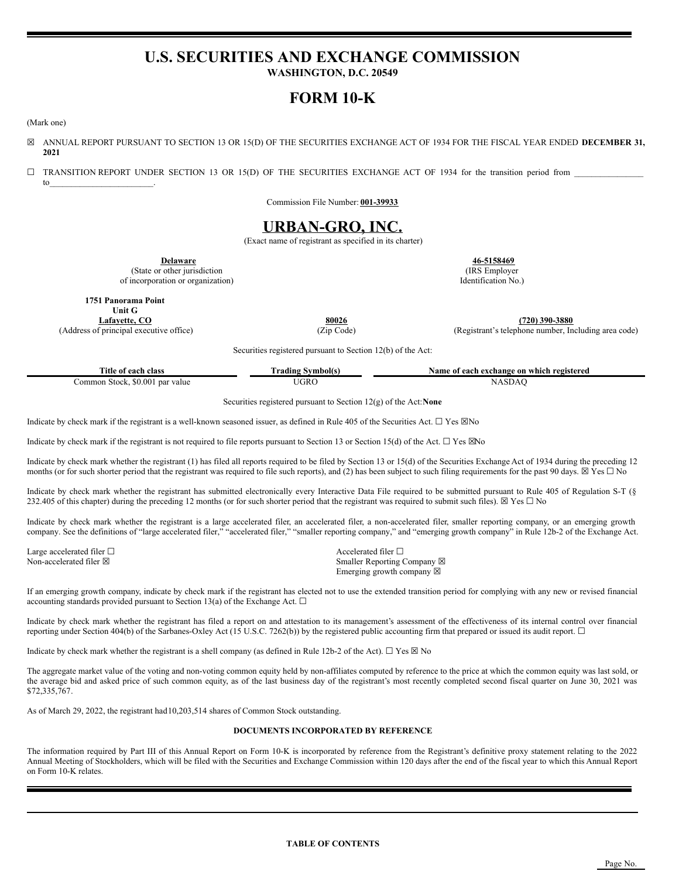# U.S. SECURITIES AND EXCHANGE COMMISSION

**WASHINGTON, D.C. 20549**

# FORM 10-K

(Mark one)

☒ ANNUAL REPORT PURSUANT TO SECTION 13 OR 15(D) OF THE SECURITIES EXCHANGE ACT OF 1934 FOR THE FISCAL YEAR ENDED **DECEMBER 31, 2021**

☐ TRANSITION REPORT UNDER SECTION 13 OR 15(D) OF THE SECURITIES EXCHANGE ACT OF 1934 for the transition period from _______________ to_______________________.

Commission File Number: **001-39933**

# URBAN-GRO, INC.

(Exact name of registrant as specified in its charter)

| **Delaware** | **46-5158469** |
|---|---|
| (State or other jurisdiction of incorporation or organization) | (IRS Employer Identification No.) |

| **1751 Panorama Point Unit G Lafayette, CO** | **80026** | **(720) 390-3880** |
|---|---|---|
| (Address of principal executive office) | (Zip Code) | (Registrant's telephone number, Including area code) |

Securities registered pursuant to Section 12(b) of the Act:

| Title of each class | Trading Symbol(s) | Name of each exchange on which registered |
|---|---|---|
| Common Stock, $0.001 par value | UGRO | NASDAQ |

Securities registered pursuant to Section 12(g) of the Act: **None**

Indicate by check mark if the registrant is a well-known seasoned issuer, as defined in Rule 405 of the Securities Act. ☐ Yes ☒No

Indicate by check mark if the registrant is not required to file reports pursuant to Section 13 or Section 15(d) of the Act. ☐ Yes ☒No

Indicate by check mark whether the registrant (1) has filed all reports required to be filed by Section 13 or 15(d) of the Securities Exchange Act of 1934 during the preceding 12 months (or for such shorter period that the registrant was required to file such reports), and (2) has been subject to such filing requirements for the past 90 days. ☒ Yes ☐ No

Indicate by check mark whether the registrant has submitted electronically every Interactive Data File required to be submitted pursuant to Rule 405 of Regulation S-T (§ 232.405 of this chapter) during the preceding 12 months (or for such shorter period that the registrant was required to submit such files). ☒ Yes ☐ No

Indicate by check mark whether the registrant is a large accelerated filer, an accelerated filer, a non-accelerated filer, smaller reporting company, or an emerging growth company. See the definitions of "large accelerated filer," "accelerated filer," "smaller reporting company," and "emerging growth company" in Rule 12b-2 of the Exchange Act.

| | |
|---|---|
| Large accelerated filer ☐ | Accelerated filer ☐ |
| Non-accelerated filer ☒ | Smaller Reporting Company ☒ |
| | Emerging growth company ☒ |

If an emerging growth company, indicate by check mark if the registrant has elected not to use the extended transition period for complying with any new or revised financial accounting standards provided pursuant to Section 13(a) of the Exchange Act. ☐

Indicate by check mark whether the registrant has filed a report on and attestation to its management's assessment of the effectiveness of its internal control over financial reporting under Section 404(b) of the Sarbanes-Oxley Act (15 U.S.C. 7262(b)) by the registered public accounting firm that prepared or issued its audit report. ☐

Indicate by check mark whether the registrant is a shell company (as defined in Rule 12b-2 of the Act). ☐ Yes ☒ No

The aggregate market value of the voting and non-voting common equity held by non-affiliates computed by reference to the price at which the common equity was last sold, or the average bid and asked price of such common equity, as of the last business day of the registrant's most recently completed second fiscal quarter on June 30, 2021 was $72,335,767.

As of March 29, 2022, the registrant had10,203,514 shares of Common Stock outstanding.

**DOCUMENTS INCORPORATED BY REFERENCE**

The information required by Part III of this Annual Report on Form 10-K is incorporated by reference from the Registrant's definitive proxy statement relating to the 2022 Annual Meeting of Stockholders, which will be filed with the Securities and Exchange Commission within 120 days after the end of the fiscal year to which this Annual Report on Form 10-K relates.

**TABLE OF CONTENTS**

Page No.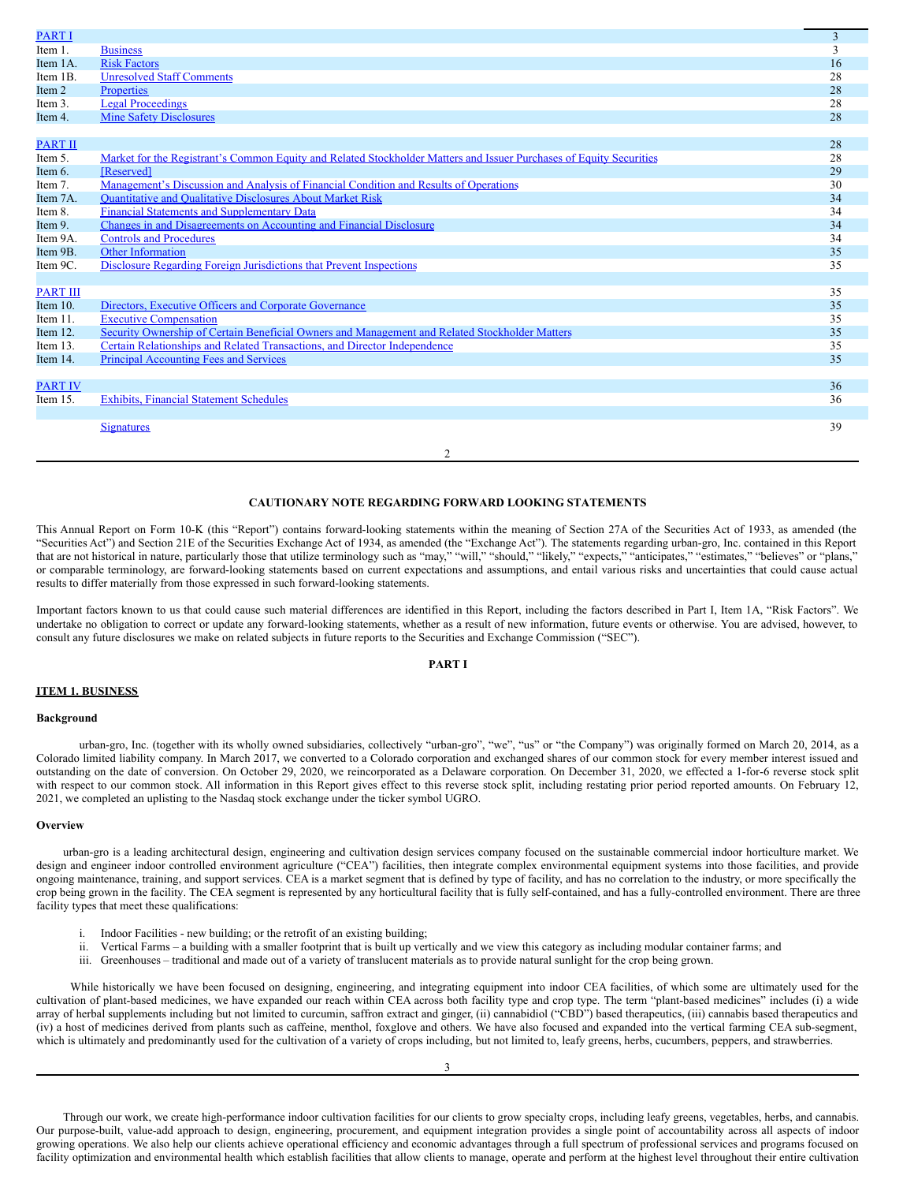| | | |
|---|---|---|
| PART I | | 3 |
| Item 1. | Business | 3 |
| Item 1A. | Risk Factors | 16 |
| Item 1B. | Unresolved Staff Comments | 28 |
| Item 2 | Properties | 28 |
| Item 3. | Legal Proceedings | 28 |
| Item 4. | Mine Safety Disclosures | 28 |
| | | |
| PART II | | 28 |
| Item 5. | Market for the Registrant's Common Equity and Related Stockholder Matters and Issuer Purchases of Equity Securities | 28 |
| Item 6. | [Reserved] | 29 |
| Item 7. | Management's Discussion and Analysis of Financial Condition and Results of Operations | 30 |
| Item 7A. | Quantitative and Qualitative Disclosures About Market Risk | 34 |
| Item 8. | Financial Statements and Supplementary Data | 34 |
| Item 9. | Changes in and Disagreements on Accounting and Financial Disclosure | 34 |
| Item 9A. | Controls and Procedures | 34 |
| Item 9B. | Other Information | 35 |
| Item 9C. | Disclosure Regarding Foreign Jurisdictions that Prevent Inspections | 35 |
| | | |
| PART III | | 35 |
| Item 10. | Directors, Executive Officers and Corporate Governance | 35 |
| Item 11. | Executive Compensation | 35 |
| Item 12. | Security Ownership of Certain Beneficial Owners and Management and Related Stockholder Matters | 35 |
| Item 13. | Certain Relationships and Related Transactions, and Director Independence | 35 |
| Item 14. | Principal Accounting Fees and Services | 35 |
| | | |
| PART IV | | 36 |
| Item 15. | Exhibits, Financial Statement Schedules | 36 |
| | | |
| | Signatures | 39 |

## CAUTIONARY NOTE REGARDING FORWARD LOOKING STATEMENTS

This Annual Report on Form 10-K (this "Report") contains forward-looking statements within the meaning of Section 27A of the Securities Act of 1933, as amended (the "Securities Act") and Section 21E of the Securities Exchange Act of 1934, as amended (the "Exchange Act"). The statements regarding urban-gro, Inc. contained in this Report that are not historical in nature, particularly those that utilize terminology such as "may," "will," "should," "likely," "expects," "anticipates," "estimates," "believes" or "plans," or comparable terminology, are forward-looking statements based on current expectations and assumptions, and entail various risks and uncertainties that could cause actual results to differ materially from those expressed in such forward-looking statements.

Important factors known to us that could cause such material differences are identified in this Report, including the factors described in Part I, Item 1A, "Risk Factors". We undertake no obligation to correct or update any forward-looking statements, whether as a result of new information, future events or otherwise. You are advised, however, to consult any future disclosures we make on related subjects in future reports to the Securities and Exchange Commission ("SEC").

## PART I

## ITEM 1. BUSINESS

### Background

urban-gro, Inc. (together with its wholly owned subsidiaries, collectively "urban-gro", "we", "us" or "the Company") was originally formed on March 20, 2014, as a Colorado limited liability company. In March 2017, we converted to a Colorado corporation and exchanged shares of our common stock for every member interest issued and outstanding on the date of conversion. On October 29, 2020, we reincorporated as a Delaware corporation. On December 31, 2020, we effected a 1-for-6 reverse stock split with respect to our common stock. All information in this Report gives effect to this reverse stock split, including restating prior period reported amounts. On February 12, 2021, we completed an uplisting to the Nasdaq stock exchange under the ticker symbol UGRO.

### Overview

urban-gro is a leading architectural design, engineering and cultivation design services company focused on the sustainable commercial indoor horticulture market. We design and engineer indoor controlled environment agriculture ("CEA") facilities, then integrate complex environmental equipment systems into those facilities, and provide ongoing maintenance, training, and support services. CEA is a market segment that is defined by type of facility, and has no correlation to the industry, or more specifically the crop being grown in the facility. The CEA segment is represented by any horticultural facility that is fully self-contained, and has a fully-controlled environment. There are three facility types that meet these qualifications:

i. Indoor Facilities - new building; or the retrofit of an existing building;
ii. Vertical Farms – a building with a smaller footprint that is built up vertically and we view this category as including modular container farms; and
iii. Greenhouses – traditional and made out of a variety of translucent materials as to provide natural sunlight for the crop being grown.

While historically we have been focused on designing, engineering, and integrating equipment into indoor CEA facilities, of which some are ultimately used for the cultivation of plant-based medicines, we have expanded our reach within CEA across both facility type and crop type. The term "plant-based medicines" includes (i) a wide array of herbal supplements including but not limited to curcumin, saffron extract and ginger, (ii) cannabidiol ("CBD") based therapeutics, (iii) cannabis based therapeutics and (iv) a host of medicines derived from plants such as caffeine, menthol, foxglove and others. We have also focused and expanded into the vertical farming CEA sub-segment, which is ultimately and predominantly used for the cultivation of a variety of crops including, but not limited to, leafy greens, herbs, cucumbers, peppers, and strawberries.

Through our work, we create high-performance indoor cultivation facilities for our clients to grow specialty crops, including leafy greens, vegetables, herbs, and cannabis. Our purpose-built, value-add approach to design, engineering, procurement, and equipment integration provides a single point of accountability across all aspects of indoor growing operations. We also help our clients achieve operational efficiency and economic advantages through a full spectrum of professional services and programs focused on facility optimization and environmental health which establish facilities that allow clients to manage, operate and perform at the highest level throughout their entire cultivation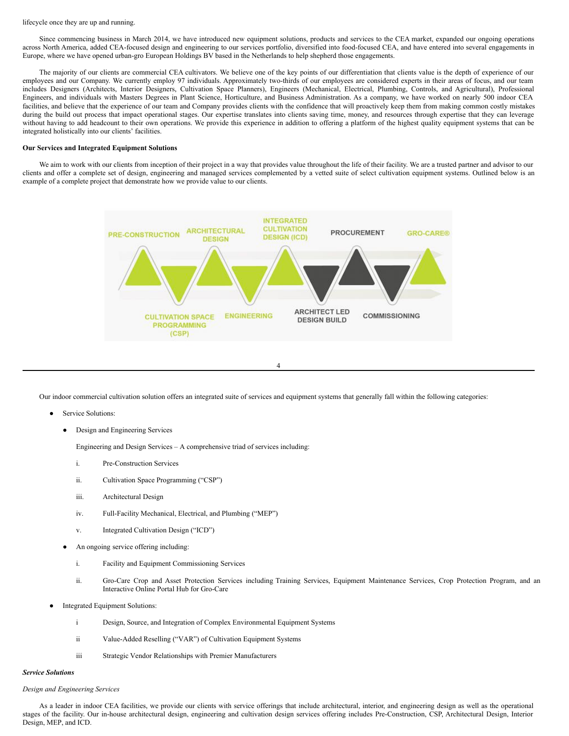lifecycle once they are up and running.

Since commencing business in March 2014, we have introduced new equipment solutions, products and services to the CEA market, expanded our ongoing operations across North America, added CEA-focused design and engineering to our services portfolio, diversified into food-focused CEA, and have entered into several engagements in Europe, where we have opened urban-gro European Holdings BV based in the Netherlands to help shepherd those engagements.

The majority of our clients are commercial CEA cultivators. We believe one of the key points of our differentiation that clients value is the depth of experience of our employees and our Company. We currently employ 97 individuals. Approximately two-thirds of our employees are considered experts in their areas of focus, and our team includes Designers (Architects, Interior Designers, Cultivation Space Planners), Engineers (Mechanical, Electrical, Plumbing, Controls, and Agricultural), Professional Engineers, and individuals with Masters Degrees in Plant Science, Horticulture, and Business Administration. As a company, we have worked on nearly 500 indoor CEA facilities, and believe that the experience of our team and Company provides clients with the confidence that will proactively keep them from making common costly mistakes during the build out process that impact operational stages. Our expertise translates into clients saving time, money, and resources through expertise that they can leverage without having to add headcount to their own operations. We provide this experience in addition to offering a platform of the highest quality equipment systems that can be integrated holistically into our clients' facilities.

**Our Services and Integrated Equipment Solutions**

We aim to work with our clients from inception of their project in a way that provides value throughout the life of their facility. We are a trusted partner and advisor to our clients and offer a complete set of design, engineering and managed services complemented by a vetted suite of select cultivation equipment systems. Outlined below is an example of a complete project that demonstrate how we provide value to our clients.

PRE-CONSTRUCTION · CULTIVATION SPACE PROGRAMMING (CSP) · ARCHITECTURAL DESIGN · ENGINEERING · INTEGRATED CULTIVATION DESIGN (ICD) · ARCHITECT LED DESIGN BUILD · PROCUREMENT · COMMISSIONING · GRO-CARE®

Our indoor commercial cultivation solution offers an integrated suite of services and equipment systems that generally fall within the following categories:

- Service Solutions:
  - Design and Engineering Services

    Engineering and Design Services – A comprehensive triad of services including:

    i. Pre-Construction Services

    ii. Cultivation Space Programming ("CSP")

    iii. Architectural Design

    iv. Full-Facility Mechanical, Electrical, and Plumbing ("MEP")

    v. Integrated Cultivation Design ("ICD")
  - An ongoing service offering including:

    i. Facility and Equipment Commissioning Services

    ii. Gro-Care Crop and Asset Protection Services including Training Services, Equipment Maintenance Services, Crop Protection Program, and an Interactive Online Portal Hub for Gro-Care
- Integrated Equipment Solutions:

  i Design, Source, and Integration of Complex Environmental Equipment Systems

  ii Value-Added Reselling ("VAR") of Cultivation Equipment Systems

  iii Strategic Vendor Relationships with Premier Manufacturers

***Service Solutions***

*Design and Engineering Services*

As a leader in indoor CEA facilities, we provide our clients with service offerings that include architectural, interior, and engineering design as well as the operational stages of the facility. Our in-house architectural design, engineering and cultivation design services offering includes Pre-Construction, CSP, Architectural Design, Interior Design, MEP, and ICD.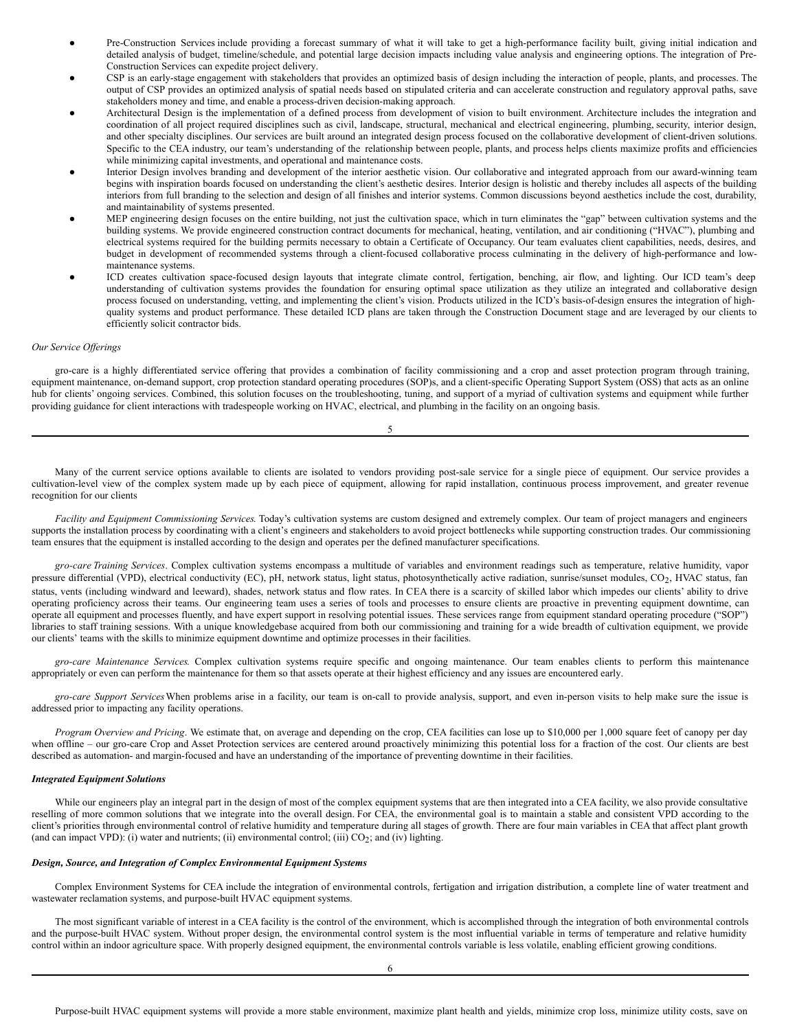- Pre-Construction Services include providing a forecast summary of what it will take to get a high-performance facility built, giving initial indication and detailed analysis of budget, timeline/schedule, and potential large decision impacts including value analysis and engineering options. The integration of Pre-Construction Services can expedite project delivery.
- CSP is an early-stage engagement with stakeholders that provides an optimized basis of design including the interaction of people, plants, and processes. The output of CSP provides an optimized analysis of spatial needs based on stipulated criteria and can accelerate construction and regulatory approval paths, save stakeholders money and time, and enable a process-driven decision-making approach.
- Architectural Design is the implementation of a defined process from development of vision to built environment. Architecture includes the integration and coordination of all project required disciplines such as civil, landscape, structural, mechanical and electrical engineering, plumbing, security, interior design, and other specialty disciplines. Our services are built around an integrated design process focused on the collaborative development of client-driven solutions. Specific to the CEA industry, our team's understanding of the relationship between people, plants, and process helps clients maximize profits and efficiencies while minimizing capital investments, and operational and maintenance costs.
- Interior Design involves branding and development of the interior aesthetic vision. Our collaborative and integrated approach from our award-winning team begins with inspiration boards focused on understanding the client's aesthetic desires. Interior design is holistic and thereby includes all aspects of the building interiors from full branding to the selection and design of all finishes and interior systems. Common discussions beyond aesthetics include the cost, durability, and maintainability of systems presented.
- MEP engineering design focuses on the entire building, not just the cultivation space, which in turn eliminates the "gap" between cultivation systems and the building systems. We provide engineered construction contract documents for mechanical, heating, ventilation, and air conditioning ("HVAC"), plumbing and electrical systems required for the building permits necessary to obtain a Certificate of Occupancy. Our team evaluates client capabilities, needs, desires, and budget in development of recommended systems through a client-focused collaborative process culminating in the delivery of high-performance and low-maintenance systems.
- ICD creates cultivation space-focused design layouts that integrate climate control, fertigation, benching, air flow, and lighting. Our ICD team's deep understanding of cultivation systems provides the foundation for ensuring optimal space utilization as they utilize an integrated and collaborative design process focused on understanding, vetting, and implementing the client's vision. Products utilized in the ICD's basis-of-design ensures the integration of high-quality systems and product performance. These detailed ICD plans are taken through the Construction Document stage and are leveraged by our clients to efficiently solicit contractor bids.

*Our Service Offerings*

gro-care is a highly differentiated service offering that provides a combination of facility commissioning and a crop and asset protection program through training, equipment maintenance, on-demand support, crop protection standard operating procedures (SOP)s, and a client-specific Operating Support System (OSS) that acts as an online hub for clients' ongoing services. Combined, this solution focuses on the troubleshooting, tuning, and support of a myriad of cultivation systems and equipment while further providing guidance for client interactions with tradespeople working on HVAC, electrical, and plumbing in the facility on an ongoing basis.

Many of the current service options available to clients are isolated to vendors providing post-sale service for a single piece of equipment. Our service provides a cultivation-level view of the complex system made up by each piece of equipment, allowing for rapid installation, continuous process improvement, and greater revenue recognition for our clients

*Facility and Equipment Commissioning Services.* Today's cultivation systems are custom designed and extremely complex. Our team of project managers and engineers supports the installation process by coordinating with a client's engineers and stakeholders to avoid project bottlenecks while supporting construction trades. Our commissioning team ensures that the equipment is installed according to the design and operates per the defined manufacturer specifications.

*gro-care Training Services*. Complex cultivation systems encompass a multitude of variables and environment readings such as temperature, relative humidity, vapor pressure differential (VPD), electrical conductivity (EC), pH, network status, light status, photosynthetically active radiation, sunrise/sunset modules, $CO_2$, HVAC status, fan status, vents (including windward and leeward), shades, network status and flow rates. In CEA there is a scarcity of skilled labor which impedes our clients' ability to drive operating proficiency across their teams. Our engineering team uses a series of tools and processes to ensure clients are proactive in preventing equipment downtime, can operate all equipment and processes fluently, and have expert support in resolving potential issues. These services range from equipment standard operating procedure ("SOP") libraries to staff training sessions. With a unique knowledgebase acquired from both our commissioning and training for a wide breadth of cultivation equipment, we provide our clients' teams with the skills to minimize equipment downtime and optimize processes in their facilities.

*gro-care Maintenance Services.* Complex cultivation systems require specific and ongoing maintenance. Our team enables clients to perform this maintenance appropriately or even can perform the maintenance for them so that assets operate at their highest efficiency and any issues are encountered early.

*gro-care Support Services* When problems arise in a facility, our team is on-call to provide analysis, support, and even in-person visits to help make sure the issue is addressed prior to impacting any facility operations.

*Program Overview and Pricing*. We estimate that, on average and depending on the crop, CEA facilities can lose up to $10,000 per 1,000 square feet of canopy per day when offline – our gro-care Crop and Asset Protection services are centered around proactively minimizing this potential loss for a fraction of the cost. Our clients are best described as automation- and margin-focused and have an understanding of the importance of preventing downtime in their facilities.

***Integrated Equipment Solutions***

While our engineers play an integral part in the design of most of the complex equipment systems that are then integrated into a CEA facility, we also provide consultative reselling of more common solutions that we integrate into the overall design. For CEA, the environmental goal is to maintain a stable and consistent VPD according to the client's priorities through environmental control of relative humidity and temperature during all stages of growth. There are four main variables in CEA that affect plant growth (and can impact VPD): (i) water and nutrients; (ii) environmental control; (iii) $CO_2$; and (iv) lighting.

***Design, Source, and Integration of Complex Environmental Equipment Systems***

Complex Environment Systems for CEA include the integration of environmental controls, fertigation and irrigation distribution, a complete line of water treatment and wastewater reclamation systems, and purpose-built HVAC equipment systems.

The most significant variable of interest in a CEA facility is the control of the environment, which is accomplished through the integration of both environmental controls and the purpose-built HVAC system. Without proper design, the environmental control system is the most influential variable in terms of temperature and relative humidity control within an indoor agriculture space. With properly designed equipment, the environmental controls variable is less volatile, enabling efficient growing conditions.

Purpose-built HVAC equipment systems will provide a more stable environment, maximize plant health and yields, minimize crop loss, minimize utility costs, save on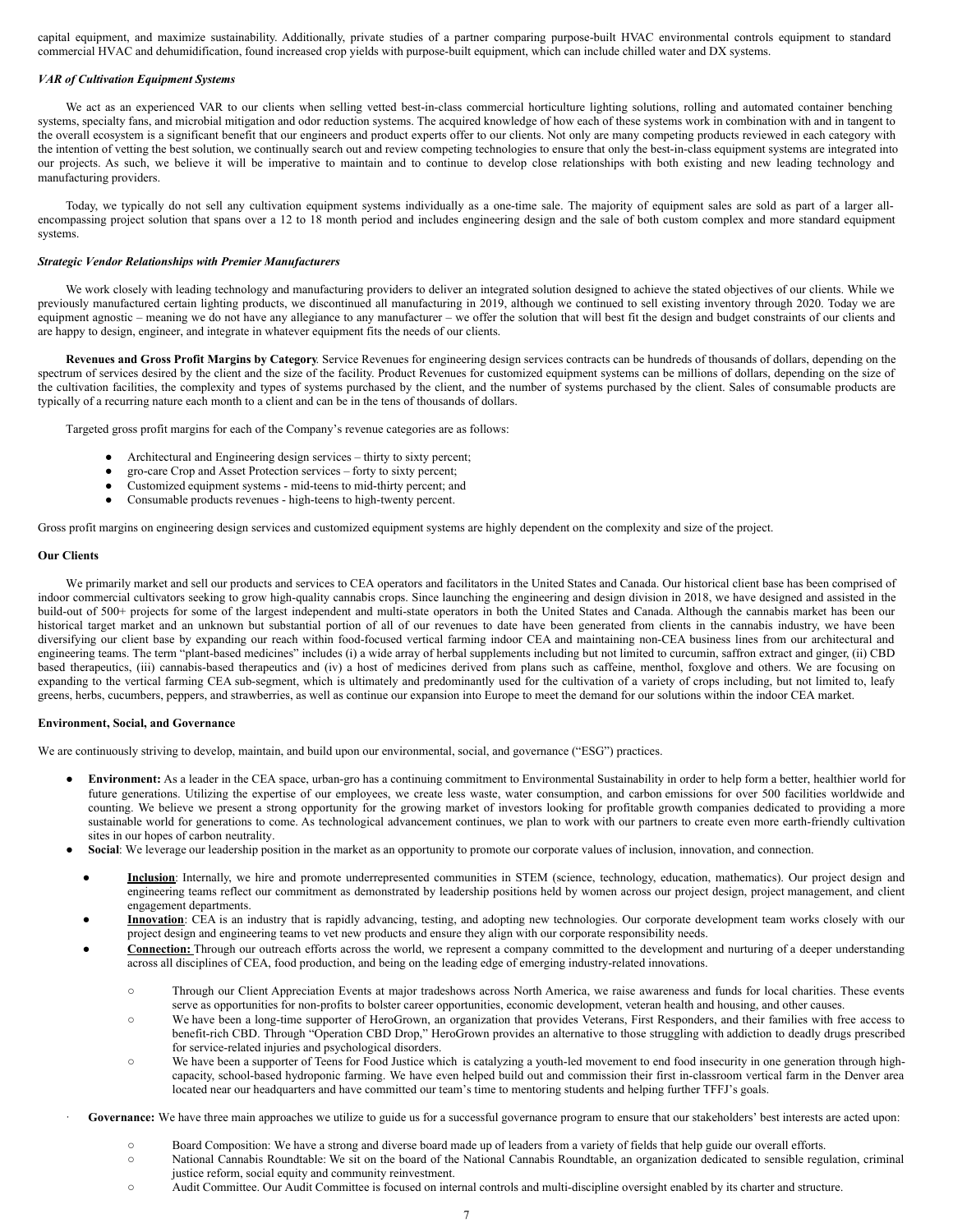capital equipment, and maximize sustainability. Additionally, private studies of a partner comparing purpose-built HVAC environmental controls equipment to standard commercial HVAC and dehumidification, found increased crop yields with purpose-built equipment, which can include chilled water and DX systems.

***VAR of Cultivation Equipment Systems***

We act as an experienced VAR to our clients when selling vetted best-in-class commercial horticulture lighting solutions, rolling and automated container benching systems, specialty fans, and microbial mitigation and odor reduction systems. The acquired knowledge of how each of these systems work in combination with and in tangent to the overall ecosystem is a significant benefit that our engineers and product experts offer to our clients. Not only are many competing products reviewed in each category with the intention of vetting the best solution, we continually search out and review competing technologies to ensure that only the best-in-class equipment systems are integrated into our projects. As such, we believe it will be imperative to maintain and to continue to develop close relationships with both existing and new leading technology and manufacturing providers.

Today, we typically do not sell any cultivation equipment systems individually as a one-time sale. The majority of equipment sales are sold as part of a larger all-encompassing project solution that spans over a 12 to 18 month period and includes engineering design and the sale of both custom complex and more standard equipment systems.

***Strategic Vendor Relationships with Premier Manufacturers***

We work closely with leading technology and manufacturing providers to deliver an integrated solution designed to achieve the stated objectives of our clients. While we previously manufactured certain lighting products, we discontinued all manufacturing in 2019, although we continued to sell existing inventory through 2020. Today we are equipment agnostic – meaning we do not have any allegiance to any manufacturer – we offer the solution that will best fit the design and budget constraints of our clients and are happy to design, engineer, and integrate in whatever equipment fits the needs of our clients.

**Revenues and Gross Profit Margins by Category**. Service Revenues for engineering design services contracts can be hundreds of thousands of dollars, depending on the spectrum of services desired by the client and the size of the facility. Product Revenues for customized equipment systems can be millions of dollars, depending on the size of the cultivation facilities, the complexity and types of systems purchased by the client, and the number of systems purchased by the client. Sales of consumable products are typically of a recurring nature each month to a client and can be in the tens of thousands of dollars.

Targeted gross profit margins for each of the Company's revenue categories are as follows:

- Architectural and Engineering design services – thirty to sixty percent;
- gro-care Crop and Asset Protection services – forty to sixty percent;
- Customized equipment systems - mid-teens to mid-thirty percent; and
- Consumable products revenues - high-teens to high-twenty percent.

Gross profit margins on engineering design services and customized equipment systems are highly dependent on the complexity and size of the project.

**Our Clients**

We primarily market and sell our products and services to CEA operators and facilitators in the United States and Canada. Our historical client base has been comprised of indoor commercial cultivators seeking to grow high-quality cannabis crops. Since launching the engineering and design division in 2018, we have designed and assisted in the build-out of 500+ projects for some of the largest independent and multi-state operators in both the United States and Canada. Although the cannabis market has been our historical target market and an unknown but substantial portion of all of our revenues to date have been generated from clients in the cannabis industry, we have been diversifying our client base by expanding our reach within food-focused vertical farming indoor CEA and maintaining non-CEA business lines from our architectural and engineering teams. The term "plant-based medicines" includes (i) a wide array of herbal supplements including but not limited to curcumin, saffron extract and ginger, (ii) CBD based therapeutics, (iii) cannabis-based therapeutics and (iv) a host of medicines derived from plans such as caffeine, menthol, foxglove and others. We are focusing on expanding to the vertical farming CEA sub-segment, which is ultimately and predominantly used for the cultivation of a variety of crops including, but not limited to, leafy greens, herbs, cucumbers, peppers, and strawberries, as well as continue our expansion into Europe to meet the demand for our solutions within the indoor CEA market.

**Environment, Social, and Governance**

We are continuously striving to develop, maintain, and build upon our environmental, social, and governance ("ESG") practices.

- **Environment:** As a leader in the CEA space, urban-gro has a continuing commitment to Environmental Sustainability in order to help form a better, healthier world for future generations. Utilizing the expertise of our employees, we create less waste, water consumption, and carbon emissions for over 500 facilities worldwide and counting. We believe we present a strong opportunity for the growing market of investors looking for profitable growth companies dedicated to providing a more sustainable world for generations to come. As technological advancement continues, we plan to work with our partners to create even more earth-friendly cultivation sites in our hopes of carbon neutrality.
- **Social**: We leverage our leadership position in the market as an opportunity to promote our corporate values of inclusion, innovation, and connection.
  - **Inclusion**: Internally, we hire and promote underrepresented communities in STEM (science, technology, education, mathematics). Our project design and engineering teams reflect our commitment as demonstrated by leadership positions held by women across our project design, project management, and client engagement departments.
  - **Innovation**: CEA is an industry that is rapidly advancing, testing, and adopting new technologies. Our corporate development team works closely with our project design and engineering teams to vet new products and ensure they align with our corporate responsibility needs.
  - **Connection:** Through our outreach efforts across the world, we represent a company committed to the development and nurturing of a deeper understanding across all disciplines of CEA, food production, and being on the leading edge of emerging industry-related innovations.
    - Through our Client Appreciation Events at major tradeshows across North America, we raise awareness and funds for local charities. These events serve as opportunities for non-profits to bolster career opportunities, economic development, veteran health and housing, and other causes.
    - We have been a long-time supporter of HeroGrown, an organization that provides Veterans, First Responders, and their families with free access to benefit-rich CBD. Through "Operation CBD Drop," HeroGrown provides an alternative to those struggling with addiction to deadly drugs prescribed for service-related injuries and psychological disorders.
    - We have been a supporter of Teens for Food Justice which is catalyzing a youth-led movement to end food insecurity in one generation through high-capacity, school-based hydroponic farming. We have even helped build out and commission their first in-classroom vertical farm in the Denver area located near our headquarters and have committed our team's time to mentoring students and helping further TFFJ's goals.
- **Governance:** We have three main approaches we utilize to guide us for a successful governance program to ensure that our stakeholders' best interests are acted upon:
  - Board Composition: We have a strong and diverse board made up of leaders from a variety of fields that help guide our overall efforts.
  - National Cannabis Roundtable: We sit on the board of the National Cannabis Roundtable, an organization dedicated to sensible regulation, criminal justice reform, social equity and community reinvestment.
  - Audit Committee. Our Audit Committee is focused on internal controls and multi-discipline oversight enabled by its charter and structure.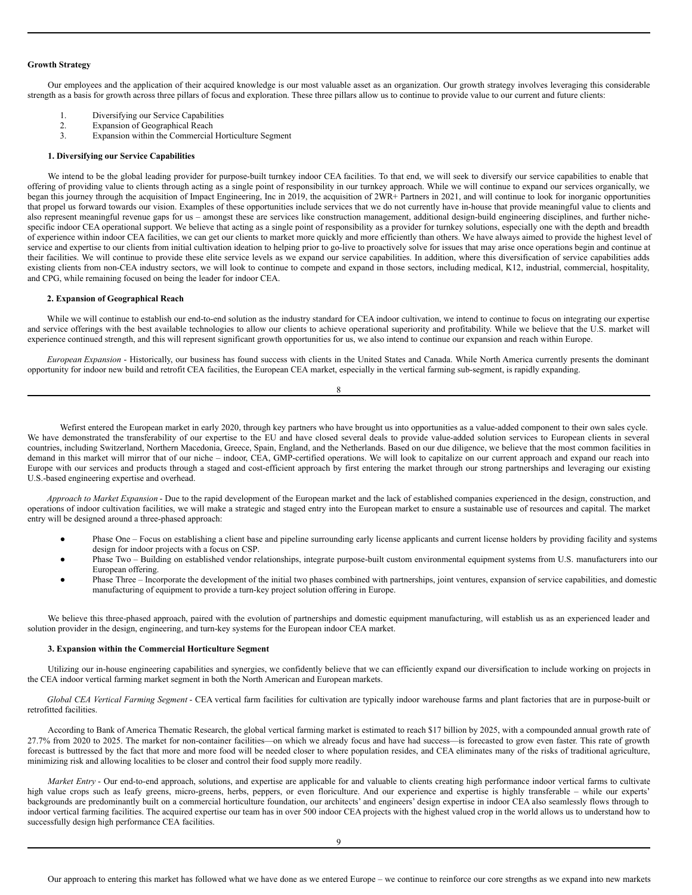**Growth Strategy**

Our employees and the application of their acquired knowledge is our most valuable asset as an organization. Our growth strategy involves leveraging this considerable strength as a basis for growth across three pillars of focus and exploration. These three pillars allow us to continue to provide value to our current and future clients:

1. Diversifying our Service Capabilities
2. Expansion of Geographical Reach
3. Expansion within the Commercial Horticulture Segment

**1. Diversifying our Service Capabilities**

We intend to be the global leading provider for purpose-built turnkey indoor CEA facilities. To that end, we will seek to diversify our service capabilities to enable that offering of providing value to clients through acting as a single point of responsibility in our turnkey approach. While we will continue to expand our services organically, we began this journey through the acquisition of Impact Engineering, Inc in 2019, the acquisition of 2WR+ Partners in 2021, and will continue to look for inorganic opportunities that propel us forward towards our vision. Examples of these opportunities include services that we do not currently have in-house that provide meaningful value to clients and also represent meaningful revenue gaps for us – amongst these are services like construction management, additional design-build engineering disciplines, and further niche-specific indoor CEA operational support. We believe that acting as a single point of responsibility as a provider for turnkey solutions, especially one with the depth and breadth of experience within indoor CEA facilities, we can get our clients to market more quickly and more efficiently than others. We have always aimed to provide the highest level of service and expertise to our clients from initial cultivation ideation to helping prior to go-live to proactively solve for issues that may arise once operations begin and continue at their facilities. We will continue to provide these elite service levels as we expand our service capabilities. In addition, where this diversification of service capabilities adds existing clients from non-CEA industry sectors, we will look to continue to compete and expand in those sectors, including medical, K12, industrial, commercial, hospitality, and CPG, while remaining focused on being the leader for indoor CEA.

**2. Expansion of Geographical Reach**

While we will continue to establish our end-to-end solution as the industry standard for CEA indoor cultivation, we intend to continue to focus on integrating our expertise and service offerings with the best available technologies to allow our clients to achieve operational superiority and profitability. While we believe that the U.S. market will experience continued strength, and this will represent significant growth opportunities for us, we also intend to continue our expansion and reach within Europe.

*European Expansion* - Historically, our business has found success with clients in the United States and Canada. While North America currently presents the dominant opportunity for indoor new build and retrofit CEA facilities, the European CEA market, especially in the vertical farming sub-segment, is rapidly expanding.

Wefirst entered the European market in early 2020, through key partners who have brought us into opportunities as a value-added component to their own sales cycle. We have demonstrated the transferability of our expertise to the EU and have closed several deals to provide value-added solution services to European clients in several countries, including Switzerland, Northern Macedonia, Greece, Spain, England, and the Netherlands. Based on our due diligence, we believe that the most common facilities in demand in this market will mirror that of our niche – indoor, CEA, GMP-certified operations. We will look to capitalize on our current approach and expand our reach into Europe with our services and products through a staged and cost-efficient approach by first entering the market through our strong partnerships and leveraging our existing U.S.-based engineering expertise and overhead.

*Approach to Market Expansion* - Due to the rapid development of the European market and the lack of established companies experienced in the design, construction, and operations of indoor cultivation facilities, we will make a strategic and staged entry into the European market to ensure a sustainable use of resources and capital. The market entry will be designed around a three-phased approach:

- Phase One – Focus on establishing a client base and pipeline surrounding early license applicants and current license holders by providing facility and systems design for indoor projects with a focus on CSP.
- Phase Two – Building on established vendor relationships, integrate purpose-built custom environmental equipment systems from U.S. manufacturers into our European offering.
- Phase Three – Incorporate the development of the initial two phases combined with partnerships, joint ventures, expansion of service capabilities, and domestic manufacturing of equipment to provide a turn-key project solution offering in Europe.

We believe this three-phased approach, paired with the evolution of partnerships and domestic equipment manufacturing, will establish us as an experienced leader and solution provider in the design, engineering, and turn-key systems for the European indoor CEA market.

**3. Expansion within the Commercial Horticulture Segment**

Utilizing our in-house engineering capabilities and synergies, we confidently believe that we can efficiently expand our diversification to include working on projects in the CEA indoor vertical farming market segment in both the North American and European markets.

*Global CEA Vertical Farming Segment* - CEA vertical farm facilities for cultivation are typically indoor warehouse farms and plant factories that are in purpose-built or retrofitted facilities.

According to Bank of America Thematic Research, the global vertical farming market is estimated to reach $17 billion by 2025, with a compounded annual growth rate of 27.7% from 2020 to 2025. The market for non-container facilities—on which we already focus and have had success—is forecasted to grow even faster. This rate of growth forecast is buttressed by the fact that more and more food will be needed closer to where population resides, and CEA eliminates many of the risks of traditional agriculture, minimizing risk and allowing localities to be closer and control their food supply more readily.

*Market Entry* - Our end-to-end approach, solutions, and expertise are applicable for and valuable to clients creating high performance indoor vertical farms to cultivate high value crops such as leafy greens, micro-greens, herbs, peppers, or even floriculture. And our experience and expertise is highly transferable – while our experts' backgrounds are predominantly built on a commercial horticulture foundation, our architects' and engineers' design expertise in indoor CEA also seamlessly flows through to indoor vertical farming facilities. The acquired expertise our team has in over 500 indoor CEA projects with the highest valued crop in the world allows us to understand how to successfully design high performance CEA facilities.

Our approach to entering this market has followed what we have done as we entered Europe – we continue to reinforce our core strengths as we expand into new markets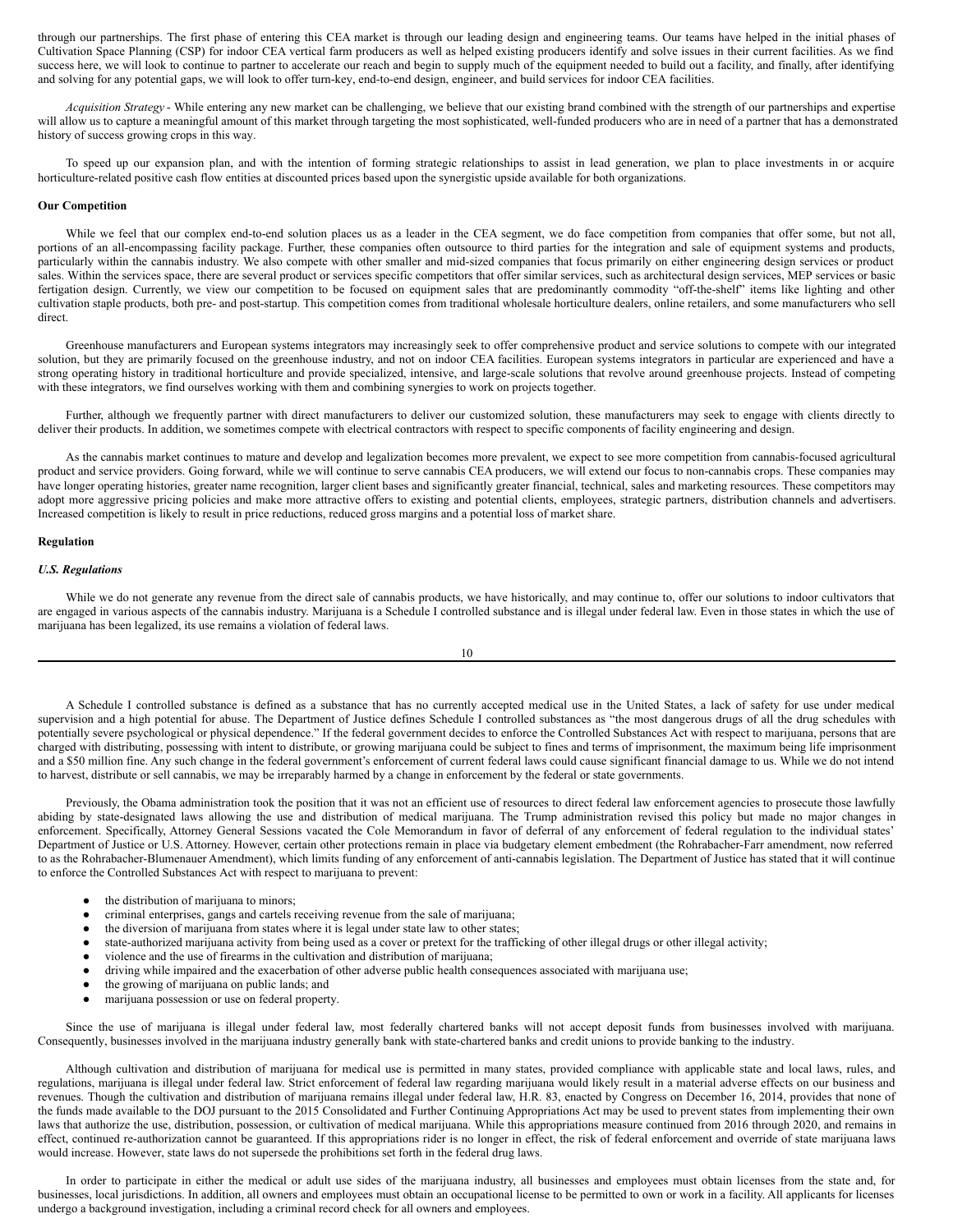through our partnerships. The first phase of entering this CEA market is through our leading design and engineering teams. Our teams have helped in the initial phases of Cultivation Space Planning (CSP) for indoor CEA vertical farm producers as well as helped existing producers identify and solve issues in their current facilities. As we find success here, we will look to continue to partner to accelerate our reach and begin to supply much of the equipment needed to build out a facility, and finally, after identifying and solving for any potential gaps, we will look to offer turn-key, end-to-end design, engineer, and build services for indoor CEA facilities.

*Acquisition Strategy* - While entering any new market can be challenging, we believe that our existing brand combined with the strength of our partnerships and expertise will allow us to capture a meaningful amount of this market through targeting the most sophisticated, well-funded producers who are in need of a partner that has a demonstrated history of success growing crops in this way.

To speed up our expansion plan, and with the intention of forming strategic relationships to assist in lead generation, we plan to place investments in or acquire horticulture-related positive cash flow entities at discounted prices based upon the synergistic upside available for both organizations.

**Our Competition**

While we feel that our complex end-to-end solution places us as a leader in the CEA segment, we do face competition from companies that offer some, but not all, portions of an all-encompassing facility package. Further, these companies often outsource to third parties for the integration and sale of equipment systems and products, particularly within the cannabis industry. We also compete with other smaller and mid-sized companies that focus primarily on either engineering design services or product sales. Within the services space, there are several product or services specific competitors that offer similar services, such as architectural design services, MEP services or basic fertigation design. Currently, we view our competition to be focused on equipment sales that are predominantly commodity "off-the-shelf" items like lighting and other cultivation staple products, both pre- and post-startup. This competition comes from traditional wholesale horticulture dealers, online retailers, and some manufacturers who sell direct.

Greenhouse manufacturers and European systems integrators may increasingly seek to offer comprehensive product and service solutions to compete with our integrated solution, but they are primarily focused on the greenhouse industry, and not on indoor CEA facilities. European systems integrators in particular are experienced and have a strong operating history in traditional horticulture and provide specialized, intensive, and large-scale solutions that revolve around greenhouse projects. Instead of competing with these integrators, we find ourselves working with them and combining synergies to work on projects together.

Further, although we frequently partner with direct manufacturers to deliver our customized solution, these manufacturers may seek to engage with clients directly to deliver their products. In addition, we sometimes compete with electrical contractors with respect to specific components of facility engineering and design.

As the cannabis market continues to mature and develop and legalization becomes more prevalent, we expect to see more competition from cannabis-focused agricultural product and service providers. Going forward, while we will continue to serve cannabis CEA producers, we will extend our focus to non-cannabis crops. These companies may have longer operating histories, greater name recognition, larger client bases and significantly greater financial, technical, sales and marketing resources. These competitors may adopt more aggressive pricing policies and make more attractive offers to existing and potential clients, employees, strategic partners, distribution channels and advertisers. Increased competition is likely to result in price reductions, reduced gross margins and a potential loss of market share.

**Regulation**

***U.S. Regulations***

While we do not generate any revenue from the direct sale of cannabis products, we have historically, and may continue to, offer our solutions to indoor cultivators that are engaged in various aspects of the cannabis industry. Marijuana is a Schedule I controlled substance and is illegal under federal law. Even in those states in which the use of marijuana has been legalized, its use remains a violation of federal laws.

A Schedule I controlled substance is defined as a substance that has no currently accepted medical use in the United States, a lack of safety for use under medical supervision and a high potential for abuse. The Department of Justice defines Schedule I controlled substances as "the most dangerous drugs of all the drug schedules with potentially severe psychological or physical dependence." If the federal government decides to enforce the Controlled Substances Act with respect to marijuana, persons that are charged with distributing, possessing with intent to distribute, or growing marijuana could be subject to fines and terms of imprisonment, the maximum being life imprisonment and a $50 million fine. Any such change in the federal government's enforcement of current federal laws could cause significant financial damage to us. While we do not intend to harvest, distribute or sell cannabis, we may be irreparably harmed by a change in enforcement by the federal or state governments.

Previously, the Obama administration took the position that it was not an efficient use of resources to direct federal law enforcement agencies to prosecute those lawfully abiding by state-designated laws allowing the use and distribution of medical marijuana. The Trump administration revised this policy but made no major changes in enforcement. Specifically, Attorney General Sessions vacated the Cole Memorandum in favor of deferral of any enforcement of federal regulation to the individual states' Department of Justice or U.S. Attorney. However, certain other protections remain in place via budgetary element embedment (the Rohrabacher-Farr amendment, now referred to as the Rohrabacher-Blumenauer Amendment), which limits funding of any enforcement of anti-cannabis legislation. The Department of Justice has stated that it will continue to enforce the Controlled Substances Act with respect to marijuana to prevent:

- the distribution of marijuana to minors;
- criminal enterprises, gangs and cartels receiving revenue from the sale of marijuana;
- the diversion of marijuana from states where it is legal under state law to other states;
- state-authorized marijuana activity from being used as a cover or pretext for the trafficking of other illegal drugs or other illegal activity;
- violence and the use of firearms in the cultivation and distribution of marijuana;
- driving while impaired and the exacerbation of other adverse public health consequences associated with marijuana use;
- the growing of marijuana on public lands; and
- marijuana possession or use on federal property.

Since the use of marijuana is illegal under federal law, most federally chartered banks will not accept deposit funds from businesses involved with marijuana. Consequently, businesses involved in the marijuana industry generally bank with state-chartered banks and credit unions to provide banking to the industry.

Although cultivation and distribution of marijuana for medical use is permitted in many states, provided compliance with applicable state and local laws, rules, and regulations, marijuana is illegal under federal law. Strict enforcement of federal law regarding marijuana would likely result in a material adverse effects on our business and revenues. Though the cultivation and distribution of marijuana remains illegal under federal law, H.R. 83, enacted by Congress on December 16, 2014, provides that none of the funds made available to the DOJ pursuant to the 2015 Consolidated and Further Continuing Appropriations Act may be used to prevent states from implementing their own laws that authorize the use, distribution, possession, or cultivation of medical marijuana. While this appropriations measure continued from 2016 through 2020, and remains in effect, continued re-authorization cannot be guaranteed. If this appropriations rider is no longer in effect, the risk of federal enforcement and override of state marijuana laws would increase. However, state laws do not supersede the prohibitions set forth in the federal drug laws.

In order to participate in either the medical or adult use sides of the marijuana industry, all businesses and employees must obtain licenses from the state and, for businesses, local jurisdictions. In addition, all owners and employees must obtain an occupational license to be permitted to own or work in a facility. All applicants for licenses undergo a background investigation, including a criminal record check for all owners and employees.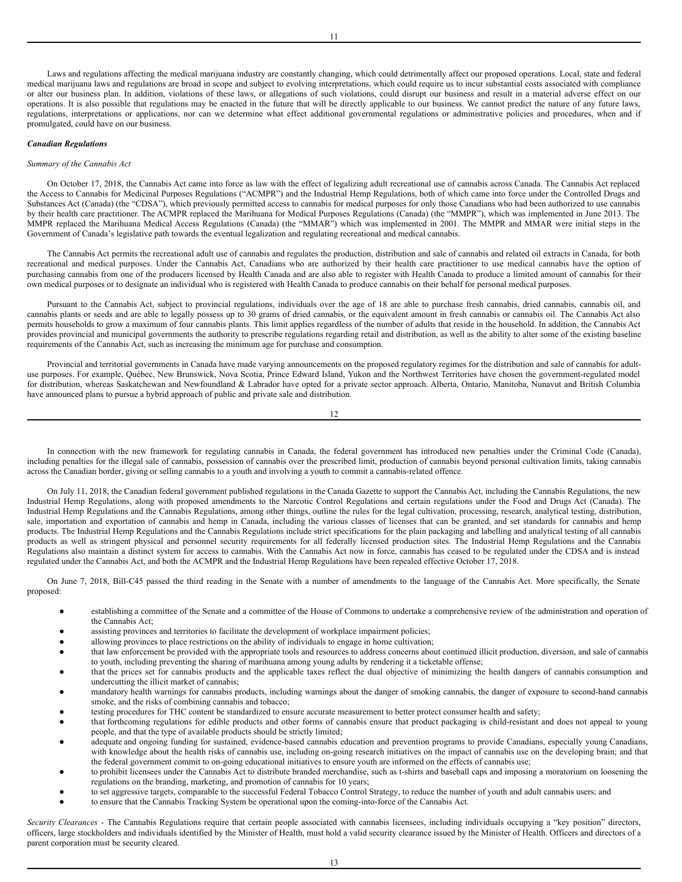Laws and regulations affecting the medical marijuana industry are constantly changing, which could detrimentally affect our proposed operations. Local, state and federal medical marijuana laws and regulations are broad in scope and subject to evolving interpretations, which could require us to incur substantial costs associated with compliance or alter our business plan. In addition, violations of these laws, or allegations of such violations, could disrupt our business and result in a material adverse effect on our operations. It is also possible that regulations may be enacted in the future that will be directly applicable to our business. We cannot predict the nature of any future laws, regulations, interpretations or applications, nor can we determine what effect additional governmental regulations or administrative policies and procedures, when and if promulgated, could have on our business.

***Canadian Regulations***

*Summary of the Cannabis Act*

On October 17, 2018, the Cannabis Act came into force as law with the effect of legalizing adult recreational use of cannabis across Canada. The Cannabis Act replaced the Access to Cannabis for Medicinal Purposes Regulations ("ACMPR") and the Industrial Hemp Regulations, both of which came into force under the Controlled Drugs and Substances Act (Canada) (the "CDSA"), which previously permitted access to cannabis for medical purposes for only those Canadians who had been authorized to use cannabis by their health care practitioner. The ACMPR replaced the Marihuana for Medical Purposes Regulations (Canada) (the "MMPR"), which was implemented in June 2013. The MMPR replaced the Marihuana Medical Access Regulations (Canada) (the "MMAR") which was implemented in 2001. The MMPR and MMAR were initial steps in the Government of Canada's legislative path towards the eventual legalization and regulating recreational and medical cannabis.

The Cannabis Act permits the recreational adult use of cannabis and regulates the production, distribution and sale of cannabis and related oil extracts in Canada, for both recreational and medical purposes. Under the Cannabis Act, Canadians who are authorized by their health care practitioner to use medical cannabis have the option of purchasing cannabis from one of the producers licensed by Health Canada and are also able to register with Health Canada to produce a limited amount of cannabis for their own medical purposes or to designate an individual who is registered with Health Canada to produce cannabis on their behalf for personal medical purposes.

Pursuant to the Cannabis Act, subject to provincial regulations, individuals over the age of 18 are able to purchase fresh cannabis, dried cannabis, cannabis oil, and cannabis plants or seeds and are able to legally possess up to 30 grams of dried cannabis, or the equivalent amount in fresh cannabis or cannabis oil. The Cannabis Act also permits households to grow a maximum of four cannabis plants. This limit applies regardless of the number of adults that reside in the household. In addition, the Cannabis Act provides provincial and municipal governments the authority to prescribe regulations regarding retail and distribution, as well as the ability to alter some of the existing baseline requirements of the Cannabis Act, such as increasing the minimum age for purchase and consumption.

Provincial and territorial governments in Canada have made varying announcements on the proposed regulatory regimes for the distribution and sale of cannabis for adult-use purposes. For example, Québec, New Brunswick, Nova Scotia, Prince Edward Island, Yukon and the Northwest Territories have chosen the government-regulated model for distribution, whereas Saskatchewan and Newfoundland & Labrador have opted for a private sector approach. Alberta, Ontario, Manitoba, Nunavut and British Columbia have announced plans to pursue a hybrid approach of public and private sale and distribution.

In connection with the new framework for regulating cannabis in Canada, the federal government has introduced new penalties under the Criminal Code (Canada), including penalties for the illegal sale of cannabis, possession of cannabis over the prescribed limit, production of cannabis beyond personal cultivation limits, taking cannabis across the Canadian border, giving or selling cannabis to a youth and involving a youth to commit a cannabis-related offence.

On July 11, 2018, the Canadian federal government published regulations in the Canada Gazette to support the Cannabis Act, including the Cannabis Regulations, the new Industrial Hemp Regulations, along with proposed amendments to the Narcotic Control Regulations and certain regulations under the Food and Drugs Act (Canada). The Industrial Hemp Regulations and the Cannabis Regulations, among other things, outline the rules for the legal cultivation, processing, research, analytical testing, distribution, sale, importation and exportation of cannabis and hemp in Canada, including the various classes of licenses that can be granted, and set standards for cannabis and hemp products. The Industrial Hemp Regulations and the Cannabis Regulations include strict specifications for the plain packaging and labelling and analytical testing of all cannabis products as well as stringent physical and personnel security requirements for all federally licensed production sites. The Industrial Hemp Regulations and the Cannabis Regulations also maintain a distinct system for access to cannabis. With the Cannabis Act now in force, cannabis has ceased to be regulated under the CDSA and is instead regulated under the Cannabis Act, and both the ACMPR and the Industrial Hemp Regulations have been repealed effective October 17, 2018.

On June 7, 2018, Bill-C45 passed the third reading in the Senate with a number of amendments to the language of the Cannabis Act. More specifically, the Senate proposed:

- establishing a committee of the Senate and a committee of the House of Commons to undertake a comprehensive review of the administration and operation of the Cannabis Act;
- assisting provinces and territories to facilitate the development of workplace impairment policies;
- allowing provinces to place restrictions on the ability of individuals to engage in home cultivation;
- that law enforcement be provided with the appropriate tools and resources to address concerns about continued illicit production, diversion, and sale of cannabis to youth, including preventing the sharing of marihuana among young adults by rendering it a ticketable offense;
- that the prices set for cannabis products and the applicable taxes reflect the dual objective of minimizing the health dangers of cannabis consumption and undercutting the illicit market of cannabis;
- mandatory health warnings for cannabis products, including warnings about the danger of smoking cannabis, the danger of exposure to second-hand cannabis smoke, and the risks of combining cannabis and tobacco;
- testing procedures for THC content be standardized to ensure accurate measurement to better protect consumer health and safety;
- that forthcoming regulations for edible products and other forms of cannabis ensure that product packaging is child-resistant and does not appeal to young people, and that the type of available products should be strictly limited;
- adequate and ongoing funding for sustained, evidence-based cannabis education and prevention programs to provide Canadians, especially young Canadians, with knowledge about the health risks of cannabis use, including on-going research initiatives on the impact of cannabis use on the developing brain; and that the federal government commit to on-going educational initiatives to ensure youth are informed on the effects of cannabis use;
- to prohibit licensees under the Cannabis Act to distribute branded merchandise, such as t-shirts and baseball caps and imposing a moratorium on loosening the regulations on the branding, marketing, and promotion of cannabis for 10 years;
- to set aggressive targets, comparable to the successful Federal Tobacco Control Strategy, to reduce the number of youth and adult cannabis users; and
- to ensure that the Cannabis Tracking System be operational upon the coming-into-force of the Cannabis Act.

*Security Clearances* - The Cannabis Regulations require that certain people associated with cannabis licensees, including individuals occupying a "key position" directors, officers, large stockholders and individuals identified by the Minister of Health, must hold a valid security clearance issued by the Minister of Health. Officers and directors of a parent corporation must be security cleared.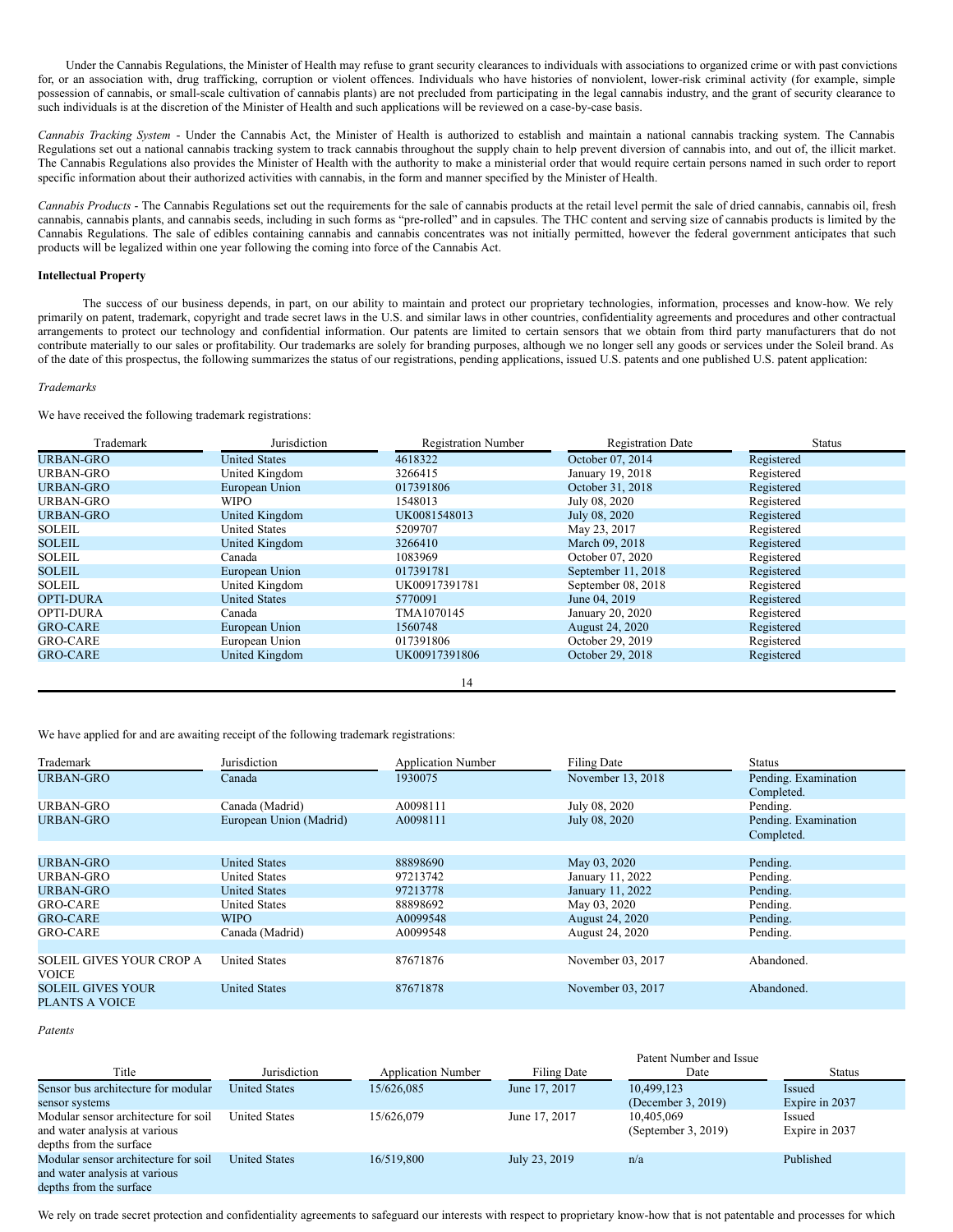Under the Cannabis Regulations, the Minister of Health may refuse to grant security clearances to individuals with associations to organized crime or with past convictions for, or an association with, drug trafficking, corruption or violent offences. Individuals who have histories of nonviolent, lower-risk criminal activity (for example, simple possession of cannabis, or small-scale cultivation of cannabis plants) are not precluded from participating in the legal cannabis industry, and the grant of security clearance to such individuals is at the discretion of the Minister of Health and such applications will be reviewed on a case-by-case basis.

*Cannabis Tracking System* - Under the Cannabis Act, the Minister of Health is authorized to establish and maintain a national cannabis tracking system. The Cannabis Regulations set out a national cannabis tracking system to track cannabis throughout the supply chain to help prevent diversion of cannabis into, and out of, the illicit market. The Cannabis Regulations also provides the Minister of Health with the authority to make a ministerial order that would require certain persons named in such order to report specific information about their authorized activities with cannabis, in the form and manner specified by the Minister of Health.

*Cannabis Products* - The Cannabis Regulations set out the requirements for the sale of cannabis products at the retail level permit the sale of dried cannabis, cannabis oil, fresh cannabis, cannabis plants, and cannabis seeds, including in such forms as "pre-rolled" and in capsules. The THC content and serving size of cannabis products is limited by the Cannabis Regulations. The sale of edibles containing cannabis and cannabis concentrates was not initially permitted, however the federal government anticipates that such products will be legalized within one year following the coming into force of the Cannabis Act.

**Intellectual Property**

The success of our business depends, in part, on our ability to maintain and protect our proprietary technologies, information, processes and know-how. We rely primarily on patent, trademark, copyright and trade secret laws in the U.S. and similar laws in other countries, confidentiality agreements and procedures and other contractual arrangements to protect our technology and confidential information. Our patents are limited to certain sensors that we obtain from third party manufacturers that do not contribute materially to our sales or profitability. Our trademarks are solely for branding purposes, although we no longer sell any goods or services under the Soleil brand. As of the date of this prospectus, the following summarizes the status of our registrations, pending applications, issued U.S. patents and one published U.S. patent application:

*Trademarks*

We have received the following trademark registrations:

| Trademark | Jurisdiction | Registration Number | Registration Date | Status |
|---|---|---|---|---|
| URBAN-GRO | United States | 4618322 | October 07, 2014 | Registered |
| URBAN-GRO | United Kingdom | 3266415 | January 19, 2018 | Registered |
| URBAN-GRO | European Union | 017391806 | October 31, 2018 | Registered |
| URBAN-GRO | WIPO | 1548013 | July 08, 2020 | Registered |
| URBAN-GRO | United Kingdom | UK0081548013 | July 08, 2020 | Registered |
| SOLEIL | United States | 5209707 | May 23, 2017 | Registered |
| SOLEIL | United Kingdom | 3266410 | March 09, 2018 | Registered |
| SOLEIL | Canada | 1083969 | October 07, 2020 | Registered |
| SOLEIL | European Union | 017391781 | September 11, 2018 | Registered |
| SOLEIL | United Kingdom | UK00917391781 | September 08, 2018 | Registered |
| OPTI-DURA | United States | 5770091 | June 04, 2019 | Registered |
| OPTI-DURA | Canada | TMA1070145 | January 20, 2020 | Registered |
| GRO-CARE | European Union | 1560748 | August 24, 2020 | Registered |
| GRO-CARE | European Union | 017391806 | October 29, 2019 | Registered |
| GRO-CARE | United Kingdom | UK00917391806 | October 29, 2018 | Registered |

We have applied for and are awaiting receipt of the following trademark registrations:

| Trademark | Jurisdiction | Application Number | Filing Date | Status |
|---|---|---|---|---|
| URBAN-GRO | Canada | 1930075 | November 13, 2018 | Pending. Examination Completed. |
| URBAN-GRO | Canada (Madrid) | A0098111 | July 08, 2020 | Pending. |
| URBAN-GRO | European Union (Madrid) | A0098111 | July 08, 2020 | Pending. Examination Completed. |
| URBAN-GRO | United States | 88898690 | May 03, 2020 | Pending. |
| URBAN-GRO | United States | 97213742 | January 11, 2022 | Pending. |
| URBAN-GRO | United States | 97213778 | January 11, 2022 | Pending. |
| GRO-CARE | United States | 88898692 | May 03, 2020 | Pending. |
| GRO-CARE | WIPO | A0099548 | August 24, 2020 | Pending. |
| GRO-CARE | Canada (Madrid) | A0099548 | August 24, 2020 | Pending. |
| SOLEIL GIVES YOUR CROP A VOICE | United States | 87671876 | November 03, 2017 | Abandoned. |
| SOLEIL GIVES YOUR PLANTS A VOICE | United States | 87671878 | November 03, 2017 | Abandoned. |

*Patents*

| Title | Jurisdiction | Application Number | Filing Date | Patent Number and Issue Date | Status |
|---|---|---|---|---|---|
| Sensor bus architecture for modular sensor systems | United States | 15/626,085 | June 17, 2017 | 10,499,123 (December 3, 2019) | Issued Expire in 2037 |
| Modular sensor architecture for soil and water analysis at various depths from the surface | United States | 15/626,079 | June 17, 2017 | 10,405,069 (September 3, 2019) | Issued Expire in 2037 |
| Modular sensor architecture for soil and water analysis at various depths from the surface | United States | 16/519,800 | July 23, 2019 | n/a | Published |

We rely on trade secret protection and confidentiality agreements to safeguard our interests with respect to proprietary know-how that is not patentable and processes for which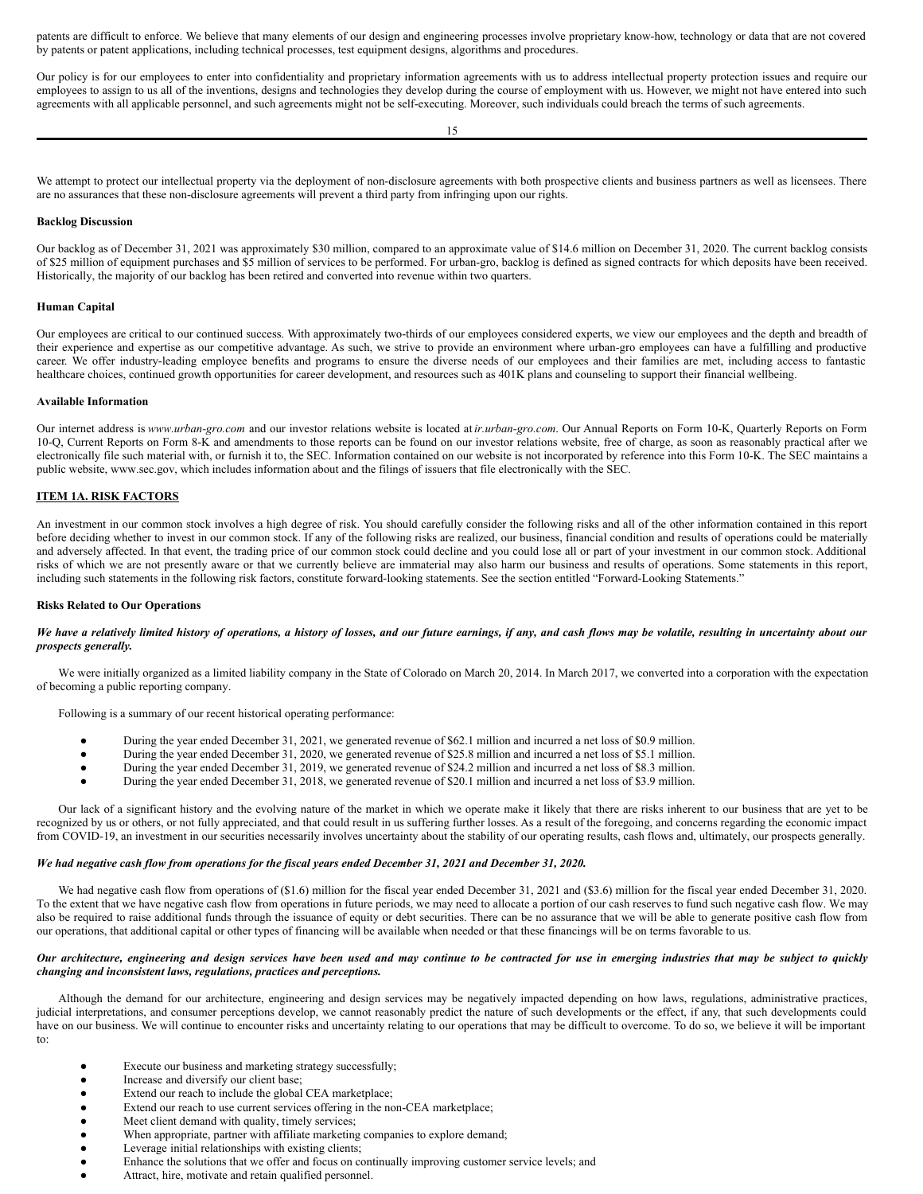patents are difficult to enforce. We believe that many elements of our design and engineering processes involve proprietary know-how, technology or data that are not covered by patents or patent applications, including technical processes, test equipment designs, algorithms and procedures.

Our policy is for our employees to enter into confidentiality and proprietary information agreements with us to address intellectual property protection issues and require our employees to assign to us all of the inventions, designs and technologies they develop during the course of employment with us. However, we might not have entered into such agreements with all applicable personnel, and such agreements might not be self-executing. Moreover, such individuals could breach the terms of such agreements.

We attempt to protect our intellectual property via the deployment of non-disclosure agreements with both prospective clients and business partners as well as licensees. There are no assurances that these non-disclosure agreements will prevent a third party from infringing upon our rights.

**Backlog Discussion**

Our backlog as of December 31, 2021 was approximately $30 million, compared to an approximate value of $14.6 million on December 31, 2020. The current backlog consists of $25 million of equipment purchases and $5 million of services to be performed. For urban-gro, backlog is defined as signed contracts for which deposits have been received. Historically, the majority of our backlog has been retired and converted into revenue within two quarters.

**Human Capital**

Our employees are critical to our continued success. With approximately two-thirds of our employees considered experts, we view our employees and the depth and breadth of their experience and expertise as our competitive advantage. As such, we strive to provide an environment where urban-gro employees can have a fulfilling and productive career. We offer industry-leading employee benefits and programs to ensure the diverse needs of our employees and their families are met, including access to fantastic healthcare choices, continued growth opportunities for career development, and resources such as 401K plans and counseling to support their financial wellbeing.

**Available Information**

Our internet address is *www.urban-gro.com* and our investor relations website is located at *ir.urban-gro.com*. Our Annual Reports on Form 10-K, Quarterly Reports on Form 10-Q, Current Reports on Form 8-K and amendments to those reports can be found on our investor relations website, free of charge, as soon as reasonably practical after we electronically file such material with, or furnish it to, the SEC. Information contained on our website is not incorporated by reference into this Form 10-K. The SEC maintains a public website, www.sec.gov, which includes information about and the filings of issuers that file electronically with the SEC.

## ITEM 1A. RISK FACTORS

An investment in our common stock involves a high degree of risk. You should carefully consider the following risks and all of the other information contained in this report before deciding whether to invest in our common stock. If any of the following risks are realized, our business, financial condition and results of operations could be materially and adversely affected. In that event, the trading price of our common stock could decline and you could lose all or part of your investment in our common stock. Additional risks of which we are not presently aware or that we currently believe are immaterial may also harm our business and results of operations. Some statements in this report, including such statements in the following risk factors, constitute forward-looking statements. See the section entitled "Forward-Looking Statements."

**Risks Related to Our Operations**

***We have a relatively limited history of operations, a history of losses, and our future earnings, if any, and cash flows may be volatile, resulting in uncertainty about our prospects generally.***

We were initially organized as a limited liability company in the State of Colorado on March 20, 2014. In March 2017, we converted into a corporation with the expectation of becoming a public reporting company.

Following is a summary of our recent historical operating performance:

- During the year ended December 31, 2021, we generated revenue of $62.1 million and incurred a net loss of $0.9 million.
- During the year ended December 31, 2020, we generated revenue of $25.8 million and incurred a net loss of $5.1 million.
- During the year ended December 31, 2019, we generated revenue of $24.2 million and incurred a net loss of $8.3 million.
- During the year ended December 31, 2018, we generated revenue of $20.1 million and incurred a net loss of $3.9 million.

Our lack of a significant history and the evolving nature of the market in which we operate make it likely that there are risks inherent to our business that are yet to be recognized by us or others, or not fully appreciated, and that could result in us suffering further losses. As a result of the foregoing, and concerns regarding the economic impact from COVID-19, an investment in our securities necessarily involves uncertainty about the stability of our operating results, cash flows and, ultimately, our prospects generally.

***We had negative cash flow from operations for the fiscal years ended December 31, 2021 and December 31, 2020.***

We had negative cash flow from operations of ($1.6) million for the fiscal year ended December 31, 2021 and ($3.6) million for the fiscal year ended December 31, 2020. To the extent that we have negative cash flow from operations in future periods, we may need to allocate a portion of our cash reserves to fund such negative cash flow. We may also be required to raise additional funds through the issuance of equity or debt securities. There can be no assurance that we will be able to generate positive cash flow from our operations, that additional capital or other types of financing will be available when needed or that these financings will be on terms favorable to us.

***Our architecture, engineering and design services have been used and may continue to be contracted for use in emerging industries that may be subject to quickly changing and inconsistent laws, regulations, practices and perceptions.***

Although the demand for our architecture, engineering and design services may be negatively impacted depending on how laws, regulations, administrative practices, judicial interpretations, and consumer perceptions develop, we cannot reasonably predict the nature of such developments or the effect, if any, that such developments could have on our business. We will continue to encounter risks and uncertainty relating to our operations that may be difficult to overcome. To do so, we believe it will be important to:

- Execute our business and marketing strategy successfully;
- Increase and diversify our client base;
- Extend our reach to include the global CEA marketplace;
- Extend our reach to use current services offering in the non-CEA marketplace;
- Meet client demand with quality, timely services;
- When appropriate, partner with affiliate marketing companies to explore demand;
- Leverage initial relationships with existing clients;
- Enhance the solutions that we offer and focus on continually improving customer service levels; and
- Attract, hire, motivate and retain qualified personnel.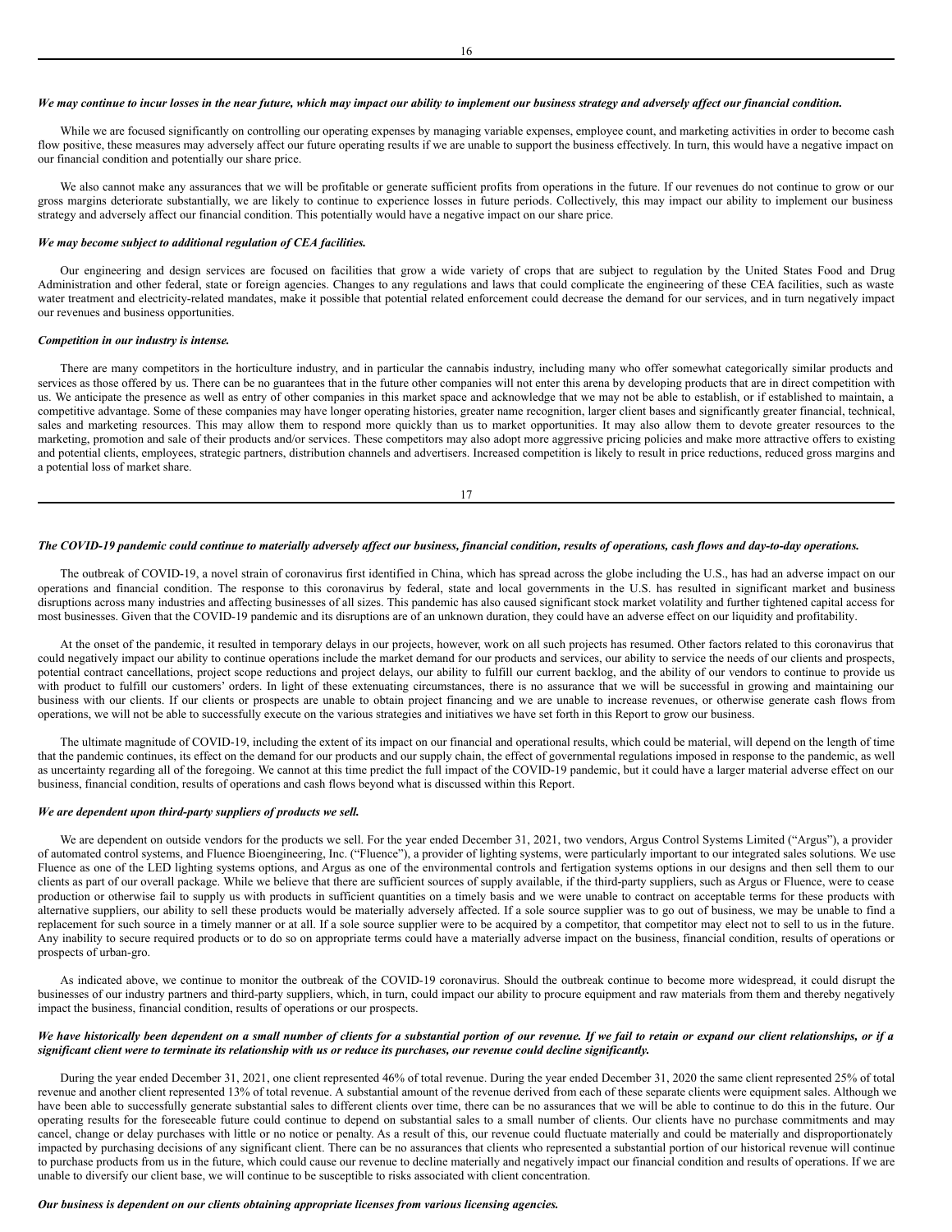***We may continue to incur losses in the near future, which may impact our ability to implement our business strategy and adversely affect our financial condition.***

While we are focused significantly on controlling our operating expenses by managing variable expenses, employee count, and marketing activities in order to become cash flow positive, these measures may adversely affect our future operating results if we are unable to support the business effectively. In turn, this would have a negative impact on our financial condition and potentially our share price.

We also cannot make any assurances that we will be profitable or generate sufficient profits from operations in the future. If our revenues do not continue to grow or our gross margins deteriorate substantially, we are likely to continue to experience losses in future periods. Collectively, this may impact our ability to implement our business strategy and adversely affect our financial condition. This potentially would have a negative impact on our share price.

***We may become subject to additional regulation of CEA facilities.***

Our engineering and design services are focused on facilities that grow a wide variety of crops that are subject to regulation by the United States Food and Drug Administration and other federal, state or foreign agencies. Changes to any regulations and laws that could complicate the engineering of these CEA facilities, such as waste water treatment and electricity-related mandates, make it possible that potential related enforcement could decrease the demand for our services, and in turn negatively impact our revenues and business opportunities.

***Competition in our industry is intense.***

There are many competitors in the horticulture industry, and in particular the cannabis industry, including many who offer somewhat categorically similar products and services as those offered by us. There can be no guarantees that in the future other companies will not enter this arena by developing products that are in direct competition with us. We anticipate the presence as well as entry of other companies in this market space and acknowledge that we may not be able to establish, or if established to maintain, a competitive advantage. Some of these companies may have longer operating histories, greater name recognition, larger client bases and significantly greater financial, technical, sales and marketing resources. This may allow them to respond more quickly than us to market opportunities. It may also allow them to devote greater resources to the marketing, promotion and sale of their products and/or services. These competitors may also adopt more aggressive pricing policies and make more attractive offers to existing and potential clients, employees, strategic partners, distribution channels and advertisers. Increased competition is likely to result in price reductions, reduced gross margins and a potential loss of market share.

***The COVID-19 pandemic could continue to materially adversely affect our business, financial condition, results of operations, cash flows and day-to-day operations.***

The outbreak of COVID-19, a novel strain of coronavirus first identified in China, which has spread across the globe including the U.S., has had an adverse impact on our operations and financial condition. The response to this coronavirus by federal, state and local governments in the U.S. has resulted in significant market and business disruptions across many industries and affecting businesses of all sizes. This pandemic has also caused significant stock market volatility and further tightened capital access for most businesses. Given that the COVID-19 pandemic and its disruptions are of an unknown duration, they could have an adverse effect on our liquidity and profitability.

At the onset of the pandemic, it resulted in temporary delays in our projects, however, work on all such projects has resumed. Other factors related to this coronavirus that could negatively impact our ability to continue operations include the market demand for our products and services, our ability to service the needs of our clients and prospects, potential contract cancellations, project scope reductions and project delays, our ability to fulfill our current backlog, and the ability of our vendors to continue to provide us with product to fulfill our customers' orders. In light of these extenuating circumstances, there is no assurance that we will be successful in growing and maintaining our business with our clients. If our clients or prospects are unable to obtain project financing and we are unable to increase revenues, or otherwise generate cash flows from operations, we will not be able to successfully execute on the various strategies and initiatives we have set forth in this Report to grow our business.

The ultimate magnitude of COVID-19, including the extent of its impact on our financial and operational results, which could be material, will depend on the length of time that the pandemic continues, its effect on the demand for our products and our supply chain, the effect of governmental regulations imposed in response to the pandemic, as well as uncertainty regarding all of the foregoing. We cannot at this time predict the full impact of the COVID-19 pandemic, but it could have a larger material adverse effect on our business, financial condition, results of operations and cash flows beyond what is discussed within this Report.

***We are dependent upon third-party suppliers of products we sell.***

We are dependent on outside vendors for the products we sell. For the year ended December 31, 2021, two vendors, Argus Control Systems Limited ("Argus"), a provider of automated control systems, and Fluence Bioengineering, Inc. ("Fluence"), a provider of lighting systems, were particularly important to our integrated sales solutions. We use Fluence as one of the LED lighting systems options, and Argus as one of the environmental controls and fertigation systems options in our designs and then sell them to our clients as part of our overall package. While we believe that there are sufficient sources of supply available, if the third-party suppliers, such as Argus or Fluence, were to cease production or otherwise fail to supply us with products in sufficient quantities on a timely basis and we were unable to contract on acceptable terms for these products with alternative suppliers, our ability to sell these products would be materially adversely affected. If a sole source supplier was to go out of business, we may be unable to find a replacement for such source in a timely manner or at all. If a sole source supplier were to be acquired by a competitor, that competitor may elect not to sell to us in the future. Any inability to secure required products or to do so on appropriate terms could have a materially adverse impact on the business, financial condition, results of operations or prospects of urban-gro.

As indicated above, we continue to monitor the outbreak of the COVID-19 coronavirus. Should the outbreak continue to become more widespread, it could disrupt the businesses of our industry partners and third-party suppliers, which, in turn, could impact our ability to procure equipment and raw materials from them and thereby negatively impact the business, financial condition, results of operations or our prospects.

***We have historically been dependent on a small number of clients for a substantial portion of our revenue. If we fail to retain or expand our client relationships, or if a significant client were to terminate its relationship with us or reduce its purchases, our revenue could decline significantly.***

During the year ended December 31, 2021, one client represented 46% of total revenue. During the year ended December 31, 2020 the same client represented 25% of total revenue and another client represented 13% of total revenue. A substantial amount of the revenue derived from each of these separate clients were equipment sales. Although we have been able to successfully generate substantial sales to different clients over time, there can be no assurances that we will be able to continue to do this in the future. Our operating results for the foreseeable future could continue to depend on substantial sales to a small number of clients. Our clients have no purchase commitments and may cancel, change or delay purchases with little or no notice or penalty. As a result of this, our revenue could fluctuate materially and could be materially and disproportionately impacted by purchasing decisions of any significant client. There can be no assurances that clients who represented a substantial portion of our historical revenue will continue to purchase products from us in the future, which could cause our revenue to decline materially and negatively impact our financial condition and results of operations. If we are unable to diversify our client base, we will continue to be susceptible to risks associated with client concentration.

***Our business is dependent on our clients obtaining appropriate licenses from various licensing agencies.***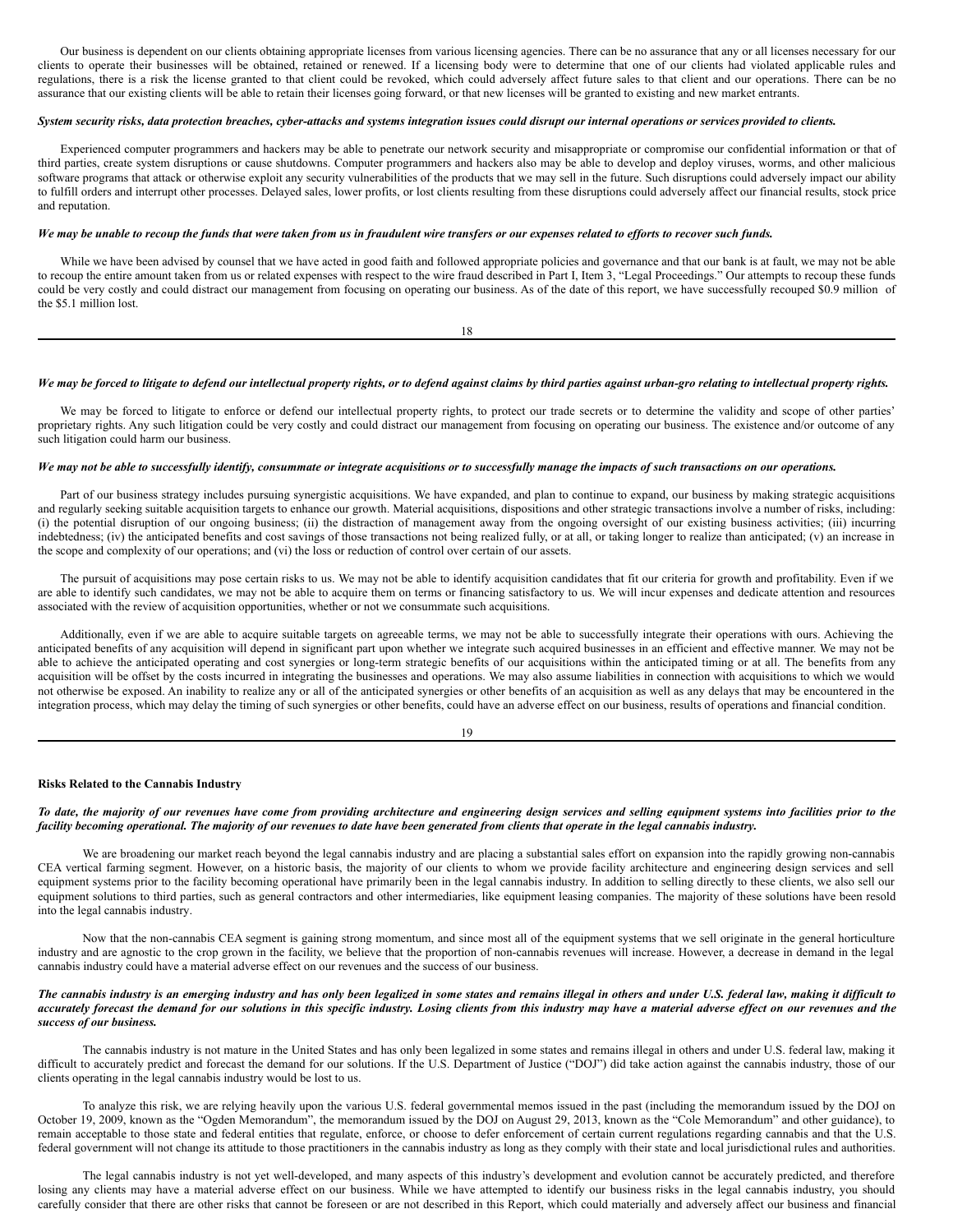Our business is dependent on our clients obtaining appropriate licenses from various licensing agencies. There can be no assurance that any or all licenses necessary for our clients to operate their businesses will be obtained, retained or renewed. If a licensing body were to determine that one of our clients had violated applicable rules and regulations, there is a risk the license granted to that client could be revoked, which could adversely affect future sales to that client and our operations. There can be no assurance that our existing clients will be able to retain their licenses going forward, or that new licenses will be granted to existing and new market entrants.

***System security risks, data protection breaches, cyber-attacks and systems integration issues could disrupt our internal operations or services provided to clients.***

Experienced computer programmers and hackers may be able to penetrate our network security and misappropriate or compromise our confidential information or that of third parties, create system disruptions or cause shutdowns. Computer programmers and hackers also may be able to develop and deploy viruses, worms, and other malicious software programs that attack or otherwise exploit any security vulnerabilities of the products that we may sell in the future. Such disruptions could adversely impact our ability to fulfill orders and interrupt other processes. Delayed sales, lower profits, or lost clients resulting from these disruptions could adversely affect our financial results, stock price and reputation.

***We may be unable to recoup the funds that were taken from us in fraudulent wire transfers or our expenses related to efforts to recover such funds.***

While we have been advised by counsel that we have acted in good faith and followed appropriate policies and governance and that our bank is at fault, we may not be able to recoup the entire amount taken from us or related expenses with respect to the wire fraud described in Part I, Item 3, "Legal Proceedings." Our attempts to recoup these funds could be very costly and could distract our management from focusing on operating our business. As of the date of this report, we have successfully recouped $0.9 million of the $5.1 million lost.

***We may be forced to litigate to defend our intellectual property rights, or to defend against claims by third parties against urban-gro relating to intellectual property rights.***

We may be forced to litigate to enforce or defend our intellectual property rights, to protect our trade secrets or to determine the validity and scope of other parties' proprietary rights. Any such litigation could be very costly and could distract our management from focusing on operating our business. The existence and/or outcome of any such litigation could harm our business.

***We may not be able to successfully identify, consummate or integrate acquisitions or to successfully manage the impacts of such transactions on our operations.***

Part of our business strategy includes pursuing synergistic acquisitions. We have expanded, and plan to continue to expand, our business by making strategic acquisitions and regularly seeking suitable acquisition targets to enhance our growth. Material acquisitions, dispositions and other strategic transactions involve a number of risks, including: (i) the potential disruption of our ongoing business; (ii) the distraction of management away from the ongoing oversight of our existing business activities; (iii) incurring indebtedness; (iv) the anticipated benefits and cost savings of those transactions not being realized fully, or at all, or taking longer to realize than anticipated; (v) an increase in the scope and complexity of our operations; and (vi) the loss or reduction of control over certain of our assets.

The pursuit of acquisitions may pose certain risks to us. We may not be able to identify acquisition candidates that fit our criteria for growth and profitability. Even if we are able to identify such candidates, we may not be able to acquire them on terms or financing satisfactory to us. We will incur expenses and dedicate attention and resources associated with the review of acquisition opportunities, whether or not we consummate such acquisitions.

Additionally, even if we are able to acquire suitable targets on agreeable terms, we may not be able to successfully integrate their operations with ours. Achieving the anticipated benefits of any acquisition will depend in significant part upon whether we integrate such acquired businesses in an efficient and effective manner. We may not be able to achieve the anticipated operating and cost synergies or long-term strategic benefits of our acquisitions within the anticipated timing or at all. The benefits from any acquisition will be offset by the costs incurred in integrating the businesses and operations. We may also assume liabilities in connection with acquisitions to which we would not otherwise be exposed. An inability to realize any or all of the anticipated synergies or other benefits of an acquisition as well as any delays that may be encountered in the integration process, which may delay the timing of such synergies or other benefits, could have an adverse effect on our business, results of operations and financial condition.

**Risks Related to the Cannabis Industry**

***To date, the majority of our revenues have come from providing architecture and engineering design services and selling equipment systems into facilities prior to the facility becoming operational. The majority of our revenues to date have been generated from clients that operate in the legal cannabis industry.***

We are broadening our market reach beyond the legal cannabis industry and are placing a substantial sales effort on expansion into the rapidly growing non-cannabis CEA vertical farming segment. However, on a historic basis, the majority of our clients to whom we provide facility architecture and engineering design services and sell equipment systems prior to the facility becoming operational have primarily been in the legal cannabis industry. In addition to selling directly to these clients, we also sell our equipment solutions to third parties, such as general contractors and other intermediaries, like equipment leasing companies. The majority of these solutions have been resold into the legal cannabis industry.

Now that the non-cannabis CEA segment is gaining strong momentum, and since most all of the equipment systems that we sell originate in the general horticulture industry and are agnostic to the crop grown in the facility, we believe that the proportion of non-cannabis revenues will increase. However, a decrease in demand in the legal cannabis industry could have a material adverse effect on our revenues and the success of our business.

***The cannabis industry is an emerging industry and has only been legalized in some states and remains illegal in others and under U.S. federal law, making it difficult to accurately forecast the demand for our solutions in this specific industry. Losing clients from this industry may have a material adverse effect on our revenues and the success of our business.***

The cannabis industry is not mature in the United States and has only been legalized in some states and remains illegal in others and under U.S. federal law, making it difficult to accurately predict and forecast the demand for our solutions. If the U.S. Department of Justice ("DOJ") did take action against the cannabis industry, those of our clients operating in the legal cannabis industry would be lost to us.

To analyze this risk, we are relying heavily upon the various U.S. federal governmental memos issued in the past (including the memorandum issued by the DOJ on October 19, 2009, known as the "Ogden Memorandum", the memorandum issued by the DOJ on August 29, 2013, known as the "Cole Memorandum" and other guidance), to remain acceptable to those state and federal entities that regulate, enforce, or choose to defer enforcement of certain current regulations regarding cannabis and that the U.S. federal government will not change its attitude to those practitioners in the cannabis industry as long as they comply with their state and local jurisdictional rules and authorities.

The legal cannabis industry is not yet well-developed, and many aspects of this industry's development and evolution cannot be accurately predicted, and therefore losing any clients may have a material adverse effect on our business. While we have attempted to identify our business risks in the legal cannabis industry, you should carefully consider that there are other risks that cannot be foreseen or are not described in this Report, which could materially and adversely affect our business and financial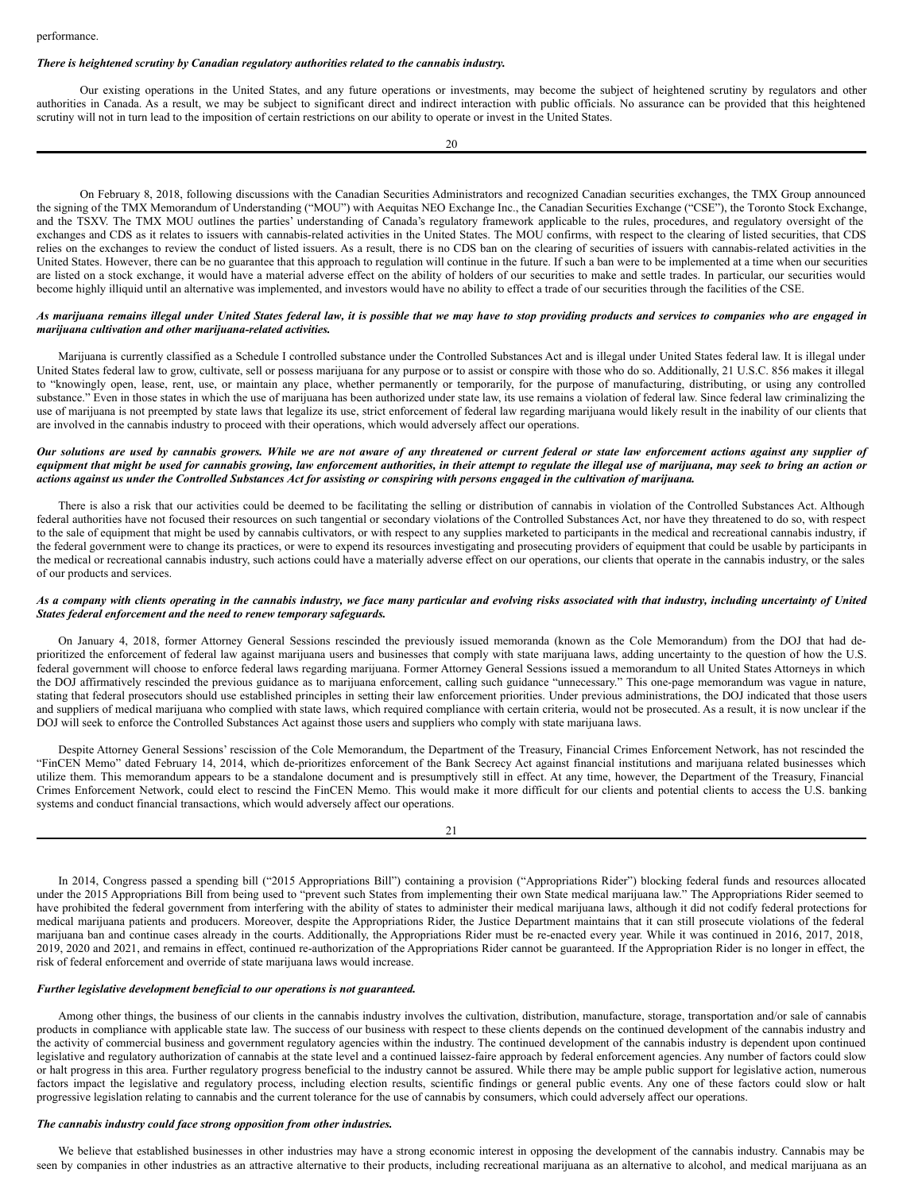performance.

***There is heightened scrutiny by Canadian regulatory authorities related to the cannabis industry.***

Our existing operations in the United States, and any future operations or investments, may become the subject of heightened scrutiny by regulators and other authorities in Canada. As a result, we may be subject to significant direct and indirect interaction with public officials. No assurance can be provided that this heightened scrutiny will not in turn lead to the imposition of certain restrictions on our ability to operate or invest in the United States.

On February 8, 2018, following discussions with the Canadian Securities Administrators and recognized Canadian securities exchanges, the TMX Group announced the signing of the TMX Memorandum of Understanding ("MOU") with Aequitas NEO Exchange Inc., the Canadian Securities Exchange ("CSE"), the Toronto Stock Exchange, and the TSXV. The TMX MOU outlines the parties' understanding of Canada's regulatory framework applicable to the rules, procedures, and regulatory oversight of the exchanges and CDS as it relates to issuers with cannabis-related activities in the United States. The MOU confirms, with respect to the clearing of listed securities, that CDS relies on the exchanges to review the conduct of listed issuers. As a result, there is no CDS ban on the clearing of securities of issuers with cannabis-related activities in the United States. However, there can be no guarantee that this approach to regulation will continue in the future. If such a ban were to be implemented at a time when our securities are listed on a stock exchange, it would have a material adverse effect on the ability of holders of our securities to make and settle trades. In particular, our securities would become highly illiquid until an alternative was implemented, and investors would have no ability to effect a trade of our securities through the facilities of the CSE.

***As marijuana remains illegal under United States federal law, it is possible that we may have to stop providing products and services to companies who are engaged in marijuana cultivation and other marijuana-related activities.***

Marijuana is currently classified as a Schedule I controlled substance under the Controlled Substances Act and is illegal under United States federal law. It is illegal under United States federal law to grow, cultivate, sell or possess marijuana for any purpose or to assist or conspire with those who do so. Additionally, 21 U.S.C. 856 makes it illegal to "knowingly open, lease, rent, use, or maintain any place, whether permanently or temporarily, for the purpose of manufacturing, distributing, or using any controlled substance." Even in those states in which the use of marijuana has been authorized under state law, its use remains a violation of federal law. Since federal law criminalizing the use of marijuana is not preempted by state laws that legalize its use, strict enforcement of federal law regarding marijuana would likely result in the inability of our clients that are involved in the cannabis industry to proceed with their operations, which would adversely affect our operations.

***Our solutions are used by cannabis growers. While we are not aware of any threatened or current federal or state law enforcement actions against any supplier of equipment that might be used for cannabis growing, law enforcement authorities, in their attempt to regulate the illegal use of marijuana, may seek to bring an action or actions against us under the Controlled Substances Act for assisting or conspiring with persons engaged in the cultivation of marijuana.***

There is also a risk that our activities could be deemed to be facilitating the selling or distribution of cannabis in violation of the Controlled Substances Act. Although federal authorities have not focused their resources on such tangential or secondary violations of the Controlled Substances Act, nor have they threatened to do so, with respect to the sale of equipment that might be used by cannabis cultivators, or with respect to any supplies marketed to participants in the medical and recreational cannabis industry, if the federal government were to change its practices, or were to expend its resources investigating and prosecuting providers of equipment that could be usable by participants in the medical or recreational cannabis industry, such actions could have a materially adverse effect on our operations, our clients that operate in the cannabis industry, or the sales of our products and services.

***As a company with clients operating in the cannabis industry, we face many particular and evolving risks associated with that industry, including uncertainty of United States federal enforcement and the need to renew temporary safeguards.***

On January 4, 2018, former Attorney General Sessions rescinded the previously issued memoranda (known as the Cole Memorandum) from the DOJ that had de-prioritized the enforcement of federal law against marijuana users and businesses that comply with state marijuana laws, adding uncertainty to the question of how the U.S. federal government will choose to enforce federal laws regarding marijuana. Former Attorney General Sessions issued a memorandum to all United States Attorneys in which the DOJ affirmatively rescinded the previous guidance as to marijuana enforcement, calling such guidance "unnecessary." This one-page memorandum was vague in nature, stating that federal prosecutors should use established principles in setting their law enforcement priorities. Under previous administrations, the DOJ indicated that those users and suppliers of medical marijuana who complied with state laws, which required compliance with certain criteria, would not be prosecuted. As a result, it is now unclear if the DOJ will seek to enforce the Controlled Substances Act against those users and suppliers who comply with state marijuana laws.

Despite Attorney General Sessions' rescission of the Cole Memorandum, the Department of the Treasury, Financial Crimes Enforcement Network, has not rescinded the "FinCEN Memo" dated February 14, 2014, which de-prioritizes enforcement of the Bank Secrecy Act against financial institutions and marijuana related businesses which utilize them. This memorandum appears to be a standalone document and is presumptively still in effect. At any time, however, the Department of the Treasury, Financial Crimes Enforcement Network, could elect to rescind the FinCEN Memo. This would make it more difficult for our clients and potential clients to access the U.S. banking systems and conduct financial transactions, which would adversely affect our operations.

In 2014, Congress passed a spending bill ("2015 Appropriations Bill") containing a provision ("Appropriations Rider") blocking federal funds and resources allocated under the 2015 Appropriations Bill from being used to "prevent such States from implementing their own State medical marijuana law." The Appropriations Rider seemed to have prohibited the federal government from interfering with the ability of states to administer their medical marijuana laws, although it did not codify federal protections for medical marijuana patients and producers. Moreover, despite the Appropriations Rider, the Justice Department maintains that it can still prosecute violations of the federal marijuana ban and continue cases already in the courts. Additionally, the Appropriations Rider must be re-enacted every year. While it was continued in 2016, 2017, 2018, 2019, 2020 and 2021, and remains in effect, continued re-authorization of the Appropriations Rider cannot be guaranteed. If the Appropriation Rider is no longer in effect, the risk of federal enforcement and override of state marijuana laws would increase.

***Further legislative development beneficial to our operations is not guaranteed.***

Among other things, the business of our clients in the cannabis industry involves the cultivation, distribution, manufacture, storage, transportation and/or sale of cannabis products in compliance with applicable state law. The success of our business with respect to these clients depends on the continued development of the cannabis industry and the activity of commercial business and government regulatory agencies within the industry. The continued development of the cannabis industry is dependent upon continued legislative and regulatory authorization of cannabis at the state level and a continued laissez-faire approach by federal enforcement agencies. Any number of factors could slow or halt progress in this area. Further regulatory progress beneficial to the industry cannot be assured. While there may be ample public support for legislative action, numerous factors impact the legislative and regulatory process, including election results, scientific findings or general public events. Any one of these factors could slow or halt progressive legislation relating to cannabis and the current tolerance for the use of cannabis by consumers, which could adversely affect our operations.

***The cannabis industry could face strong opposition from other industries.***

We believe that established businesses in other industries may have a strong economic interest in opposing the development of the cannabis industry. Cannabis may be seen by companies in other industries as an attractive alternative to their products, including recreational marijuana as an alternative to alcohol, and medical marijuana as an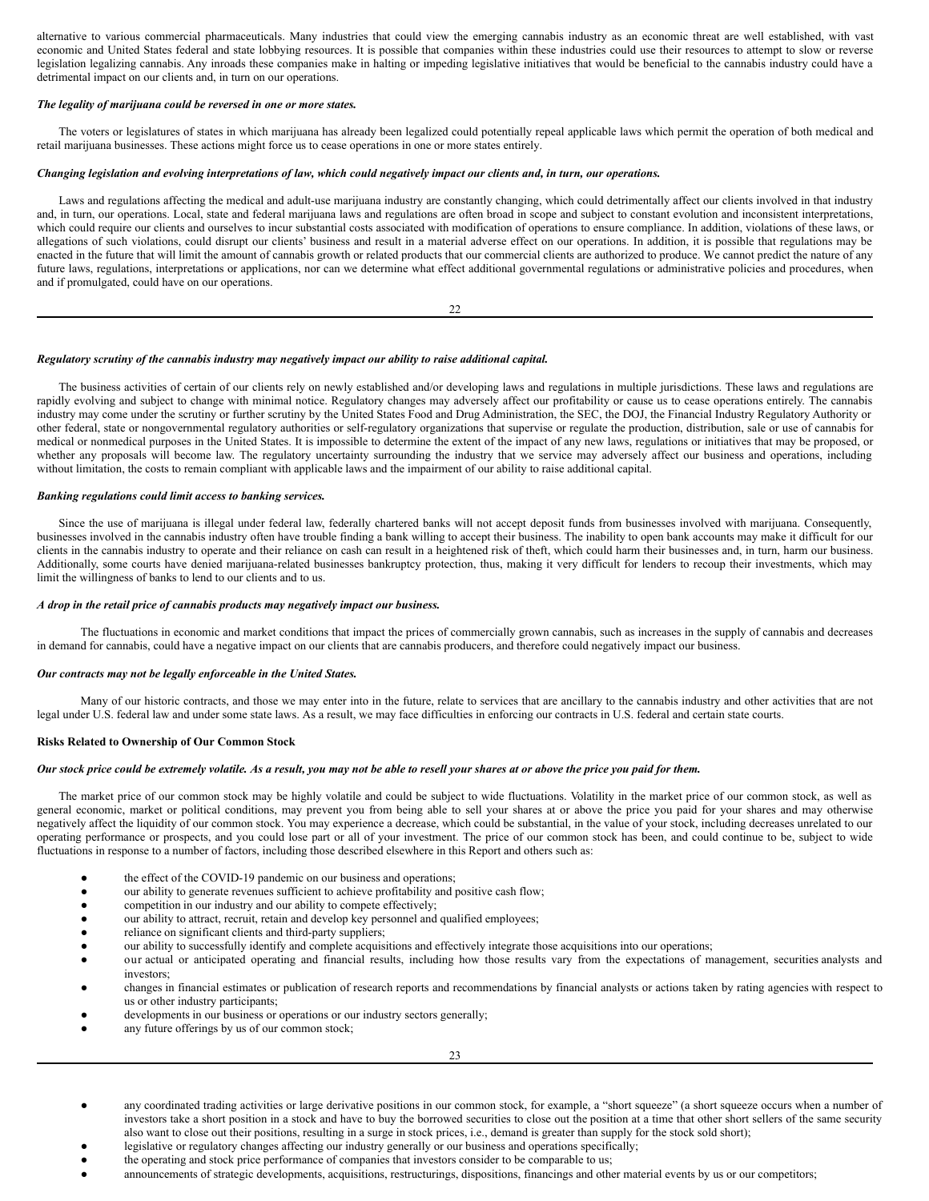alternative to various commercial pharmaceuticals. Many industries that could view the emerging cannabis industry as an economic threat are well established, with vast economic and United States federal and state lobbying resources. It is possible that companies within these industries could use their resources to attempt to slow or reverse legislation legalizing cannabis. Any inroads these companies make in halting or impeding legislative initiatives that would be beneficial to the cannabis industry could have a detrimental impact on our clients and, in turn on our operations.

***The legality of marijuana could be reversed in one or more states.***

The voters or legislatures of states in which marijuana has already been legalized could potentially repeal applicable laws which permit the operation of both medical and retail marijuana businesses. These actions might force us to cease operations in one or more states entirely.

***Changing legislation and evolving interpretations of law, which could negatively impact our clients and, in turn, our operations.***

Laws and regulations affecting the medical and adult-use marijuana industry are constantly changing, which could detrimentally affect our clients involved in that industry and, in turn, our operations. Local, state and federal marijuana laws and regulations are often broad in scope and subject to constant evolution and inconsistent interpretations, which could require our clients and ourselves to incur substantial costs associated with modification of operations to ensure compliance. In addition, violations of these laws, or allegations of such violations, could disrupt our clients' business and result in a material adverse effect on our operations. In addition, it is possible that regulations may be enacted in the future that will limit the amount of cannabis growth or related products that our commercial clients are authorized to produce. We cannot predict the nature of any future laws, regulations, interpretations or applications, nor can we determine what effect additional governmental regulations or administrative policies and procedures, when and if promulgated, could have on our operations.

***Regulatory scrutiny of the cannabis industry may negatively impact our ability to raise additional capital.***

The business activities of certain of our clients rely on newly established and/or developing laws and regulations in multiple jurisdictions. These laws and regulations are rapidly evolving and subject to change with minimal notice. Regulatory changes may adversely affect our profitability or cause us to cease operations entirely. The cannabis industry may come under the scrutiny or further scrutiny by the United States Food and Drug Administration, the SEC, the DOJ, the Financial Industry Regulatory Authority or other federal, state or nongovernmental regulatory authorities or self-regulatory organizations that supervise or regulate the production, distribution, sale or use of cannabis for medical or nonmedical purposes in the United States. It is impossible to determine the extent of the impact of any new laws, regulations or initiatives that may be proposed, or whether any proposals will become law. The regulatory uncertainty surrounding the industry that we service may adversely affect our business and operations, including without limitation, the costs to remain compliant with applicable laws and the impairment of our ability to raise additional capital.

***Banking regulations could limit access to banking services.***

Since the use of marijuana is illegal under federal law, federally chartered banks will not accept deposit funds from businesses involved with marijuana. Consequently, businesses involved in the cannabis industry often have trouble finding a bank willing to accept their business. The inability to open bank accounts may make it difficult for our clients in the cannabis industry to operate and their reliance on cash can result in a heightened risk of theft, which could harm their businesses and, in turn, harm our business. Additionally, some courts have denied marijuana-related businesses bankruptcy protection, thus, making it very difficult for lenders to recoup their investments, which may limit the willingness of banks to lend to our clients and to us.

***A drop in the retail price of cannabis products may negatively impact our business.***

The fluctuations in economic and market conditions that impact the prices of commercially grown cannabis, such as increases in the supply of cannabis and decreases in demand for cannabis, could have a negative impact on our clients that are cannabis producers, and therefore could negatively impact our business.

***Our contracts may not be legally enforceable in the United States.***

Many of our historic contracts, and those we may enter into in the future, relate to services that are ancillary to the cannabis industry and other activities that are not legal under U.S. federal law and under some state laws. As a result, we may face difficulties in enforcing our contracts in U.S. federal and certain state courts.

**Risks Related to Ownership of Our Common Stock**

***Our stock price could be extremely volatile. As a result, you may not be able to resell your shares at or above the price you paid for them.***

The market price of our common stock may be highly volatile and could be subject to wide fluctuations. Volatility in the market price of our common stock, as well as general economic, market or political conditions, may prevent you from being able to sell your shares at or above the price you paid for your shares and may otherwise negatively affect the liquidity of our common stock. You may experience a decrease, which could be substantial, in the value of your stock, including decreases unrelated to our operating performance or prospects, and you could lose part or all of your investment. The price of our common stock has been, and could continue to be, subject to wide fluctuations in response to a number of factors, including those described elsewhere in this Report and others such as:

- the effect of the COVID-19 pandemic on our business and operations;
- our ability to generate revenues sufficient to achieve profitability and positive cash flow;
- competition in our industry and our ability to compete effectively;
- our ability to attract, recruit, retain and develop key personnel and qualified employees;
- reliance on significant clients and third-party suppliers;
- our ability to successfully identify and complete acquisitions and effectively integrate those acquisitions into our operations;
- our actual or anticipated operating and financial results, including how those results vary from the expectations of management, securities analysts and investors;
- changes in financial estimates or publication of research reports and recommendations by financial analysts or actions taken by rating agencies with respect to us or other industry participants;
- developments in our business or operations or our industry sectors generally;
- any future offerings by us of our common stock;
- any coordinated trading activities or large derivative positions in our common stock, for example, a "short squeeze" (a short squeeze occurs when a number of investors take a short position in a stock and have to buy the borrowed securities to close out the position at a time that other short sellers of the same security also want to close out their positions, resulting in a surge in stock prices, i.e., demand is greater than supply for the stock sold short);
- legislative or regulatory changes affecting our industry generally or our business and operations specifically;
- the operating and stock price performance of companies that investors consider to be comparable to us;
- announcements of strategic developments, acquisitions, restructurings, dispositions, financings and other material events by us or our competitors;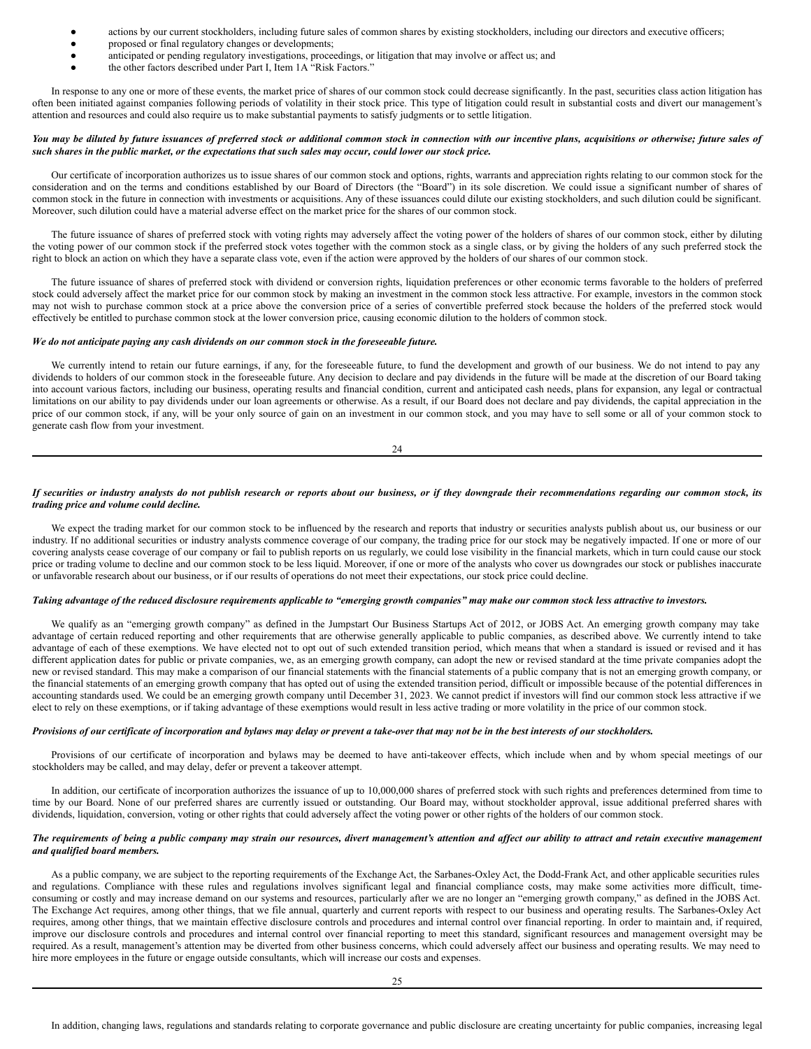- actions by our current stockholders, including future sales of common shares by existing stockholders, including our directors and executive officers;
- proposed or final regulatory changes or developments;
- anticipated or pending regulatory investigations, proceedings, or litigation that may involve or affect us; and
- the other factors described under Part I, Item 1A "Risk Factors."

In response to any one or more of these events, the market price of shares of our common stock could decrease significantly. In the past, securities class action litigation has often been initiated against companies following periods of volatility in their stock price. This type of litigation could result in substantial costs and divert our management's attention and resources and could also require us to make substantial payments to satisfy judgments or to settle litigation.

***You may be diluted by future issuances of preferred stock or additional common stock in connection with our incentive plans, acquisitions or otherwise; future sales of such shares in the public market, or the expectations that such sales may occur, could lower our stock price.***

Our certificate of incorporation authorizes us to issue shares of our common stock and options, rights, warrants and appreciation rights relating to our common stock for the consideration and on the terms and conditions established by our Board of Directors (the "Board") in its sole discretion. We could issue a significant number of shares of common stock in the future in connection with investments or acquisitions. Any of these issuances could dilute our existing stockholders, and such dilution could be significant. Moreover, such dilution could have a material adverse effect on the market price for the shares of our common stock.

The future issuance of shares of preferred stock with voting rights may adversely affect the voting power of the holders of shares of our common stock, either by diluting the voting power of our common stock if the preferred stock votes together with the common stock as a single class, or by giving the holders of any such preferred stock the right to block an action on which they have a separate class vote, even if the action were approved by the holders of our shares of our common stock.

The future issuance of shares of preferred stock with dividend or conversion rights, liquidation preferences or other economic terms favorable to the holders of preferred stock could adversely affect the market price for our common stock by making an investment in the common stock less attractive. For example, investors in the common stock may not wish to purchase common stock at a price above the conversion price of a series of convertible preferred stock because the holders of the preferred stock would effectively be entitled to purchase common stock at the lower conversion price, causing economic dilution to the holders of common stock.

***We do not anticipate paying any cash dividends on our common stock in the foreseeable future.***

We currently intend to retain our future earnings, if any, for the foreseeable future, to fund the development and growth of our business. We do not intend to pay any dividends to holders of our common stock in the foreseeable future. Any decision to declare and pay dividends in the future will be made at the discretion of our Board taking into account various factors, including our business, operating results and financial condition, current and anticipated cash needs, plans for expansion, any legal or contractual limitations on our ability to pay dividends under our loan agreements or otherwise. As a result, if our Board does not declare and pay dividends, the capital appreciation in the price of our common stock, if any, will be your only source of gain on an investment in our common stock, and you may have to sell some or all of your common stock to generate cash flow from your investment.

***If securities or industry analysts do not publish research or reports about our business, or if they downgrade their recommendations regarding our common stock, its trading price and volume could decline.***

We expect the trading market for our common stock to be influenced by the research and reports that industry or securities analysts publish about us, our business or our industry. If no additional securities or industry analysts commence coverage of our company, the trading price for our stock may be negatively impacted. If one or more of our covering analysts cease coverage of our company or fail to publish reports on us regularly, we could lose visibility in the financial markets, which in turn could cause our stock price or trading volume to decline and our common stock to be less liquid. Moreover, if one or more of the analysts who cover us downgrades our stock or publishes inaccurate or unfavorable research about our business, or if our results of operations do not meet their expectations, our stock price could decline.

***Taking advantage of the reduced disclosure requirements applicable to "emerging growth companies" may make our common stock less attractive to investors.***

We qualify as an "emerging growth company" as defined in the Jumpstart Our Business Startups Act of 2012, or JOBS Act. An emerging growth company may take advantage of certain reduced reporting and other requirements that are otherwise generally applicable to public companies, as described above. We currently intend to take advantage of each of these exemptions. We have elected not to opt out of such extended transition period, which means that when a standard is issued or revised and it has different application dates for public or private companies, we, as an emerging growth company, can adopt the new or revised standard at the time private companies adopt the new or revised standard. This may make a comparison of our financial statements with the financial statements of a public company that is not an emerging growth company, or the financial statements of an emerging growth company that has opted out of using the extended transition period, difficult or impossible because of the potential differences in accounting standards used. We could be an emerging growth company until December 31, 2023. We cannot predict if investors will find our common stock less attractive if we elect to rely on these exemptions, or if taking advantage of these exemptions would result in less active trading or more volatility in the price of our common stock.

***Provisions of our certificate of incorporation and bylaws may delay or prevent a take-over that may not be in the best interests of our stockholders.***

Provisions of our certificate of incorporation and bylaws may be deemed to have anti-takeover effects, which include when and by whom special meetings of our stockholders may be called, and may delay, defer or prevent a takeover attempt.

In addition, our certificate of incorporation authorizes the issuance of up to 10,000,000 shares of preferred stock with such rights and preferences determined from time to time by our Board. None of our preferred shares are currently issued or outstanding. Our Board may, without stockholder approval, issue additional preferred shares with dividends, liquidation, conversion, voting or other rights that could adversely affect the voting power or other rights of the holders of our common stock.

***The requirements of being a public company may strain our resources, divert management's attention and affect our ability to attract and retain executive management and qualified board members.***

As a public company, we are subject to the reporting requirements of the Exchange Act, the Sarbanes-Oxley Act, the Dodd-Frank Act, and other applicable securities rules and regulations. Compliance with these rules and regulations involves significant legal and financial compliance costs, may make some activities more difficult, time-consuming or costly and may increase demand on our systems and resources, particularly after we are no longer an "emerging growth company," as defined in the JOBS Act. The Exchange Act requires, among other things, that we file annual, quarterly and current reports with respect to our business and operating results. The Sarbanes-Oxley Act requires, among other things, that we maintain effective disclosure controls and procedures and internal control over financial reporting. In order to maintain and, if required, improve our disclosure controls and procedures and internal control over financial reporting to meet this standard, significant resources and management oversight may be required. As a result, management's attention may be diverted from other business concerns, which could adversely affect our business and operating results. We may need to hire more employees in the future or engage outside consultants, which will increase our costs and expenses.

In addition, changing laws, regulations and standards relating to corporate governance and public disclosure are creating uncertainty for public companies, increasing legal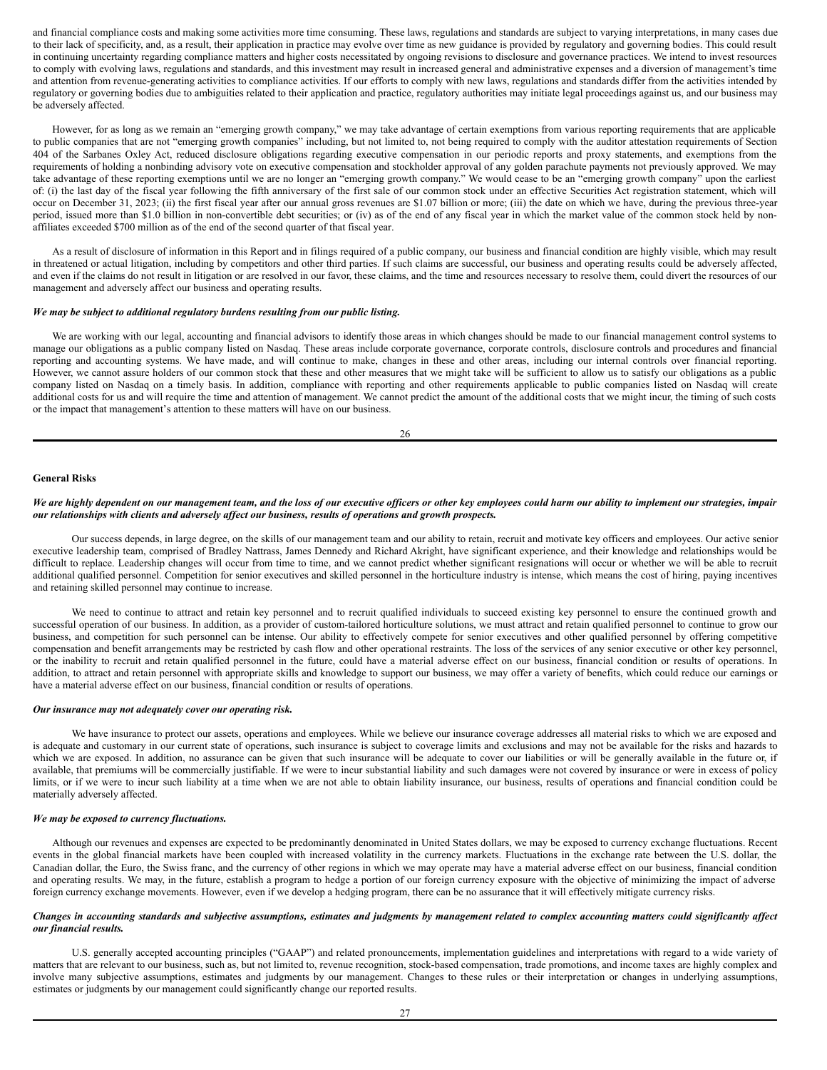and financial compliance costs and making some activities more time consuming. These laws, regulations and standards are subject to varying interpretations, in many cases due to their lack of specificity, and, as a result, their application in practice may evolve over time as new guidance is provided by regulatory and governing bodies. This could result in continuing uncertainty regarding compliance matters and higher costs necessitated by ongoing revisions to disclosure and governance practices. We intend to invest resources to comply with evolving laws, regulations and standards, and this investment may result in increased general and administrative expenses and a diversion of management's time and attention from revenue-generating activities to compliance activities. If our efforts to comply with new laws, regulations and standards differ from the activities intended by regulatory or governing bodies due to ambiguities related to their application and practice, regulatory authorities may initiate legal proceedings against us, and our business may be adversely affected.

However, for as long as we remain an "emerging growth company," we may take advantage of certain exemptions from various reporting requirements that are applicable to public companies that are not "emerging growth companies" including, but not limited to, not being required to comply with the auditor attestation requirements of Section 404 of the Sarbanes Oxley Act, reduced disclosure obligations regarding executive compensation in our periodic reports and proxy statements, and exemptions from the requirements of holding a nonbinding advisory vote on executive compensation and stockholder approval of any golden parachute payments not previously approved. We may take advantage of these reporting exemptions until we are no longer an "emerging growth company." We would cease to be an "emerging growth company" upon the earliest of: (i) the last day of the fiscal year following the fifth anniversary of the first sale of our common stock under an effective Securities Act registration statement, which will occur on December 31, 2023; (ii) the first fiscal year after our annual gross revenues are $1.07 billion or more; (iii) the date on which we have, during the previous three-year period, issued more than $1.0 billion in non-convertible debt securities; or (iv) as of the end of any fiscal year in which the market value of the common stock held by non-affiliates exceeded $700 million as of the end of the second quarter of that fiscal year.

As a result of disclosure of information in this Report and in filings required of a public company, our business and financial condition are highly visible, which may result in threatened or actual litigation, including by competitors and other third parties. If such claims are successful, our business and operating results could be adversely affected, and even if the claims do not result in litigation or are resolved in our favor, these claims, and the time and resources necessary to resolve them, could divert the resources of our management and adversely affect our business and operating results.

***We may be subject to additional regulatory burdens resulting from our public listing.***

We are working with our legal, accounting and financial advisors to identify those areas in which changes should be made to our financial management control systems to manage our obligations as a public company listed on Nasdaq. These areas include corporate governance, corporate controls, disclosure controls and procedures and financial reporting and accounting systems. We have made, and will continue to make, changes in these and other areas, including our internal controls over financial reporting. However, we cannot assure holders of our common stock that these and other measures that we might take will be sufficient to allow us to satisfy our obligations as a public company listed on Nasdaq on a timely basis. In addition, compliance with reporting and other requirements applicable to public companies listed on Nasdaq will create additional costs for us and will require the time and attention of management. We cannot predict the amount of the additional costs that we might incur, the timing of such costs or the impact that management's attention to these matters will have on our business.

**General Risks**

***We are highly dependent on our management team, and the loss of our executive officers or other key employees could harm our ability to implement our strategies, impair our relationships with clients and adversely affect our business, results of operations and growth prospects.***

Our success depends, in large degree, on the skills of our management team and our ability to retain, recruit and motivate key officers and employees. Our active senior executive leadership team, comprised of Bradley Nattrass, James Dennedy and Richard Akright, have significant experience, and their knowledge and relationships would be difficult to replace. Leadership changes will occur from time to time, and we cannot predict whether significant resignations will occur or whether we will be able to recruit additional qualified personnel. Competition for senior executives and skilled personnel in the horticulture industry is intense, which means the cost of hiring, paying incentives and retaining skilled personnel may continue to increase.

We need to continue to attract and retain key personnel and to recruit qualified individuals to succeed existing key personnel to ensure the continued growth and successful operation of our business. In addition, as a provider of custom-tailored horticulture solutions, we must attract and retain qualified personnel to continue to grow our business, and competition for such personnel can be intense. Our ability to effectively compete for senior executives and other qualified personnel by offering competitive compensation and benefit arrangements may be restricted by cash flow and other operational restraints. The loss of the services of any senior executive or other key personnel, or the inability to recruit and retain qualified personnel in the future, could have a material adverse effect on our business, financial condition or results of operations. In addition, to attract and retain personnel with appropriate skills and knowledge to support our business, we may offer a variety of benefits, which could reduce our earnings or have a material adverse effect on our business, financial condition or results of operations.

***Our insurance may not adequately cover our operating risk.***

We have insurance to protect our assets, operations and employees. While we believe our insurance coverage addresses all material risks to which we are exposed and is adequate and customary in our current state of operations, such insurance is subject to coverage limits and exclusions and may not be available for the risks and hazards to which we are exposed. In addition, no assurance can be given that such insurance will be adequate to cover our liabilities or will be generally available in the future or, if available, that premiums will be commercially justifiable. If we were to incur substantial liability and such damages were not covered by insurance or were in excess of policy limits, or if we were to incur such liability at a time when we are not able to obtain liability insurance, our business, results of operations and financial condition could be materially adversely affected.

***We may be exposed to currency fluctuations.***

Although our revenues and expenses are expected to be predominantly denominated in United States dollars, we may be exposed to currency exchange fluctuations. Recent events in the global financial markets have been coupled with increased volatility in the currency markets. Fluctuations in the exchange rate between the U.S. dollar, the Canadian dollar, the Euro, the Swiss franc, and the currency of other regions in which we may operate may have a material adverse effect on our business, financial condition and operating results. We may, in the future, establish a program to hedge a portion of our foreign currency exposure with the objective of minimizing the impact of adverse foreign currency exchange movements. However, even if we develop a hedging program, there can be no assurance that it will effectively mitigate currency risks.

***Changes in accounting standards and subjective assumptions, estimates and judgments by management related to complex accounting matters could significantly affect our financial results.***

U.S. generally accepted accounting principles ("GAAP") and related pronouncements, implementation guidelines and interpretations with regard to a wide variety of matters that are relevant to our business, such as, but not limited to, revenue recognition, stock-based compensation, trade promotions, and income taxes are highly complex and involve many subjective assumptions, estimates and judgments by our management. Changes to these rules or their interpretation or changes in underlying assumptions, estimates or judgments by our management could significantly change our reported results.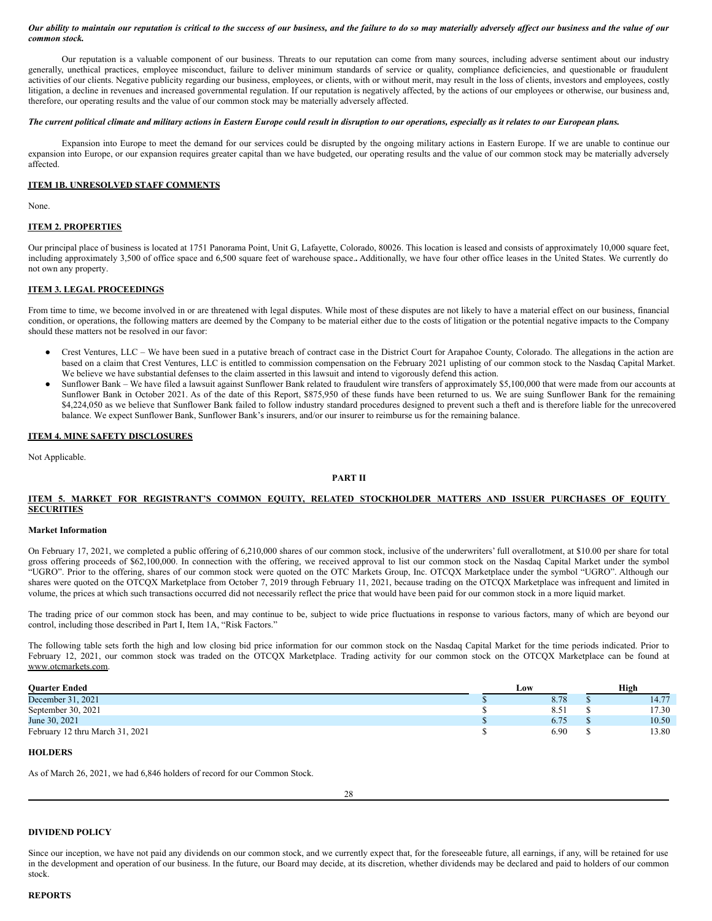***Our ability to maintain our reputation is critical to the success of our business, and the failure to do so may materially adversely affect our business and the value of our common stock.***

Our reputation is a valuable component of our business. Threats to our reputation can come from many sources, including adverse sentiment about our industry generally, unethical practices, employee misconduct, failure to deliver minimum standards of service or quality, compliance deficiencies, and questionable or fraudulent activities of our clients. Negative publicity regarding our business, employees, or clients, with or without merit, may result in the loss of clients, investors and employees, costly litigation, a decline in revenues and increased governmental regulation. If our reputation is negatively affected, by the actions of our employees or otherwise, our business and, therefore, our operating results and the value of our common stock may be materially adversely affected.

***The current political climate and military actions in Eastern Europe could result in disruption to our operations, especially as it relates to our European plans.***

Expansion into Europe to meet the demand for our services could be disrupted by the ongoing military actions in Eastern Europe. If we are unable to continue our expansion into Europe, or our expansion requires greater capital than we have budgeted, our operating results and the value of our common stock may be materially adversely affected.

## ITEM 1B. UNRESOLVED STAFF COMMENTS

None.

## ITEM 2. PROPERTIES

Our principal place of business is located at 1751 Panorama Point, Unit G, Lafayette, Colorado, 80026. This location is leased and consists of approximately 10,000 square feet, including approximately 3,500 of office space and 6,500 square feet of warehouse space**.**. Additionally, we have four other office leases in the United States. We currently do not own any property.

## ITEM 3. LEGAL PROCEEDINGS

From time to time, we become involved in or are threatened with legal disputes. While most of these disputes are not likely to have a material effect on our business, financial condition, or operations, the following matters are deemed by the Company to be material either due to the costs of litigation or the potential negative impacts to the Company should these matters not be resolved in our favor:

- Crest Ventures, LLC – We have been sued in a putative breach of contract case in the District Court for Arapahoe County, Colorado. The allegations in the action are based on a claim that Crest Ventures, LLC is entitled to commission compensation on the February 2021 uplisting of our common stock to the Nasdaq Capital Market. We believe we have substantial defenses to the claim asserted in this lawsuit and intend to vigorously defend this action.
- Sunflower Bank – We have filed a lawsuit against Sunflower Bank related to fraudulent wire transfers of approximately $5,100,000 that were made from our accounts at Sunflower Bank in October 2021. As of the date of this Report, $875,950 of these funds have been returned to us. We are suing Sunflower Bank for the remaining $4,224,050 as we believe that Sunflower Bank failed to follow industry standard procedures designed to prevent such a theft and is therefore liable for the unrecovered balance. We expect Sunflower Bank, Sunflower Bank's insurers, and/or our insurer to reimburse us for the remaining balance.

## ITEM 4. MINE SAFETY DISCLOSURES

Not Applicable.

# PART II

## ITEM 5. MARKET FOR REGISTRANT'S COMMON EQUITY, RELATED STOCKHOLDER MATTERS AND ISSUER PURCHASES OF EQUITY SECURITIES

### Market Information

On February 17, 2021, we completed a public offering of 6,210,000 shares of our common stock, inclusive of the underwriters' full overallotment, at $10.00 per share for total gross offering proceeds of $62,100,000. In connection with the offering, we received approval to list our common stock on the Nasdaq Capital Market under the symbol "UGRO". Prior to the offering, shares of our common stock were quoted on the OTC Markets Group, Inc. OTCQX Marketplace under the symbol "UGRO". Although our shares were quoted on the OTCQX Marketplace from October 7, 2019 through February 11, 2021, because trading on the OTCQX Marketplace was infrequent and limited in volume, the prices at which such transactions occurred did not necessarily reflect the price that would have been paid for our common stock in a more liquid market.

The trading price of our common stock has been, and may continue to be, subject to wide price fluctuations in response to various factors, many of which are beyond our control, including those described in Part I, Item 1A, "Risk Factors."

The following table sets forth the high and low closing bid price information for our common stock on the Nasdaq Capital Market for the time periods indicated. Prior to February 12, 2021, our common stock was traded on the OTCQX Marketplace. Trading activity for our common stock on the OTCQX Marketplace can be found at www.otcmarkets.com.

| Quarter Ended | Low | High |
|---|---|---|
| December 31, 2021 | $ 8.78 | $ 14.77 |
| September 30, 2021 | $ 8.51 | $ 17.30 |
| June 30, 2021 | $ 6.75 | $ 10.50 |
| February 12 thru March 31, 2021 | $ 6.90 | $ 13.80 |

### HOLDERS

As of March 26, 2021, we had 6,846 holders of record for our Common Stock.

### DIVIDEND POLICY

Since our inception, we have not paid any dividends on our common stock, and we currently expect that, for the foreseeable future, all earnings, if any, will be retained for use in the development and operation of our business. In the future, our Board may decide, at its discretion, whether dividends may be declared and paid to holders of our common stock.

### REPORTS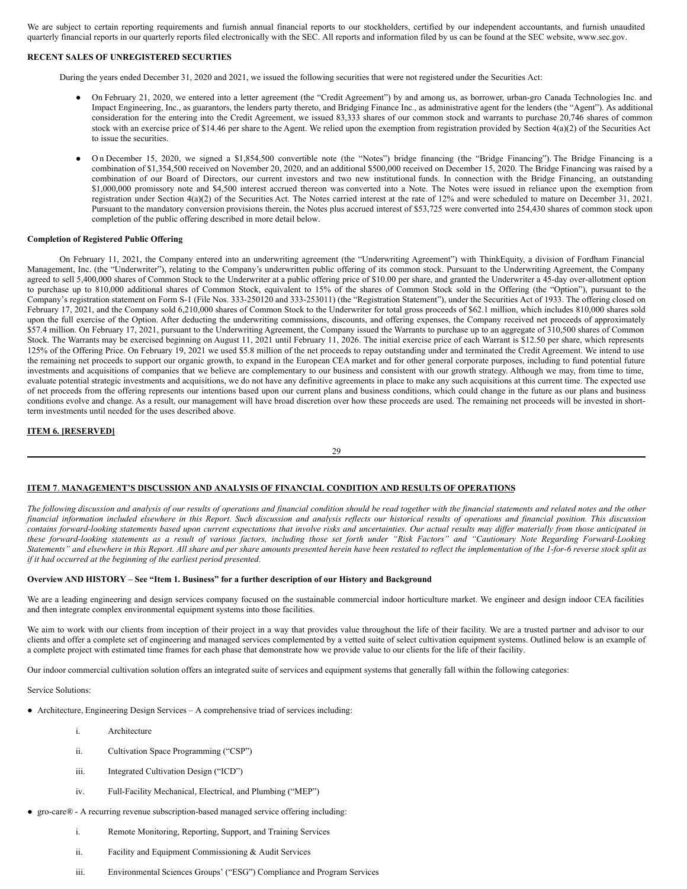We are subject to certain reporting requirements and furnish annual financial reports to our stockholders, certified by our independent accountants, and furnish unaudited quarterly financial reports in our quarterly reports filed electronically with the SEC. All reports and information filed by us can be found at the SEC website, www.sec.gov.

**RECENT SALES OF UNREGISTERED SECURITIES**

During the years ended December 31, 2020 and 2021, we issued the following securities that were not registered under the Securities Act:

- On February 21, 2020, we entered into a letter agreement (the "Credit Agreement") by and among us, as borrower, urban-gro Canada Technologies Inc. and Impact Engineering, Inc., as guarantors, the lenders party thereto, and Bridging Finance Inc., as administrative agent for the lenders (the "Agent"). As additional consideration for the entering into the Credit Agreement, we issued 83,333 shares of our common stock and warrants to purchase 20,746 shares of common stock with an exercise price of $14.46 per share to the Agent. We relied upon the exemption from registration provided by Section 4(a)(2) of the Securities Act to issue the securities.

- On December 15, 2020, we signed a $1,854,500 convertible note (the "Notes") bridge financing (the "Bridge Financing"). The Bridge Financing is a combination of $1,354,500 received on November 20, 2020, and an additional $500,000 received on December 15, 2020. The Bridge Financing was raised by a combination of our Board of Directors, our current investors and two new institutional funds. In connection with the Bridge Financing, an outstanding $1,000,000 promissory note and $4,500 interest accrued thereon was converted into a Note. The Notes were issued in reliance upon the exemption from registration under Section 4(a)(2) of the Securities Act. The Notes carried interest at the rate of 12% and were scheduled to mature on December 31, 2021. Pursuant to the mandatory conversion provisions therein, the Notes plus accrued interest of $53,725 were converted into 254,430 shares of common stock upon completion of the public offering described in more detail below.

**Completion of Registered Public Offering**

On February 11, 2021, the Company entered into an underwriting agreement (the "Underwriting Agreement") with ThinkEquity, a division of Fordham Financial Management, Inc. (the "Underwriter"), relating to the Company's underwritten public offering of its common stock. Pursuant to the Underwriting Agreement, the Company agreed to sell 5,400,000 shares of Common Stock to the Underwriter at a public offering price of $10.00 per share, and granted the Underwriter a 45-day over-allotment option to purchase up to 810,000 additional shares of Common Stock, equivalent to 15% of the shares of Common Stock sold in the Offering (the "Option"), pursuant to the Company's registration statement on Form S-1 (File Nos. 333-250120 and 333-253011) (the "Registration Statement"), under the Securities Act of 1933. The offering closed on February 17, 2021, and the Company sold 6,210,000 shares of Common Stock to the Underwriter for total gross proceeds of $62.1 million, which includes 810,000 shares sold upon the full exercise of the Option. After deducting the underwriting commissions, discounts, and offering expenses, the Company received net proceeds of approximately $57.4 million. On February 17, 2021, pursuant to the Underwriting Agreement, the Company issued the Warrants to purchase up to an aggregate of 310,500 shares of Common Stock. The Warrants may be exercised beginning on August 11, 2021 until February 11, 2026. The initial exercise price of each Warrant is $12.50 per share, which represents 125% of the Offering Price. On February 19, 2021 we used $5.8 million of the net proceeds to repay outstanding under and terminated the Credit Agreement. We intend to use the remaining net proceeds to support our organic growth, to expand in the European CEA market and for other general corporate purposes, including to fund potential future investments and acquisitions of companies that we believe are complementary to our business and consistent with our growth strategy. Although we may, from time to time, evaluate potential strategic investments and acquisitions, we do not have any definitive agreements in place to make any such acquisitions at this current time. The expected use of net proceeds from the offering represents our intentions based upon our current plans and business conditions, which could change in the future as our plans and business conditions evolve and change. As a result, our management will have broad discretion over how these proceeds are used. The remaining net proceeds will be invested in short-term investments until needed for the uses described above.

## ITEM 6. [RESERVED]

## ITEM 7. MANAGEMENT'S DISCUSSION AND ANALYSIS OF FINANCIAL CONDITION AND RESULTS OF OPERATIONS

*The following discussion and analysis of our results of operations and financial condition should be read together with the financial statements and related notes and the other financial information included elsewhere in this Report. Such discussion and analysis reflects our historical results of operations and financial position. This discussion contains forward-looking statements based upon current expectations that involve risks and uncertainties. Our actual results may differ materially from those anticipated in these forward-looking statements as a result of various factors, including those set forth under "Risk Factors" and "Cautionary Note Regarding Forward-Looking Statements" and elsewhere in this Report. All share and per share amounts presented herein have been restated to reflect the implementation of the 1-for-6 reverse stock split as if it had occurred at the beginning of the earliest period presented.*

**Overview AND HISTORY – See "Item 1. Business" for a further description of our History and Background**

We are a leading engineering and design services company focused on the sustainable commercial indoor horticulture market. We engineer and design indoor CEA facilities and then integrate complex environmental equipment systems into those facilities.

We aim to work with our clients from inception of their project in a way that provides value throughout the life of their facility. We are a trusted partner and advisor to our clients and offer a complete set of engineering and managed services complemented by a vetted suite of select cultivation equipment systems. Outlined below is an example of a complete project with estimated time frames for each phase that demonstrate how we provide value to our clients for the life of their facility.

Our indoor commercial cultivation solution offers an integrated suite of services and equipment systems that generally fall within the following categories:

Service Solutions:

- Architecture, Engineering Design Services – A comprehensive triad of services including:
  - i. Architecture
  - ii. Cultivation Space Programming ("CSP")
  - iii. Integrated Cultivation Design ("ICD")
  - iv. Full-Facility Mechanical, Electrical, and Plumbing ("MEP")
- gro-care® - A recurring revenue subscription-based managed service offering including:
  - i. Remote Monitoring, Reporting, Support, and Training Services
  - ii. Facility and Equipment Commissioning & Audit Services
  - iii. Environmental Sciences Groups' ("ESG") Compliance and Program Services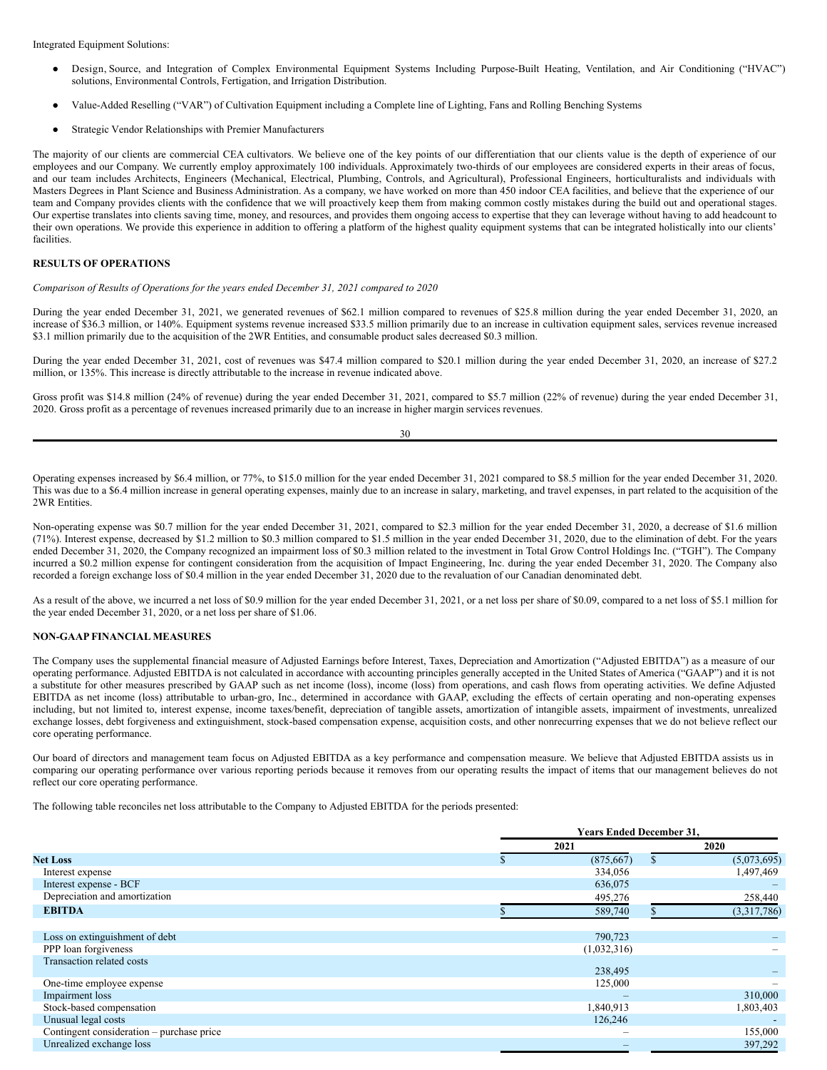Integrated Equipment Solutions:

- Design, Source, and Integration of Complex Environmental Equipment Systems Including Purpose-Built Heating, Ventilation, and Air Conditioning ("HVAC") solutions, Environmental Controls, Fertigation, and Irrigation Distribution.
- Value-Added Reselling ("VAR") of Cultivation Equipment including a Complete line of Lighting, Fans and Rolling Benching Systems
- Strategic Vendor Relationships with Premier Manufacturers

The majority of our clients are commercial CEA cultivators. We believe one of the key points of our differentiation that our clients value is the depth of experience of our employees and our Company. We currently employ approximately 100 individuals. Approximately two-thirds of our employees are considered experts in their areas of focus, and our team includes Architects, Engineers (Mechanical, Electrical, Plumbing, Controls, and Agricultural), Professional Engineers, horticulturalists and individuals with Masters Degrees in Plant Science and Business Administration. As a company, we have worked on more than 450 indoor CEA facilities, and believe that the experience of our team and Company provides clients with the confidence that we will proactively keep them from making common costly mistakes during the build out and operational stages. Our expertise translates into clients saving time, money, and resources, and provides them ongoing access to expertise that they can leverage without having to add headcount to their own operations. We provide this experience in addition to offering a platform of the highest quality equipment systems that can be integrated holistically into our clients' facilities.

## RESULTS OF OPERATIONS

*Comparison of Results of Operations for the years ended December 31, 2021 compared to 2020*

During the year ended December 31, 2021, we generated revenues of $62.1 million compared to revenues of $25.8 million during the year ended December 31, 2020, an increase of $36.3 million, or 140%. Equipment systems revenue increased $33.5 million primarily due to an increase in cultivation equipment sales, services revenue increased $3.1 million primarily due to the acquisition of the 2WR Entities, and consumable product sales decreased $0.3 million.

During the year ended December 31, 2021, cost of revenues was $47.4 million compared to $20.1 million during the year ended December 31, 2020, an increase of $27.2 million, or 135%. This increase is directly attributable to the increase in revenue indicated above.

Gross profit was $14.8 million (24% of revenue) during the year ended December 31, 2021, compared to $5.7 million (22% of revenue) during the year ended December 31, 2020. Gross profit as a percentage of revenues increased primarily due to an increase in higher margin services revenues.

Operating expenses increased by $6.4 million, or 77%, to $15.0 million for the year ended December 31, 2021 compared to $8.5 million for the year ended December 31, 2020. This was due to a $6.4 million increase in general operating expenses, mainly due to an increase in salary, marketing, and travel expenses, in part related to the acquisition of the 2WR Entities.

Non-operating expense was $0.7 million for the year ended December 31, 2021, compared to $2.3 million for the year ended December 31, 2020, a decrease of $1.6 million (71%). Interest expense, decreased by $1.2 million to $0.3 million compared to $1.5 million in the year ended December 31, 2020, due to the elimination of debt. For the years ended December 31, 2020, the Company recognized an impairment loss of $0.3 million related to the investment in Total Grow Control Holdings Inc. ("TGH"). The Company incurred a $0.2 million expense for contingent consideration from the acquisition of Impact Engineering, Inc. during the year ended December 31, 2020. The Company also recorded a foreign exchange loss of $0.4 million in the year ended December 31, 2020 due to the revaluation of our Canadian denominated debt.

As a result of the above, we incurred a net loss of $0.9 million for the year ended December 31, 2021, or a net loss per share of $0.09, compared to a net loss of $5.1 million for the year ended December 31, 2020, or a net loss per share of $1.06.

## NON-GAAP FINANCIAL MEASURES

The Company uses the supplemental financial measure of Adjusted Earnings before Interest, Taxes, Depreciation and Amortization ("Adjusted EBITDA") as a measure of our operating performance. Adjusted EBITDA is not calculated in accordance with accounting principles generally accepted in the United States of America ("GAAP") and it is not a substitute for other measures prescribed by GAAP such as net income (loss), income (loss) from operations, and cash flows from operating activities. We define Adjusted EBITDA as net income (loss) attributable to urban-gro, Inc., determined in accordance with GAAP, excluding the effects of certain operating and non-operating expenses including, but not limited to, interest expense, income taxes/benefit, depreciation of tangible assets, amortization of intangible assets, impairment of investments, unrealized exchange losses, debt forgiveness and extinguishment, stock-based compensation expense, acquisition costs, and other nonrecurring expenses that we do not believe reflect our core operating performance.

Our board of directors and management team focus on Adjusted EBITDA as a key performance and compensation measure. We believe that Adjusted EBITDA assists us in comparing our operating performance over various reporting periods because it removes from our operating results the impact of items that our management believes do not reflect our core operating performance.

The following table reconciles net loss attributable to the Company to Adjusted EBITDA for the periods presented:

| | Years Ended December 31, | |
|---|---|---|
| | 2021 | 2020 |
| **Net Loss** | $ (875,667) | $ (5,073,695) |
| Interest expense | 334,056 | 1,497,469 |
| Interest expense - BCF | 636,075 | – |
| Depreciation and amortization | 495,276 | 258,440 |
| **EBITDA** | $ 589,740 | $ (3,317,786) |
| | | |
| Loss on extinguishment of debt | 790,723 | – |
| PPP loan forgiveness | (1,032,316) | – |
| Transaction related costs | 238,495 | – |
| One-time employee expense | 125,000 | – |
| Impairment loss | – | 310,000 |
| Stock-based compensation | 1,840,913 | 1,803,403 |
| Unusual legal costs | 126,246 | - |
| Contingent consideration – purchase price | – | 155,000 |
| Unrealized exchange loss | – | 397,292 |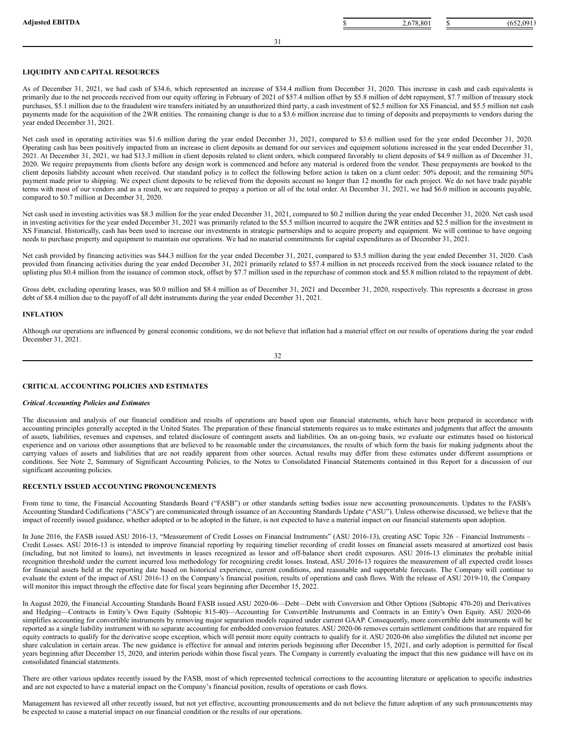| Adjusted EBITDA | $ 2,678,801 | $ (652,091) |
|---|---|---|

## LIQUIDITY AND CAPITAL RESOURCES

As of December 31, 2021, we had cash of $34.6, which represented an increase of $34.4 million from December 31, 2020. This increase in cash and cash equivalents is primarily due to the net proceeds received from our equity offering in February of 2021 of $57.4 million offset by $5.8 million of debt repayment, $7.7 million of treasury stock purchases, $5.1 million due to the fraudulent wire transfers initiated by an unauthorized third party, a cash investment of $2.5 million for XS Financial, and $5.5 million net cash payments made for the acquisition of the 2WR entities. The remaining change is due to a $3.6 million increase due to timing of deposits and prepayments to vendors during the year ended December 31, 2021.

Net cash used in operating activities was $1.6 million during the year ended December 31, 2021, compared to $3.6 million used for the year ended December 31, 2020. Operating cash has been positively impacted from an increase in client deposits as demand for our services and equipment solutions increased in the year ended December 31, 2021. At December 31, 2021, we had $13.3 million in client deposits related to client orders, which compared favorably to client deposits of $4.9 million as of December 31, 2020. We require prepayments from clients before any design work is commenced and before any material is ordered from the vendor. These prepayments are booked to the client deposits liability account when received. Our standard policy is to collect the following before action is taken on a client order: 50% deposit; and the remaining 50% payment made prior to shipping. We expect client deposits to be relieved from the deposits account no longer than 12 months for each project. We do not have trade payable terms with most of our vendors and as a result, we are required to prepay a portion or all of the total order. At December 31, 2021, we had $6.0 million in accounts payable, compared to $0.7 million at December 31, 2020.

Net cash used in investing activities was $8.3 million for the year ended December 31, 2021, compared to $0.2 million during the year ended December 31, 2020. Net cash used in investing activities for the year ended December 31, 2021 was primarily related to the $5.5 million incurred to acquire the 2WR entities and $2.5 million for the investment in XS Financial. Historically, cash has been used to increase our investments in strategic partnerships and to acquire property and equipment. We will continue to have ongoing needs to purchase property and equipment to maintain our operations. We had no material commitments for capital expenditures as of December 31, 2021.

Net cash provided by financing activities was $44.3 million for the year ended December 31, 2021, compared to $3.5 million during the year ended December 31, 2020. Cash provided from financing activities during the year ended December 31, 2021 primarily related to $57.4 million in net proceeds received from the stock issuance related to the uplisting plus $0.4 million from the issuance of common stock, offset by $7.7 million used in the repurchase of common stock and $5.8 million related to the repayment of debt.

Gross debt, excluding operating leases, was $0.0 million and $8.4 million as of December 31, 2021 and December 31, 2020, respectively. This represents a decrease in gross debt of $8.4 million due to the payoff of all debt instruments during the year ended December 31, 2021.

## INFLATION

Although our operations are influenced by general economic conditions, we do not believe that inflation had a material effect on our results of operations during the year ended December 31, 2021.

## CRITICAL ACCOUNTING POLICIES AND ESTIMATES

### *Critical Accounting Policies and Estimates*

The discussion and analysis of our financial condition and results of operations are based upon our financial statements, which have been prepared in accordance with accounting principles generally accepted in the United States. The preparation of these financial statements requires us to make estimates and judgments that affect the amounts of assets, liabilities, revenues and expenses, and related disclosure of contingent assets and liabilities. On an on-going basis, we evaluate our estimates based on historical experience and on various other assumptions that are believed to be reasonable under the circumstances, the results of which form the basis for making judgments about the carrying values of assets and liabilities that are not readily apparent from other sources. Actual results may differ from these estimates under different assumptions or conditions. See Note 2, Summary of Significant Accounting Policies, to the Notes to Consolidated Financial Statements contained in this Report for a discussion of our significant accounting policies.

## RECENTLY ISSUED ACCOUNTING PRONOUNCEMENTS

From time to time, the Financial Accounting Standards Board ("FASB") or other standards setting bodies issue new accounting pronouncements. Updates to the FASB's Accounting Standard Codifications ("ASCs") are communicated through issuance of an Accounting Standards Update ("ASU"). Unless otherwise discussed, we believe that the impact of recently issued guidance, whether adopted or to be adopted in the future, is not expected to have a material impact on our financial statements upon adoption.

In June 2016, the FASB issued ASU 2016-13, "Measurement of Credit Losses on Financial Instruments" (ASU 2016-13), creating ASC Topic 326 – Financial Instruments – Credit Losses. ASU 2016-13 is intended to improve financial reporting by requiring timelier recording of credit losses on financial assets measured at amortized cost basis (including, but not limited to loans), net investments in leases recognized as lessor and off-balance sheet credit exposures. ASU 2016-13 eliminates the probable initial recognition threshold under the current incurred loss methodology for recognizing credit losses. Instead, ASU 2016-13 requires the measurement of all expected credit losses for financial assets held at the reporting date based on historical experience, current conditions, and reasonable and supportable forecasts. The Company will continue to evaluate the extent of the impact of ASU 2016-13 on the Company's financial position, results of operations and cash flows. With the release of ASU 2019-10, the Company will monitor this impact through the effective date for fiscal years beginning after December 15, 2022.

In August 2020, the Financial Accounting Standards Board FASB issued ASU 2020-06—Debt—Debt with Conversion and Other Options (Subtopic 470-20) and Derivatives and Hedging—Contracts in Entity's Own Equity (Subtopic 815-40)—Accounting for Convertible Instruments and Contracts in an Entity's Own Equity. ASU 2020-06 simplifies accounting for convertible instruments by removing major separation models required under current GAAP. Consequently, more convertible debt instruments will be reported as a single liability instrument with no separate accounting for embedded conversion features. ASU 2020-06 removes certain settlement conditions that are required for equity contracts to qualify for the derivative scope exception, which will permit more equity contracts to qualify for it. ASU 2020-06 also simplifies the diluted net income per share calculation in certain areas. The new guidance is effective for annual and interim periods beginning after December 15, 2021, and early adoption is permitted for fiscal years beginning after December 15, 2020, and interim periods within those fiscal years. The Company is currently evaluating the impact that this new guidance will have on its consolidated financial statements.

There are other various updates recently issued by the FASB, most of which represented technical corrections to the accounting literature or application to specific industries and are not expected to have a material impact on the Company's financial position, results of operations or cash flows.

Management has reviewed all other recently issued, but not yet effective, accounting pronouncements and do not believe the future adoption of any such pronouncements may be expected to cause a material impact on our financial condition or the results of our operations.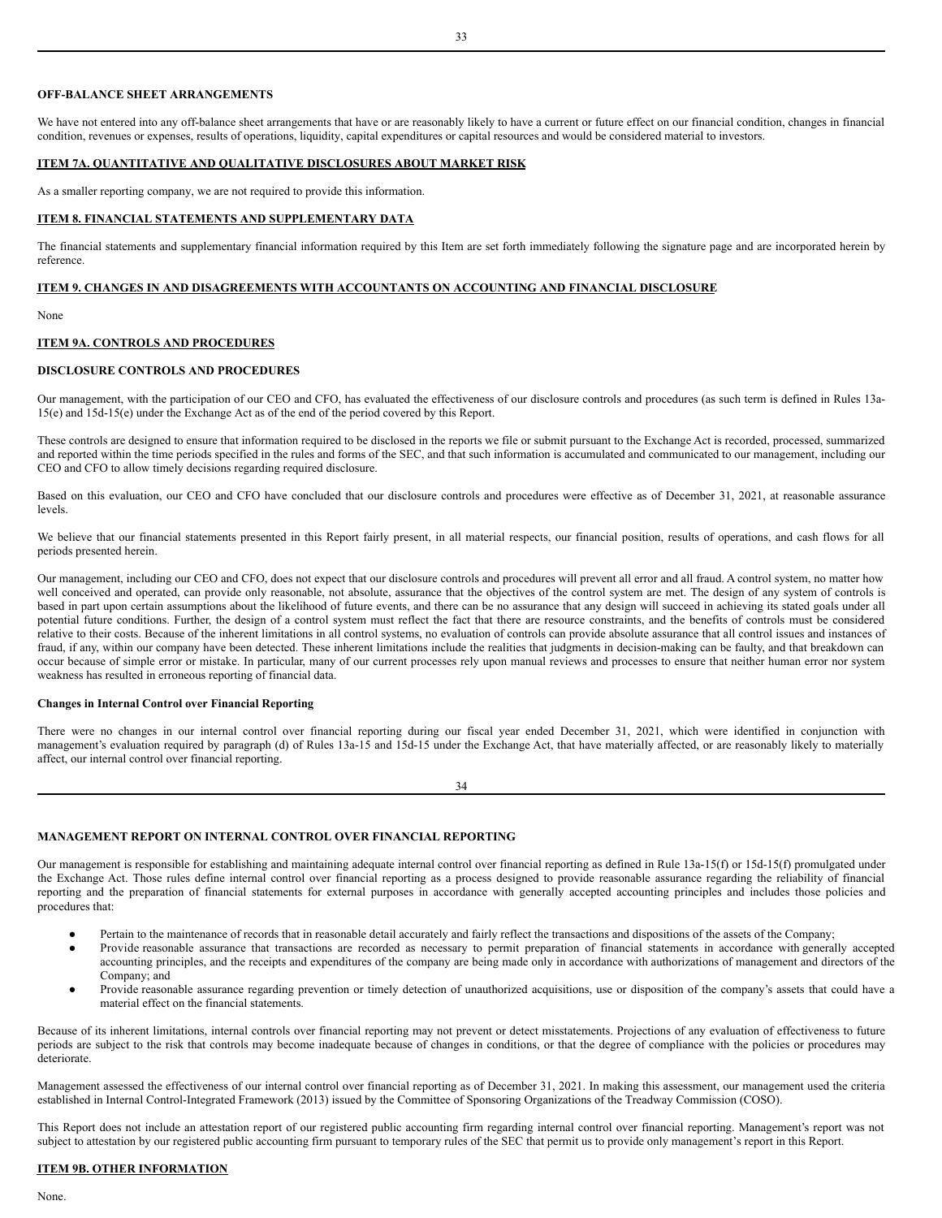### OFF-BALANCE SHEET ARRANGEMENTS

We have not entered into any off-balance sheet arrangements that have or are reasonably likely to have a current or future effect on our financial condition, changes in financial condition, revenues or expenses, results of operations, liquidity, capital expenditures or capital resources and would be considered material to investors.

## ITEM 7A. QUANTITATIVE AND QUALITATIVE DISCLOSURES ABOUT MARKET RISK

As a smaller reporting company, we are not required to provide this information.

## ITEM 8. FINANCIAL STATEMENTS AND SUPPLEMENTARY DATA

The financial statements and supplementary financial information required by this Item are set forth immediately following the signature page and are incorporated herein by reference.

## ITEM 9. CHANGES IN AND DISAGREEMENTS WITH ACCOUNTANTS ON ACCOUNTING AND FINANCIAL DISCLOSURE

None

## ITEM 9A. CONTROLS AND PROCEDURES

### DISCLOSURE CONTROLS AND PROCEDURES

Our management, with the participation of our CEO and CFO, has evaluated the effectiveness of our disclosure controls and procedures (as such term is defined in Rules 13a-15(e) and 15d-15(e) under the Exchange Act as of the end of the period covered by this Report.

These controls are designed to ensure that information required to be disclosed in the reports we file or submit pursuant to the Exchange Act is recorded, processed, summarized and reported within the time periods specified in the rules and forms of the SEC, and that such information is accumulated and communicated to our management, including our CEO and CFO to allow timely decisions regarding required disclosure.

Based on this evaluation, our CEO and CFO have concluded that our disclosure controls and procedures were effective as of December 31, 2021, at reasonable assurance levels.

We believe that our financial statements presented in this Report fairly present, in all material respects, our financial position, results of operations, and cash flows for all periods presented herein.

Our management, including our CEO and CFO, does not expect that our disclosure controls and procedures will prevent all error and all fraud. A control system, no matter how well conceived and operated, can provide only reasonable, not absolute, assurance that the objectives of the control system are met. The design of any system of controls is based in part upon certain assumptions about the likelihood of future events, and there can be no assurance that any design will succeed in achieving its stated goals under all potential future conditions. Further, the design of a control system must reflect the fact that there are resource constraints, and the benefits of controls must be considered relative to their costs. Because of the inherent limitations in all control systems, no evaluation of controls can provide absolute assurance that all control issues and instances of fraud, if any, within our company have been detected. These inherent limitations include the realities that judgments in decision-making can be faulty, and that breakdown can occur because of simple error or mistake. In particular, many of our current processes rely upon manual reviews and processes to ensure that neither human error nor system weakness has resulted in erroneous reporting of financial data.

**Changes in Internal Control over Financial Reporting**

There were no changes in our internal control over financial reporting during our fiscal year ended December 31, 2021, which were identified in conjunction with management's evaluation required by paragraph (d) of Rules 13a-15 and 15d-15 under the Exchange Act, that have materially affected, or are reasonably likely to materially affect, our internal control over financial reporting.

### MANAGEMENT REPORT ON INTERNAL CONTROL OVER FINANCIAL REPORTING

Our management is responsible for establishing and maintaining adequate internal control over financial reporting as defined in Rule 13a-15(f) or 15d-15(f) promulgated under the Exchange Act. Those rules define internal control over financial reporting as a process designed to provide reasonable assurance regarding the reliability of financial reporting and the preparation of financial statements for external purposes in accordance with generally accepted accounting principles and includes those policies and procedures that:

- Pertain to the maintenance of records that in reasonable detail accurately and fairly reflect the transactions and dispositions of the assets of the Company;
- Provide reasonable assurance that transactions are recorded as necessary to permit preparation of financial statements in accordance with generally accepted accounting principles, and the receipts and expenditures of the company are being made only in accordance with authorizations of management and directors of the Company; and
- Provide reasonable assurance regarding prevention or timely detection of unauthorized acquisitions, use or disposition of the company's assets that could have a material effect on the financial statements.

Because of its inherent limitations, internal controls over financial reporting may not prevent or detect misstatements. Projections of any evaluation of effectiveness to future periods are subject to the risk that controls may become inadequate because of changes in conditions, or that the degree of compliance with the policies or procedures may deteriorate.

Management assessed the effectiveness of our internal control over financial reporting as of December 31, 2021. In making this assessment, our management used the criteria established in Internal Control-Integrated Framework (2013) issued by the Committee of Sponsoring Organizations of the Treadway Commission (COSO).

This Report does not include an attestation report of our registered public accounting firm regarding internal control over financial reporting. Management's report was not subject to attestation by our registered public accounting firm pursuant to temporary rules of the SEC that permit us to provide only management's report in this Report.

## ITEM 9B. OTHER INFORMATION

None.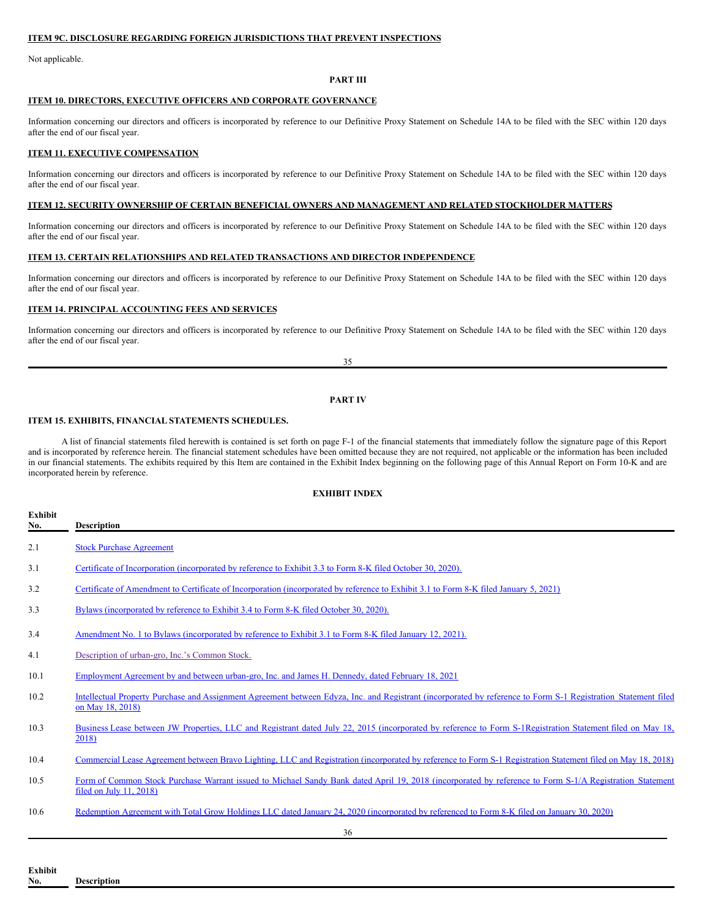## ITEM 9C. DISCLOSURE REGARDING FOREIGN JURISDICTIONS THAT PREVENT INSPECTIONS

Not applicable.

# PART III

## ITEM 10. DIRECTORS, EXECUTIVE OFFICERS AND CORPORATE GOVERNANCE

Information concerning our directors and officers is incorporated by reference to our Definitive Proxy Statement on Schedule 14A to be filed with the SEC within 120 days after the end of our fiscal year.

## ITEM 11. EXECUTIVE COMPENSATION

Information concerning our directors and officers is incorporated by reference to our Definitive Proxy Statement on Schedule 14A to be filed with the SEC within 120 days after the end of our fiscal year.

## ITEM 12. SECURITY OWNERSHIP OF CERTAIN BENEFICIAL OWNERS AND MANAGEMENT AND RELATED STOCKHOLDER MATTERS

Information concerning our directors and officers is incorporated by reference to our Definitive Proxy Statement on Schedule 14A to be filed with the SEC within 120 days after the end of our fiscal year.

## ITEM 13. CERTAIN RELATIONSHIPS AND RELATED TRANSACTIONS AND DIRECTOR INDEPENDENCE

Information concerning our directors and officers is incorporated by reference to our Definitive Proxy Statement on Schedule 14A to be filed with the SEC within 120 days after the end of our fiscal year.

## ITEM 14. PRINCIPAL ACCOUNTING FEES AND SERVICES

Information concerning our directors and officers is incorporated by reference to our Definitive Proxy Statement on Schedule 14A to be filed with the SEC within 120 days after the end of our fiscal year.

# PART IV

## ITEM 15. EXHIBITS, FINANCIAL STATEMENTS SCHEDULES.

A list of financial statements filed herewith is contained is set forth on page F-1 of the financial statements that immediately follow the signature page of this Report and is incorporated by reference herein. The financial statement schedules have been omitted because they are not required, not applicable or the information has been included in our financial statements. The exhibits required by this Item are contained in the Exhibit Index beginning on the following page of this Annual Report on Form 10-K and are incorporated herein by reference.

### EXHIBIT INDEX

| Exhibit No. | Description |
|---|---|
| 2.1 | Stock Purchase Agreement |
| 3.1 | Certificate of Incorporation (incorporated by reference to Exhibit 3.3 to Form 8-K filed October 30, 2020). |
| 3.2 | Certificate of Amendment to Certificate of Incorporation (incorporated by reference to Exhibit 3.1 to Form 8-K filed January 5, 2021) |
| 3.3 | Bylaws (incorporated by reference to Exhibit 3.4 to Form 8-K filed October 30, 2020). |
| 3.4 | Amendment No. 1 to Bylaws (incorporated by reference to Exhibit 3.1 to Form 8-K filed January 12, 2021). |
| 4.1 | Description of urban-gro, Inc.'s Common Stock. |
| 10.1 | Employment Agreement by and between urban-gro, Inc. and James H. Dennedy, dated February 18, 2021 |
| 10.2 | Intellectual Property Purchase and Assignment Agreement between Edyza, Inc. and Registrant (incorporated by reference to Form S-1 Registration Statement filed on May 18, 2018) |
| 10.3 | Business Lease between JW Properties, LLC and Registrant dated July 22, 2015 (incorporated by reference to Form S-1Registration Statement filed on May 18, 2018) |
| 10.4 | Commercial Lease Agreement between Bravo Lighting, LLC and Registration (incorporated by reference to Form S-1 Registration Statement filed on May 18, 2018) |
| 10.5 | Form of Common Stock Purchase Warrant issued to Michael Sandy Bank dated April 19, 2018 (incorporated by reference to Form S-1/A Registration Statement filed on July 11, 2018) |
| 10.6 | Redemption Agreement with Total Grow Holdings LLC dated January 24, 2020 (incorporated by referenced to Form 8-K filed on January 30, 2020) |

| Exhibit No. | Description |
|---|---|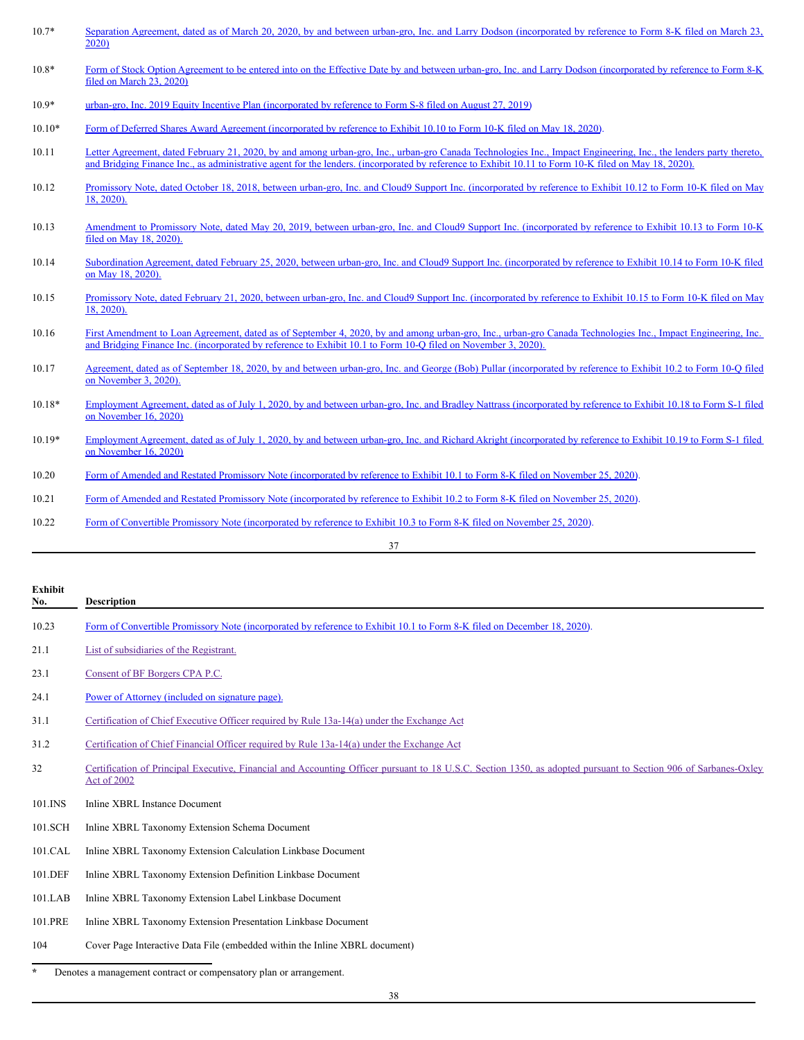| Exhibit No. | Description |
|---|---|
| 10.7* | Separation Agreement, dated as of March 20, 2020, by and between urban-gro, Inc. and Larry Dodson (incorporated by reference to Form 8-K filed on March 23, 2020) |
| 10.8* | Form of Stock Option Agreement to be entered into on the Effective Date by and between urban-gro, Inc. and Larry Dodson (incorporated by reference to Form 8-K filed on March 23, 2020) |
| 10.9* | urban-gro, Inc. 2019 Equity Incentive Plan (incorporated by reference to Form S-8 filed on August 27, 2019) |
| 10.10* | Form of Deferred Shares Award Agreement (incorporated by reference to Exhibit 10.10 to Form 10-K filed on May 18, 2020). |
| 10.11 | Letter Agreement, dated February 21, 2020, by and among urban-gro, Inc., urban-gro Canada Technologies Inc., Impact Engineering, Inc., the lenders party thereto, and Bridging Finance Inc., as administrative agent for the lenders. (incorporated by reference to Exhibit 10.11 to Form 10-K filed on May 18, 2020). |
| 10.12 | Promissory Note, dated October 18, 2018, between urban-gro, Inc. and Cloud9 Support Inc. (incorporated by reference to Exhibit 10.12 to Form 10-K filed on May 18, 2020). |
| 10.13 | Amendment to Promissory Note, dated May 20, 2019, between urban-gro, Inc. and Cloud9 Support Inc. (incorporated by reference to Exhibit 10.13 to Form 10-K filed on May 18, 2020). |
| 10.14 | Subordination Agreement, dated February 25, 2020, between urban-gro, Inc. and Cloud9 Support Inc. (incorporated by reference to Exhibit 10.14 to Form 10-K filed on May 18, 2020). |
| 10.15 | Promissory Note, dated February 21, 2020, between urban-gro, Inc. and Cloud9 Support Inc. (incorporated by reference to Exhibit 10.15 to Form 10-K filed on May 18, 2020). |
| 10.16 | First Amendment to Loan Agreement, dated as of September 4, 2020, by and among urban-gro, Inc., urban-gro Canada Technologies Inc., Impact Engineering, Inc. and Bridging Finance Inc. (incorporated by reference to Exhibit 10.1 to Form 10-Q filed on November 3, 2020). |
| 10.17 | Agreement, dated as of September 18, 2020, by and between urban-gro, Inc. and George (Bob) Pullar (incorporated by reference to Exhibit 10.2 to Form 10-Q filed on November 3, 2020). |
| 10.18* | Employment Agreement, dated as of July 1, 2020, by and between urban-gro, Inc. and Bradley Nattrass (incorporated by reference to Exhibit 10.18 to Form S-1 filed on November 16, 2020) |
| 10.19* | Employment Agreement, dated as of July 1, 2020, by and between urban-gro, Inc. and Richard Akright (incorporated by reference to Exhibit 10.19 to Form S-1 filed on November 16, 2020) |
| 10.20 | Form of Amended and Restated Promissory Note (incorporated by reference to Exhibit 10.1 to Form 8-K filed on November 25, 2020). |
| 10.21 | Form of Amended and Restated Promissory Note (incorporated by reference to Exhibit 10.2 to Form 8-K filed on November 25, 2020). |
| 10.22 | Form of Convertible Promissory Note (incorporated by reference to Exhibit 10.3 to Form 8-K filed on November 25, 2020). |
| 10.23 | Form of Convertible Promissory Note (incorporated by reference to Exhibit 10.1 to Form 8-K filed on December 18, 2020). |
| 21.1 | List of subsidiaries of the Registrant. |
| 23.1 | Consent of BF Borgers CPA P.C. |
| 24.1 | Power of Attorney (included on signature page). |
| 31.1 | Certification of Chief Executive Officer required by Rule 13a-14(a) under the Exchange Act |
| 31.2 | Certification of Chief Financial Officer required by Rule 13a-14(a) under the Exchange Act |
| 32 | Certification of Principal Executive, Financial and Accounting Officer pursuant to 18 U.S.C. Section 1350, as adopted pursuant to Section 906 of Sarbanes-Oxley Act of 2002 |
| 101.INS | Inline XBRL Instance Document |
| 101.SCH | Inline XBRL Taxonomy Extension Schema Document |
| 101.CAL | Inline XBRL Taxonomy Extension Calculation Linkbase Document |
| 101.DEF | Inline XBRL Taxonomy Extension Definition Linkbase Document |
| 101.LAB | Inline XBRL Taxonomy Extension Label Linkbase Document |
| 101.PRE | Inline XBRL Taxonomy Extension Presentation Linkbase Document |
| 104 | Cover Page Interactive Data File (embedded within the Inline XBRL document) |

\* Denotes a management contract or compensatory plan or arrangement.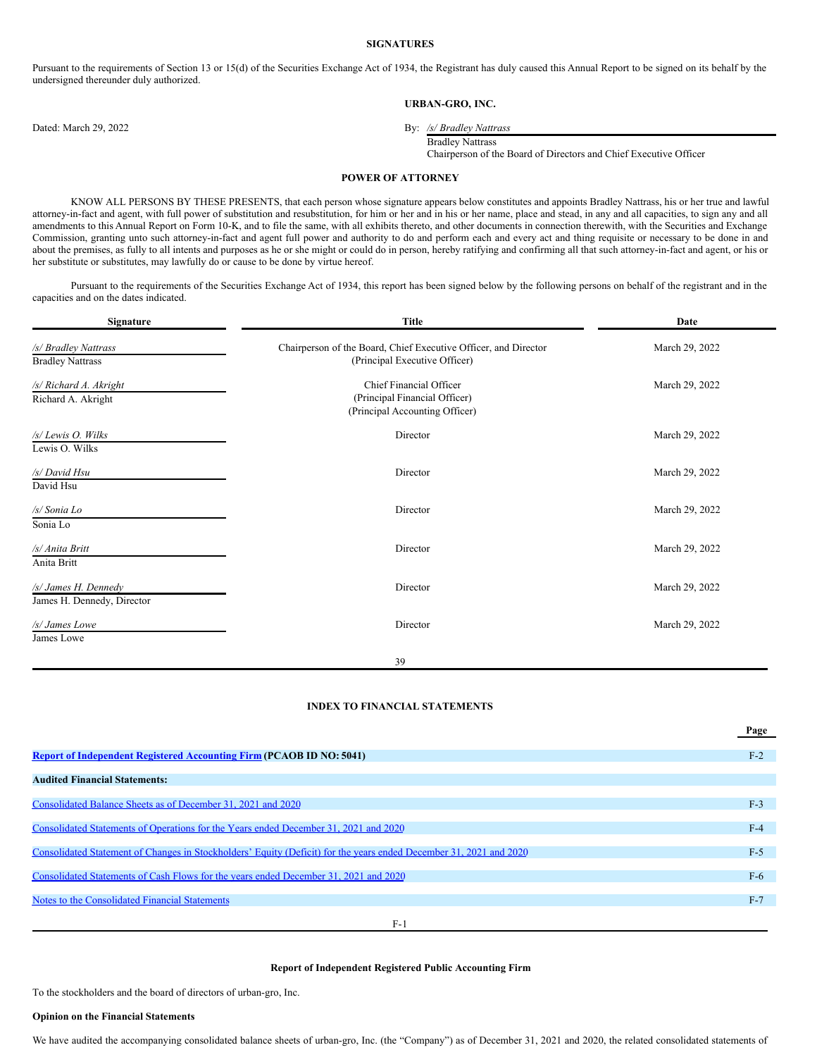## SIGNATURES

Pursuant to the requirements of Section 13 or 15(d) of the Securities Exchange Act of 1934, the Registrant has duly caused this Annual Report to be signed on its behalf by the undersigned thereunder duly authorized.

**URBAN-GRO, INC.**

Dated: March 29, 2022

By: */s/ Bradley Nattrass*
Bradley Nattrass
Chairperson of the Board of Directors and Chief Executive Officer

## POWER OF ATTORNEY

KNOW ALL PERSONS BY THESE PRESENTS, that each person whose signature appears below constitutes and appoints Bradley Nattrass, his or her true and lawful attorney-in-fact and agent, with full power of substitution and resubstitution, for him or her and in his or her name, place and stead, in any and all capacities, to sign any and all amendments to this Annual Report on Form 10-K, and to file the same, with all exhibits thereto, and other documents in connection therewith, with the Securities and Exchange Commission, granting unto such attorney-in-fact and agent full power and authority to do and perform each and every act and thing requisite or necessary to be done in and about the premises, as fully to all intents and purposes as he or she might or could do in person, hereby ratifying and confirming all that such attorney-in-fact and agent, or his or her substitute or substitutes, may lawfully do or cause to be done by virtue hereof.

Pursuant to the requirements of the Securities Exchange Act of 1934, this report has been signed below by the following persons on behalf of the registrant and in the capacities and on the dates indicated.

| Signature | Title | Date |
|---|---|---|
| */s/ Bradley Nattrass*<br>Bradley Nattrass | Chairperson of the Board, Chief Executive Officer, and Director<br>(Principal Executive Officer) | March 29, 2022 |
| */s/ Richard A. Akright*<br>Richard A. Akright | Chief Financial Officer<br>(Principal Financial Officer)<br>(Principal Accounting Officer) | March 29, 2022 |
| */s/ Lewis O. Wilks*<br>Lewis O. Wilks | Director | March 29, 2022 |
| */s/ David Hsu*<br>David Hsu | Director | March 29, 2022 |
| */s/ Sonia Lo*<br>Sonia Lo | Director | March 29, 2022 |
| */s/ Anita Britt*<br>Anita Britt | Director | March 29, 2022 |
| */s/ James H. Dennedy*<br>James H. Dennedy, Director | Director | March 29, 2022 |
| */s/ James Lowe*<br>James Lowe | Director | March 29, 2022 |

## INDEX TO FINANCIAL STATEMENTS

| | Page |
|---|---|
| **Report of Independent Registered Accounting Firm (PCAOB ID NO: 5041)** | F-2 |
| **Audited Financial Statements:** | |
| Consolidated Balance Sheets as of December 31, 2021 and 2020 | F-3 |
| Consolidated Statements of Operations for the Years ended December 31, 2021 and 2020 | F-4 |
| Consolidated Statement of Changes in Stockholders' Equity (Deficit) for the years ended December 31, 2021 and 2020 | F-5 |
| Consolidated Statements of Cash Flows for the years ended December 31, 2021 and 2020 | F-6 |
| Notes to the Consolidated Financial Statements | F-7 |

## Report of Independent Registered Public Accounting Firm

To the stockholders and the board of directors of urban-gro, Inc.

**Opinion on the Financial Statements**

We have audited the accompanying consolidated balance sheets of urban-gro, Inc. (the "Company") as of December 31, 2021 and 2020, the related consolidated statements of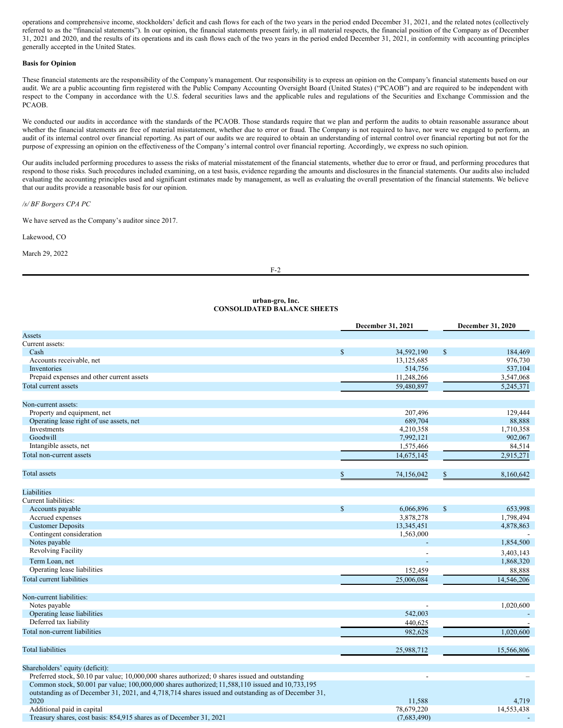operations and comprehensive income, stockholders' deficit and cash flows for each of the two years in the period ended December 31, 2021, and the related notes (collectively referred to as the "financial statements"). In our opinion, the financial statements present fairly, in all material respects, the financial position of the Company as of December 31, 2021 and 2020, and the results of its operations and its cash flows each of the two years in the period ended December 31, 2021, in conformity with accounting principles generally accepted in the United States.

**Basis for Opinion**

These financial statements are the responsibility of the Company's management. Our responsibility is to express an opinion on the Company's financial statements based on our audit. We are a public accounting firm registered with the Public Company Accounting Oversight Board (United States) ("PCAOB") and are required to be independent with respect to the Company in accordance with the U.S. federal securities laws and the applicable rules and regulations of the Securities and Exchange Commission and the PCAOB.

We conducted our audits in accordance with the standards of the PCAOB. Those standards require that we plan and perform the audits to obtain reasonable assurance about whether the financial statements are free of material misstatement, whether due to error or fraud. The Company is not required to have, nor were we engaged to perform, an audit of its internal control over financial reporting. As part of our audits we are required to obtain an understanding of internal control over financial reporting but not for the purpose of expressing an opinion on the effectiveness of the Company's internal control over financial reporting. Accordingly, we express no such opinion.

Our audits included performing procedures to assess the risks of material misstatement of the financial statements, whether due to error or fraud, and performing procedures that respond to those risks. Such procedures included examining, on a test basis, evidence regarding the amounts and disclosures in the financial statements. Our audits also included evaluating the accounting principles used and significant estimates made by management, as well as evaluating the overall presentation of the financial statements. We believe that our audits provide a reasonable basis for our opinion.

*/s/ BF Borgers CPA PC*

We have served as the Company's auditor since 2017.

Lakewood, CO

March 29, 2022

**urban-gro, Inc.**
**CONSOLIDATED BALANCE SHEETS**

| | December 31, 2021 | December 31, 2020 |
|---|---|---|
| Assets | | |
| Current assets: | | |
| Cash | $ 34,592,190 | $ 184,469 |
| Accounts receivable, net | 13,125,685 | 976,730 |
| Inventories | 514,756 | 537,104 |
| Prepaid expenses and other current assets | 11,248,266 | 3,547,068 |
| Total current assets | 59,480,897 | 5,245,371 |
| | | |
| Non-current assets: | | |
| Property and equipment, net | 207,496 | 129,444 |
| Operating lease right of use assets, net | 689,704 | 88,888 |
| Investments | 4,210,358 | 1,710,358 |
| Goodwill | 7,992,121 | 902,067 |
| Intangible assets, net | 1,575,466 | 84,514 |
| Total non-current assets | 14,675,145 | 2,915,271 |
| | | |
| Total assets | $ 74,156,042 | $ 8,160,642 |
| | | |
| Liabilities | | |
| Current liabilities: | | |
| Accounts payable | $ 6,066,896 | $ 653,998 |
| Accrued expenses | 3,878,278 | 1,798,494 |
| Customer Deposits | 13,345,451 | 4,878,863 |
| Contingent consideration | 1,563,000 | - |
| Notes payable | - | 1,854,500 |
| Revolving Facility | - | 3,403,143 |
| Term Loan, net | - | 1,868,320 |
| Operating lease liabilities | 152,459 | 88,888 |
| Total current liabilities | 25,006,084 | 14,546,206 |
| | | |
| Non-current liabilities: | | |
| Notes payable | - | 1,020,600 |
| Operating lease liabilities | 542,003 | - |
| Deferred tax liability | 440,625 | - |
| Total non-current liabilities | 982,628 | 1,020,600 |
| | | |
| Total liabilities | 25,988,712 | 15,566,806 |
| | | |
| Shareholders' equity (deficit): | | |
| Preferred stock, $0.10 par value; 10,000,000 shares authorized; 0 shares issued and outstanding | - | – |
| Common stock, $0.001 par value; 100,000,000 shares authorized; 11,588,110 issued and 10,733,195 outstanding as of December 31, 2021, and 4,718,714 shares issued and outstanding as of December 31, 2020 | 11,588 | 4,719 |
| Additional paid in capital | 78,679,220 | 14,553,438 |
| Treasury shares, cost basis: 854,915 shares as of December 31, 2021 | (7,683,490) | - |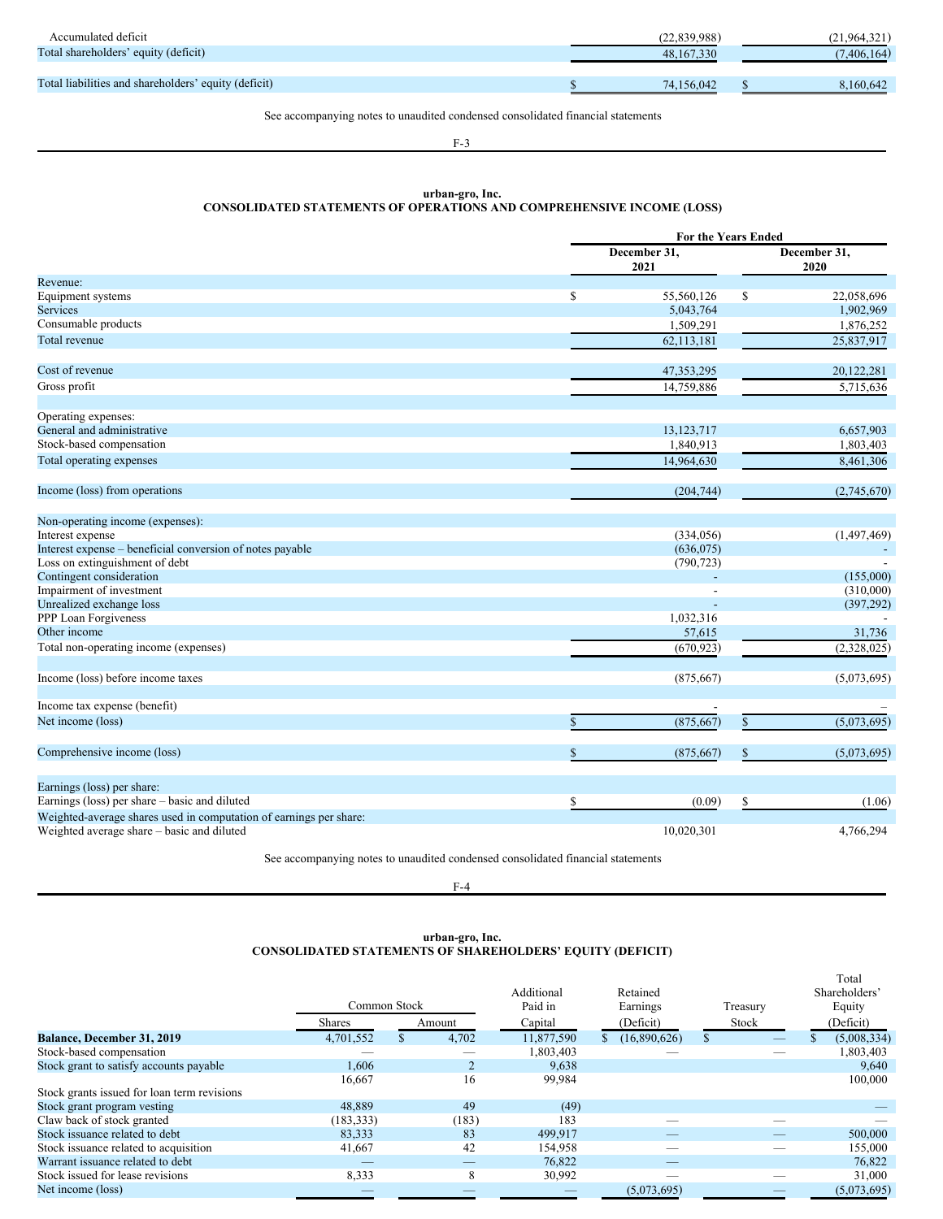| | | |
|---|---|---|
| Accumulated deficit | (22,839,988) | (21,964,321) |
| Total shareholders' equity (deficit) | 48,167,330 | (7,406,164) |
| Total liabilities and shareholders' equity (deficit) | $ 74,156,042 | $ 8,160,642 |

See accompanying notes to unaudited condensed consolidated financial statements

## urban-gro, Inc.
## CONSOLIDATED STATEMENTS OF OPERATIONS AND COMPREHENSIVE INCOME (LOSS)

| | For the Years Ended | |
|---|---|---|
| | December 31, 2021 | December 31, 2020 |
| Revenue: | | |
| Equipment systems | $ 55,560,126 | $ 22,058,696 |
| Services | 5,043,764 | 1,902,969 |
| Consumable products | 1,509,291 | 1,876,252 |
| Total revenue | 62,113,181 | 25,837,917 |
| Cost of revenue | 47,353,295 | 20,122,281 |
| Gross profit | 14,759,886 | 5,715,636 |
| Operating expenses: | | |
| General and administrative | 13,123,717 | 6,657,903 |
| Stock-based compensation | 1,840,913 | 1,803,403 |
| Total operating expenses | 14,964,630 | 8,461,306 |
| Income (loss) from operations | (204,744) | (2,745,670) |
| Non-operating income (expenses): | | |
| Interest expense | (334,056) | (1,497,469) |
| Interest expense – beneficial conversion of notes payable | (636,075) | - |
| Loss on extinguishment of debt | (790,723) | - |
| Contingent consideration | - | (155,000) |
| Impairment of investment | - | (310,000) |
| Unrealized exchange loss | - | (397,292) |
| PPP Loan Forgiveness | 1,032,316 | - |
| Other income | 57,615 | 31,736 |
| Total non-operating income (expenses) | (670,923) | (2,328,025) |
| Income (loss) before income taxes | (875,667) | (5,073,695) |
| Income tax expense (benefit) | - | – |
| Net income (loss) | $ (875,667) | $ (5,073,695) |
| Comprehensive income (loss) | $ (875,667) | $ (5,073,695) |
| Earnings (loss) per share: | | |
| Earnings (loss) per share – basic and diluted | $ (0.09) | $ (1.06) |
| Weighted-average shares used in computation of earnings per share: | | |
| Weighted average share – basic and diluted | 10,020,301 | 4,766,294 |

See accompanying notes to unaudited condensed consolidated financial statements

## urban-gro, Inc.
## CONSOLIDATED STATEMENTS OF SHAREHOLDERS' EQUITY (DEFICIT)

| | Common Stock | | Additional Paid in Capital | Retained Earnings (Deficit) | Treasury Stock | Total Shareholders' Equity (Deficit) |
|---|---|---|---|---|---|---|
| | Shares | Amount | | | | |
| **Balance, December 31, 2019** | 4,701,552 | $ 4,702 | 11,877,590 | $ (16,890,626) | $ — | $ (5,008,334) |
| Stock-based compensation | — | — | 1,803,403 | — | — | 1,803,403 |
| Stock grant to satisfy accounts payable | 1,606 | 2 | 9,638 | | | 9,640 |
| | 16,667 | 16 | 99,984 | | | 100,000 |
| Stock grants issued for loan term revisions | | | | | | |
| Stock grant program vesting | 48,889 | 49 | (49) | | | — |
| Claw back of stock granted | (183,333) | (183) | 183 | — | — | — |
| Stock issuance related to debt | 83,333 | 83 | 499,917 | — | — | 500,000 |
| Stock issuance related to acquisition | 41,667 | 42 | 154,958 | — | — | 155,000 |
| Warrant issuance related to debt | — | — | 76,822 | — | — | 76,822 |
| Stock issued for lease revisions | 8,333 | 8 | 30,992 | — | — | 31,000 |
| Net income (loss) | — | — | — | (5,073,695) | — | (5,073,695) |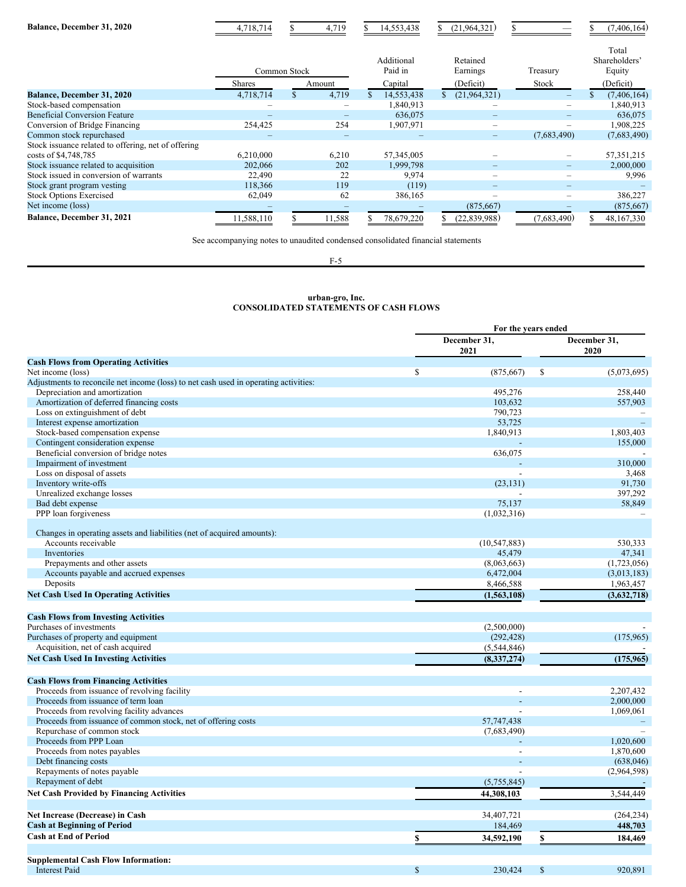| | Common Stock | | Additional Paid in | Retained Earnings | Treasury | Total Shareholders' Equity |
|---|---|---|---|---|---|---|
| | Shares | Amount | Capital | (Deficit) | Stock | (Deficit) |
| **Balance, December 31, 2020** | 4,718,714 | $ 4,719 | $ 14,553,438 | $ (21,964,321) | $ — | $ (7,406,164) |

| | Common Stock | | Additional Paid in | Retained Earnings | Treasury | Total Shareholders' Equity |
|---|---|---|---|---|---|---|
| | Shares | Amount | Capital | (Deficit) | Stock | (Deficit) |
| **Balance, December 31, 2020** | 4,718,714 | $ 4,719 | $ 14,553,438 | $ (21,964,321) | – | $ (7,406,164) |
| Stock-based compensation | – | – | 1,840,913 | – | – | 1,840,913 |
| Beneficial Conversion Feature | – | – | 636,075 | – | – | 636,075 |
| Conversion of Bridge Financing | 254,425 | 254 | 1,907,971 | – | – | 1,908,225 |
| Common stock repurchased | – | – | – | – | (7,683,490) | (7,683,490) |
| Stock issuance related to offering, net of offering costs of $4,748,785 | 6,210,000 | 6,210 | 57,345,005 | – | – | 57,351,215 |
| Stock issuance related to acquisition | 202,066 | 202 | 1,999,798 | – | – | 2,000,000 |
| Stock issued in conversion of warrants | 22,490 | 22 | 9,974 | – | – | 9,996 |
| Stock grant program vesting | 118,366 | 119 | (119) | – | – | – |
| Stock Options Exercised | 62,049 | 62 | 386,165 | – | – | 386,227 |
| Net income (loss) | – | – | – | (875,667) | – | (875,667) |
| **Balance, December 31, 2021** | 11,588,110 | $ 11,588 | $ 78,679,220 | $ (22,839,988) | (7,683,490) | $ 48,167,330 |

See accompanying notes to unaudited condensed consolidated financial statements

**urban-gro, Inc.**
**CONSOLIDATED STATEMENTS OF CASH FLOWS**

| | For the years ended | |
|---|---|---|
| | December 31, 2021 | December 31, 2020 |
| **Cash Flows from Operating Activities** | | |
| Net income (loss) | $ (875,667) | $ (5,073,695) |
| Adjustments to reconcile net income (loss) to net cash used in operating activities: | | |
| Depreciation and amortization | 495,276 | 258,440 |
| Amortization of deferred financing costs | 103,632 | 557,903 |
| Loss on extinguishment of debt | 790,723 | – |
| Interest expense amortization | 53,725 | – |
| Stock-based compensation expense | 1,840,913 | 1,803,403 |
| Contingent consideration expense | - | 155,000 |
| Beneficial conversion of bridge notes | 636,075 | - |
| Impairment of investment | - | 310,000 |
| Loss on disposal of assets | - | 3,468 |
| Inventory write-offs | (23,131) | 91,730 |
| Unrealized exchange losses | - | 397,292 |
| Bad debt expense | 75,137 | 58,849 |
| PPP loan forgiveness | (1,032,316) | – |
| Changes in operating assets and liabilities (net of acquired amounts): | | |
| Accounts receivable | (10,547,883) | 530,333 |
| Inventories | 45,479 | 47,341 |
| Prepayments and other assets | (8,063,663) | (1,723,056) |
| Accounts payable and accrued expenses | 6,472,004 | (3,013,183) |
| Deposits | 8,466,588 | 1,963,457 |
| **Net Cash Used In Operating Activities** | **(1,563,108)** | **(3,632,718)** |
| **Cash Flows from Investing Activities** | | |
| Purchases of investments | (2,500,000) | - |
| Purchases of property and equipment | (292,428) | (175,965) |
| Acquisition, net of cash acquired | (5,544,846) | - |
| **Net Cash Used In Investing Activities** | **(8,337,274)** | **(175,965)** |
| **Cash Flows from Financing Activities** | | |
| Proceeds from issuance of revolving facility | - | 2,207,432 |
| Proceeds from issuance of term loan | - | 2,000,000 |
| Proceeds from revolving facility advances | - | 1,069,061 |
| Proceeds from issuance of common stock, net of offering costs | 57,747,438 | – |
| Repurchase of common stock | (7,683,490) | – |
| Proceeds from PPP Loan | - | 1,020,600 |
| Proceeds from notes payables | - | 1,870,600 |
| Debt financing costs | - | (638,046) |
| Repayments of notes payable | - | (2,964,598) |
| Repayment of debt | (5,755,845) | - |
| **Net Cash Provided by Financing Activities** | **44,308,103** | 3,544,449 |
| **Net Increase (Decrease) in Cash** | 34,407,721 | (264,234) |
| **Cash at Beginning of Period** | 184,469 | **448,703** |
| **Cash at End of Period** | **$ 34,592,190** | **$ 184,469** |
| **Supplemental Cash Flow Information:** | | |
| Interest Paid | $ 230,424 | $ 920,891 |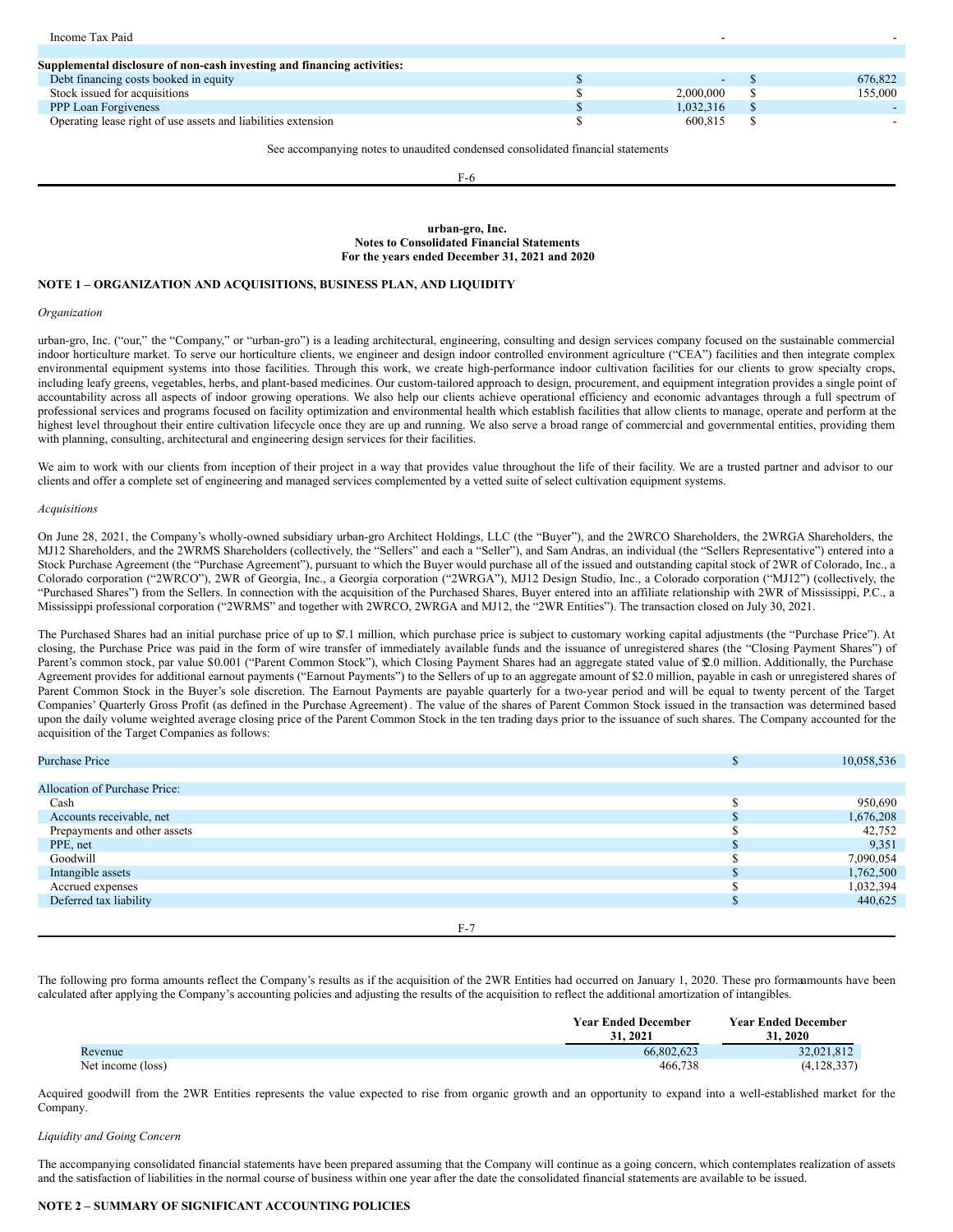| | | |
|---|---|---|
| Income Tax Paid | - | - |
| | | |
| **Supplemental disclosure of non-cash investing and financing activities:** | | |
| Debt financing costs booked in equity | $ - | $ 676,822 |
| Stock issued for acquisitions | $ 2,000,000 | $ 155,000 |
| PPP Loan Forgiveness | $ 1,032,316 | $ - |
| Operating lease right of use assets and liabilities extension | $ 600,815 | $ - |

See accompanying notes to unaudited condensed consolidated financial statements

**urban-gro, Inc.**
**Notes to Consolidated Financial Statements**
**For the years ended December 31, 2021 and 2020**

## NOTE 1 – ORGANIZATION AND ACQUISITIONS, BUSINESS PLAN, AND LIQUIDITY

*Organization*

urban-gro, Inc. ("our," the "Company," or "urban-gro") is a leading architectural, engineering, consulting and design services company focused on the sustainable commercial indoor horticulture market. To serve our horticulture clients, we engineer and design indoor controlled environment agriculture ("CEA") facilities and then integrate complex environmental equipment systems into those facilities. Through this work, we create high-performance indoor cultivation facilities for our clients to grow specialty crops, including leafy greens, vegetables, herbs, and plant-based medicines. Our custom-tailored approach to design, procurement, and equipment integration provides a single point of accountability across all aspects of indoor growing operations. We also help our clients achieve operational efficiency and economic advantages through a full spectrum of professional services and programs focused on facility optimization and environmental health which establish facilities that allow clients to manage, operate and perform at the highest level throughout their entire cultivation lifecycle once they are up and running. We also serve a broad range of commercial and governmental entities, providing them with planning, consulting, architectural and engineering design services for their facilities.

We aim to work with our clients from inception of their project in a way that provides value throughout the life of their facility. We are a trusted partner and advisor to our clients and offer a complete set of engineering and managed services complemented by a vetted suite of select cultivation equipment systems.

*Acquisitions*

On June 28, 2021, the Company's wholly-owned subsidiary urban-gro Architect Holdings, LLC (the "Buyer"), and the 2WRCO Shareholders, the 2WRGA Shareholders, the MJ12 Shareholders, and the 2WRMS Shareholders (collectively, the "Sellers" and each a "Seller"), and Sam Andras, an individual (the "Sellers Representative") entered into a Stock Purchase Agreement (the "Purchase Agreement"), pursuant to which the Buyer would purchase all of the issued and outstanding capital stock of 2WR of Colorado, Inc., a Colorado corporation ("2WRCO"), 2WR of Georgia, Inc., a Georgia corporation ("2WRGA"), MJ12 Design Studio, Inc., a Colorado corporation ("MJ12") (collectively, the "Purchased Shares") from the Sellers. In connection with the acquisition of the Purchased Shares, Buyer entered into an affiliate relationship with 2WR of Mississippi, P.C., a Mississippi professional corporation ("2WRMS" and together with 2WRCO, 2WRGA and MJ12, the "2WR Entities"). The transaction closed on July 30, 2021.

The Purchased Shares had an initial purchase price of up to $7.1 million, which purchase price is subject to customary working capital adjustments (the "Purchase Price"). At closing, the Purchase Price was paid in the form of wire transfer of immediately available funds and the issuance of unregistered shares (the "Closing Payment Shares") of Parent's common stock, par value $0.001 ("Parent Common Stock"), which Closing Payment Shares had an aggregate stated value of $2.0 million. Additionally, the Purchase Agreement provides for additional earnout payments ("Earnout Payments") to the Sellers of up to an aggregate amount of $2.0 million, payable in cash or unregistered shares of Parent Common Stock in the Buyer's sole discretion. The Earnout Payments are payable quarterly for a two-year period and will be equal to twenty percent of the Target Companies' Quarterly Gross Profit (as defined in the Purchase Agreement). The value of the shares of Parent Common Stock issued in the transaction was determined based upon the daily volume weighted average closing price of the Parent Common Stock in the ten trading days prior to the issuance of such shares. The Company accounted for the acquisition of the Target Companies as follows:

| | |
|---|---|
| Purchase Price | $ 10,058,536 |
| | |
| Allocation of Purchase Price: | |
| Cash | $ 950,690 |
| Accounts receivable, net | $ 1,676,208 |
| Prepayments and other assets | $ 42,752 |
| PPE, net | $ 9,351 |
| Goodwill | $ 7,090,054 |
| Intangible assets | $ 1,762,500 |
| Accrued expenses | $ 1,032,394 |
| Deferred tax liability | $ 440,625 |

The following pro forma amounts reflect the Company's results as if the acquisition of the 2WR Entities had occurred on January 1, 2020. These pro forma amounts have been calculated after applying the Company's accounting policies and adjusting the results of the acquisition to reflect the additional amortization of intangibles.

| | Year Ended December 31, 2021 | Year Ended December 31, 2020 |
|---|---|---|
| Revenue | 66,802,623 | 32,021,812 |
| Net income (loss) | 466,738 | (4,128,337) |

Acquired goodwill from the 2WR Entities represents the value expected to rise from organic growth and an opportunity to expand into a well-established market for the Company.

*Liquidity and Going Concern*

The accompanying consolidated financial statements have been prepared assuming that the Company will continue as a going concern, which contemplates realization of assets and the satisfaction of liabilities in the normal course of business within one year after the date the consolidated financial statements are available to be issued.

## NOTE 2 – SUMMARY OF SIGNIFICANT ACCOUNTING POLICIES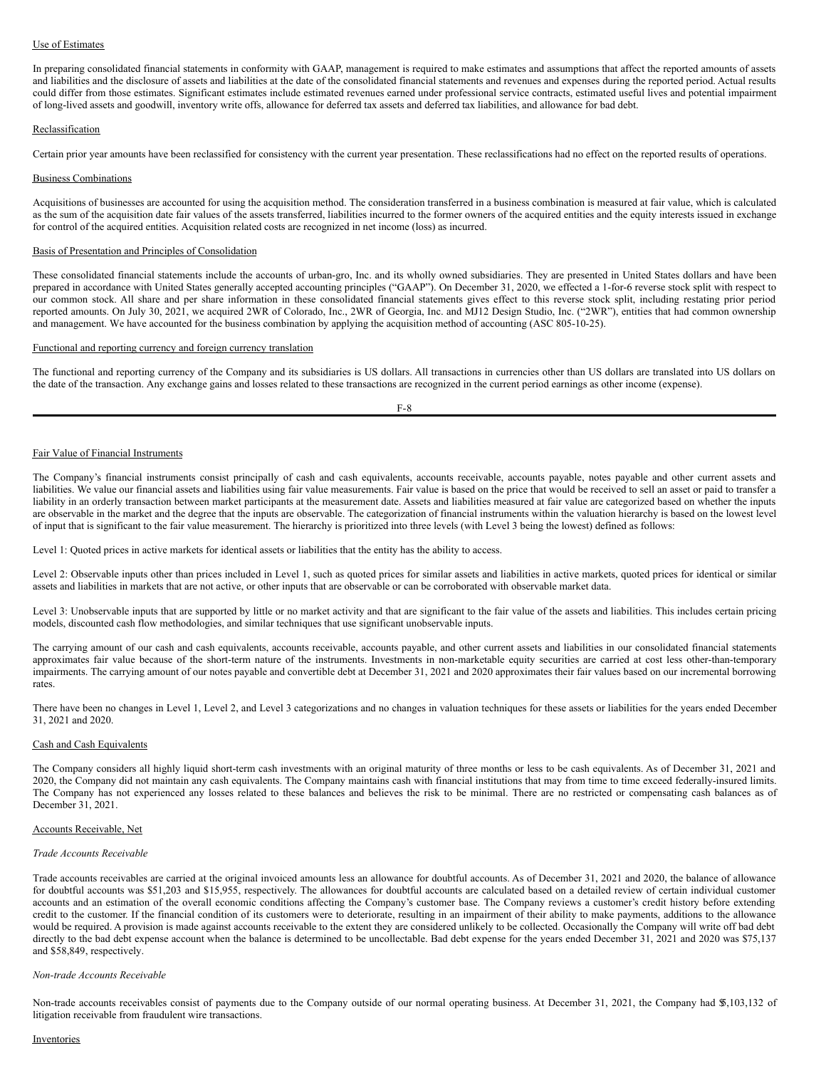Use of Estimates

In preparing consolidated financial statements in conformity with GAAP, management is required to make estimates and assumptions that affect the reported amounts of assets and liabilities and the disclosure of assets and liabilities at the date of the consolidated financial statements and revenues and expenses during the reported period. Actual results could differ from those estimates. Significant estimates include estimated revenues earned under professional service contracts, estimated useful lives and potential impairment of long-lived assets and goodwill, inventory write offs, allowance for deferred tax assets and deferred tax liabilities, and allowance for bad debt.

Reclassification

Certain prior year amounts have been reclassified for consistency with the current year presentation. These reclassifications had no effect on the reported results of operations.

Business Combinations

Acquisitions of businesses are accounted for using the acquisition method. The consideration transferred in a business combination is measured at fair value, which is calculated as the sum of the acquisition date fair values of the assets transferred, liabilities incurred to the former owners of the acquired entities and the equity interests issued in exchange for control of the acquired entities. Acquisition related costs are recognized in net income (loss) as incurred.

Basis of Presentation and Principles of Consolidation

These consolidated financial statements include the accounts of urban-gro, Inc. and its wholly owned subsidiaries. They are presented in United States dollars and have been prepared in accordance with United States generally accepted accounting principles ("GAAP"). On December 31, 2020, we effected a 1-for-6 reverse stock split with respect to our common stock. All share and per share information in these consolidated financial statements gives effect to this reverse stock split, including restating prior period reported amounts. On July 30, 2021, we acquired 2WR of Colorado, Inc., 2WR of Georgia, Inc. and MJ12 Design Studio, Inc. ("2WR"), entities that had common ownership and management. We have accounted for the business combination by applying the acquisition method of accounting (ASC 805-10-25).

Functional and reporting currency and foreign currency translation

The functional and reporting currency of the Company and its subsidiaries is US dollars. All transactions in currencies other than US dollars are translated into US dollars on the date of the transaction. Any exchange gains and losses related to these transactions are recognized in the current period earnings as other income (expense).

Fair Value of Financial Instruments

The Company's financial instruments consist principally of cash and cash equivalents, accounts receivable, accounts payable, notes payable and other current assets and liabilities. We value our financial assets and liabilities using fair value measurements. Fair value is based on the price that would be received to sell an asset or paid to transfer a liability in an orderly transaction between market participants at the measurement date. Assets and liabilities measured at fair value are categorized based on whether the inputs are observable in the market and the degree that the inputs are observable. The categorization of financial instruments within the valuation hierarchy is based on the lowest level of input that is significant to the fair value measurement. The hierarchy is prioritized into three levels (with Level 3 being the lowest) defined as follows:

Level 1: Quoted prices in active markets for identical assets or liabilities that the entity has the ability to access.

Level 2: Observable inputs other than prices included in Level 1, such as quoted prices for similar assets and liabilities in active markets, quoted prices for identical or similar assets and liabilities in markets that are not active, or other inputs that are observable or can be corroborated with observable market data.

Level 3: Unobservable inputs that are supported by little or no market activity and that are significant to the fair value of the assets and liabilities. This includes certain pricing models, discounted cash flow methodologies, and similar techniques that use significant unobservable inputs.

The carrying amount of our cash and cash equivalents, accounts receivable, accounts payable, and other current assets and liabilities in our consolidated financial statements approximates fair value because of the short-term nature of the instruments. Investments in non-marketable equity securities are carried at cost less other-than-temporary impairments. The carrying amount of our notes payable and convertible debt at December 31, 2021 and 2020 approximates their fair values based on our incremental borrowing rates.

There have been no changes in Level 1, Level 2, and Level 3 categorizations and no changes in valuation techniques for these assets or liabilities for the years ended December 31, 2021 and 2020.

Cash and Cash Equivalents

The Company considers all highly liquid short-term cash investments with an original maturity of three months or less to be cash equivalents. As of December 31, 2021 and 2020, the Company did not maintain any cash equivalents. The Company maintains cash with financial institutions that may from time to time exceed federally-insured limits. The Company has not experienced any losses related to these balances and believes the risk to be minimal. There are no restricted or compensating cash balances as of December 31, 2021.

Accounts Receivable, Net

*Trade Accounts Receivable*

Trade accounts receivables are carried at the original invoiced amounts less an allowance for doubtful accounts. As of December 31, 2021 and 2020, the balance of allowance for doubtful accounts was $51,203 and $15,955, respectively. The allowances for doubtful accounts are calculated based on a detailed review of certain individual customer accounts and an estimation of the overall economic conditions affecting the Company's customer base. The Company reviews a customer's credit history before extending credit to the customer. If the financial condition of its customers were to deteriorate, resulting in an impairment of their ability to make payments, additions to the allowance would be required. A provision is made against accounts receivable to the extent they are considered unlikely to be collected. Occasionally the Company will write off bad debt directly to the bad debt expense account when the balance is determined to be uncollectable. Bad debt expense for the years ended December 31, 2021 and 2020 was $75,137 and $58,849, respectively.

*Non-trade Accounts Receivable*

Non-trade accounts receivables consist of payments due to the Company outside of our normal operating business. At December 31, 2021, the Company had $5,103,132 of litigation receivable from fraudulent wire transactions.

Inventories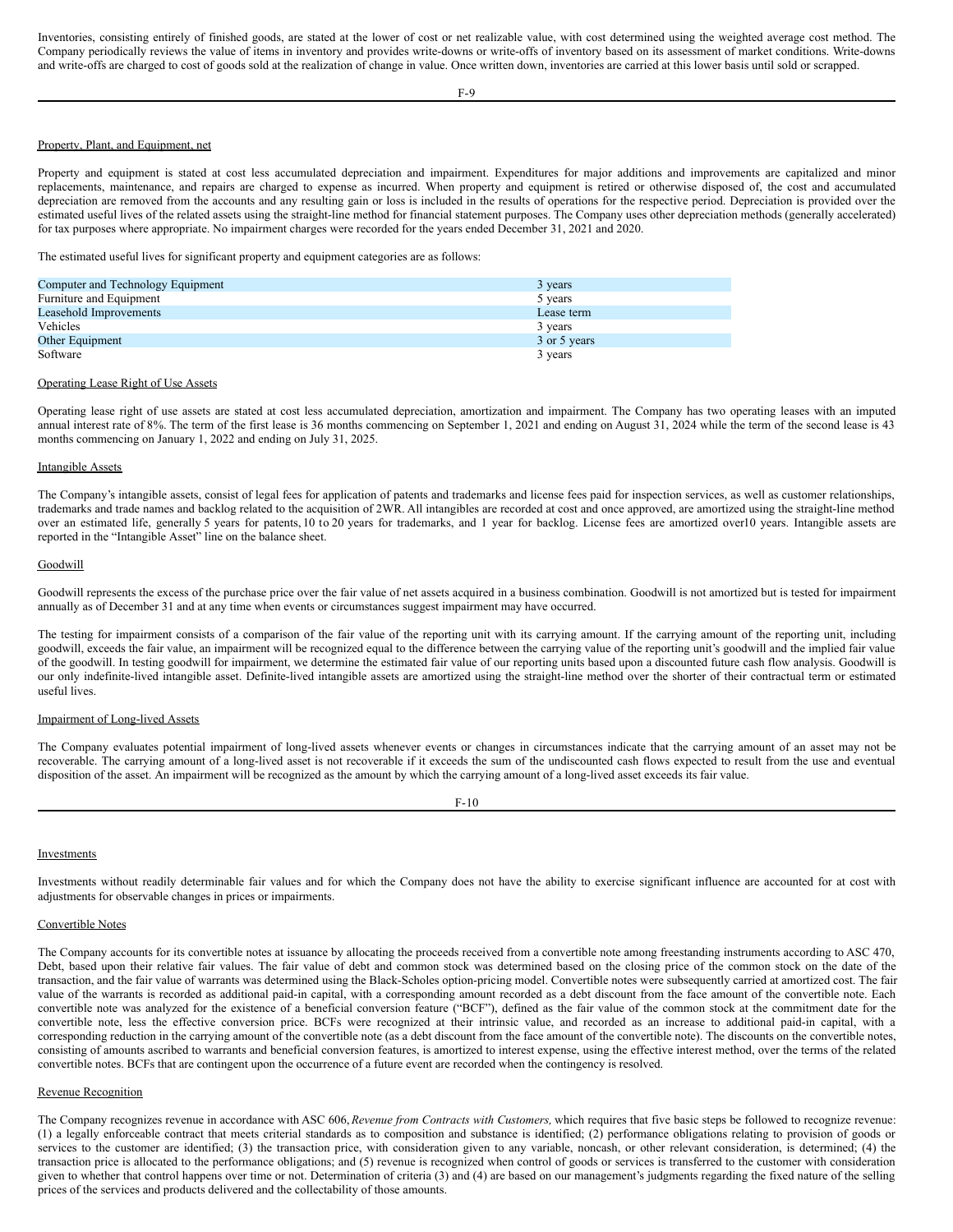Inventories, consisting entirely of finished goods, are stated at the lower of cost or net realizable value, with cost determined using the weighted average cost method. The Company periodically reviews the value of items in inventory and provides write-downs or write-offs of inventory based on its assessment of market conditions. Write-downs and write-offs are charged to cost of goods sold at the realization of change in value. Once written down, inventories are carried at this lower basis until sold or scrapped.

Property, Plant, and Equipment, net

Property and equipment is stated at cost less accumulated depreciation and impairment. Expenditures for major additions and improvements are capitalized and minor replacements, maintenance, and repairs are charged to expense as incurred. When property and equipment is retired or otherwise disposed of, the cost and accumulated depreciation are removed from the accounts and any resulting gain or loss is included in the results of operations for the respective period. Depreciation is provided over the estimated useful lives of the related assets using the straight-line method for financial statement purposes. The Company uses other depreciation methods (generally accelerated) for tax purposes where appropriate. No impairment charges were recorded for the years ended December 31, 2021 and 2020.

The estimated useful lives for significant property and equipment categories are as follows:

| | |
|---|---|
| Computer and Technology Equipment | 3 years |
| Furniture and Equipment | 5 years |
| Leasehold Improvements | Lease term |
| Vehicles | 3 years |
| Other Equipment | 3 or 5 years |
| Software | 3 years |

Operating Lease Right of Use Assets

Operating lease right of use assets are stated at cost less accumulated depreciation, amortization and impairment. The Company has two operating leases with an imputed annual interest rate of 8%. The term of the first lease is 36 months commencing on September 1, 2021 and ending on August 31, 2024 while the term of the second lease is 43 months commencing on January 1, 2022 and ending on July 31, 2025.

Intangible Assets

The Company's intangible assets, consist of legal fees for application of patents and trademarks and license fees paid for inspection services, as well as customer relationships, trademarks and trade names and backlog related to the acquisition of 2WR. All intangibles are recorded at cost and once approved, are amortized using the straight-line method over an estimated life, generally 5 years for patents, 10 to 20 years for trademarks, and 1 year for backlog. License fees are amortized over10 years. Intangible assets are reported in the "Intangible Asset" line on the balance sheet.

Goodwill

Goodwill represents the excess of the purchase price over the fair value of net assets acquired in a business combination. Goodwill is not amortized but is tested for impairment annually as of December 31 and at any time when events or circumstances suggest impairment may have occurred.

The testing for impairment consists of a comparison of the fair value of the reporting unit with its carrying amount. If the carrying amount of the reporting unit, including goodwill, exceeds the fair value, an impairment will be recognized equal to the difference between the carrying value of the reporting unit's goodwill and the implied fair value of the goodwill. In testing goodwill for impairment, we determine the estimated fair value of our reporting units based upon a discounted future cash flow analysis. Goodwill is our only indefinite-lived intangible asset. Definite-lived intangible assets are amortized using the straight-line method over the shorter of their contractual term or estimated useful lives.

Impairment of Long-lived Assets

The Company evaluates potential impairment of long-lived assets whenever events or changes in circumstances indicate that the carrying amount of an asset may not be recoverable. The carrying amount of a long-lived asset is not recoverable if it exceeds the sum of the undiscounted cash flows expected to result from the use and eventual disposition of the asset. An impairment will be recognized as the amount by which the carrying amount of a long-lived asset exceeds its fair value.

Investments

Investments without readily determinable fair values and for which the Company does not have the ability to exercise significant influence are accounted for at cost with adjustments for observable changes in prices or impairments.

Convertible Notes

The Company accounts for its convertible notes at issuance by allocating the proceeds received from a convertible note among freestanding instruments according to ASC 470, Debt, based upon their relative fair values. The fair value of debt and common stock was determined based on the closing price of the common stock on the date of the transaction, and the fair value of warrants was determined using the Black-Scholes option-pricing model. Convertible notes were subsequently carried at amortized cost. The fair value of the warrants is recorded as additional paid-in capital, with a corresponding amount recorded as a debt discount from the face amount of the convertible note. Each convertible note was analyzed for the existence of a beneficial conversion feature ("BCF"), defined as the fair value of the common stock at the commitment date for the convertible note, less the effective conversion price. BCFs were recognized at their intrinsic value, and recorded as an increase to additional paid-in capital, with a corresponding reduction in the carrying amount of the convertible note (as a debt discount from the face amount of the convertible note). The discounts on the convertible notes, consisting of amounts ascribed to warrants and beneficial conversion features, is amortized to interest expense, using the effective interest method, over the terms of the related convertible notes. BCFs that are contingent upon the occurrence of a future event are recorded when the contingency is resolved.

Revenue Recognition

The Company recognizes revenue in accordance with ASC 606, *Revenue from Contracts with Customers,* which requires that five basic steps be followed to recognize revenue: (1) a legally enforceable contract that meets criterial standards as to composition and substance is identified; (2) performance obligations relating to provision of goods or services to the customer are identified; (3) the transaction price, with consideration given to any variable, noncash, or other relevant consideration, is determined; (4) the transaction price is allocated to the performance obligations; and (5) revenue is recognized when control of goods or services is transferred to the customer with consideration given to whether that control happens over time or not. Determination of criteria (3) and (4) are based on our management's judgments regarding the fixed nature of the selling prices of the services and products delivered and the collectability of those amounts.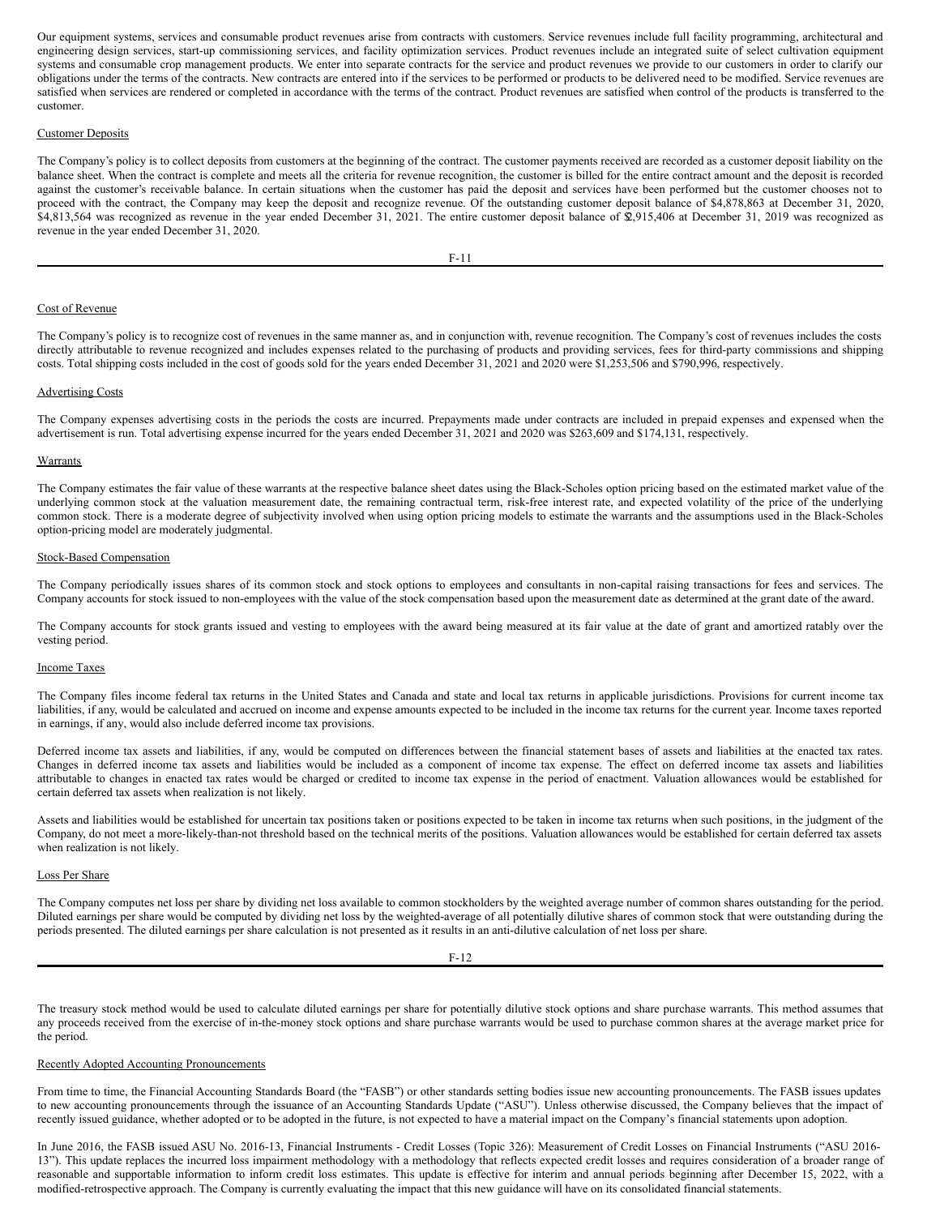Our equipment systems, services and consumable product revenues arise from contracts with customers. Service revenues include full facility programming, architectural and engineering design services, start-up commissioning services, and facility optimization services. Product revenues include an integrated suite of select cultivation equipment systems and consumable crop management products. We enter into separate contracts for the service and product revenues we provide to our customers in order to clarify our obligations under the terms of the contracts. New contracts are entered into if the services to be performed or products to be delivered need to be modified. Service revenues are satisfied when services are rendered or completed in accordance with the terms of the contract. Product revenues are satisfied when control of the products is transferred to the customer.

Customer Deposits

The Company's policy is to collect deposits from customers at the beginning of the contract. The customer payments received are recorded as a customer deposit liability on the balance sheet. When the contract is complete and meets all the criteria for revenue recognition, the customer is billed for the entire contract amount and the deposit is recorded against the customer's receivable balance. In certain situations when the customer has paid the deposit and services have been performed but the customer chooses not to proceed with the contract, the Company may keep the deposit and recognize revenue. Of the outstanding customer deposit balance of $4,878,863 at December 31, 2020, $4,813,564 was recognized as revenue in the year ended December 31, 2021. The entire customer deposit balance of $2,915,406 at December 31, 2019 was recognized as revenue in the year ended December 31, 2020.

Cost of Revenue

The Company's policy is to recognize cost of revenues in the same manner as, and in conjunction with, revenue recognition. The Company's cost of revenues includes the costs directly attributable to revenue recognized and includes expenses related to the purchasing of products and providing services, fees for third-party commissions and shipping costs. Total shipping costs included in the cost of goods sold for the years ended December 31, 2021 and 2020 were $1,253,506 and $790,996, respectively.

Advertising Costs

The Company expenses advertising costs in the periods the costs are incurred. Prepayments made under contracts are included in prepaid expenses and expensed when the advertisement is run. Total advertising expense incurred for the years ended December 31, 2021 and 2020 was $263,609 and $174,131, respectively.

Warrants

The Company estimates the fair value of these warrants at the respective balance sheet dates using the Black-Scholes option pricing based on the estimated market value of the underlying common stock at the valuation measurement date, the remaining contractual term, risk-free interest rate, and expected volatility of the price of the underlying common stock. There is a moderate degree of subjectivity involved when using option pricing models to estimate the warrants and the assumptions used in the Black-Scholes option-pricing model are moderately judgmental.

Stock-Based Compensation

The Company periodically issues shares of its common stock and stock options to employees and consultants in non-capital raising transactions for fees and services. The Company accounts for stock issued to non-employees with the value of the stock compensation based upon the measurement date as determined at the grant date of the award.

The Company accounts for stock grants issued and vesting to employees with the award being measured at its fair value at the date of grant and amortized ratably over the vesting period.

Income Taxes

The Company files income federal tax returns in the United States and Canada and state and local tax returns in applicable jurisdictions. Provisions for current income tax liabilities, if any, would be calculated and accrued on income and expense amounts expected to be included in the income tax returns for the current year. Income taxes reported in earnings, if any, would also include deferred income tax provisions.

Deferred income tax assets and liabilities, if any, would be computed on differences between the financial statement bases of assets and liabilities at the enacted tax rates. Changes in deferred income tax assets and liabilities would be included as a component of income tax expense. The effect on deferred income tax assets and liabilities attributable to changes in enacted tax rates would be charged or credited to income tax expense in the period of enactment. Valuation allowances would be established for certain deferred tax assets when realization is not likely.

Assets and liabilities would be established for uncertain tax positions taken or positions expected to be taken in income tax returns when such positions, in the judgment of the Company, do not meet a more-likely-than-not threshold based on the technical merits of the positions. Valuation allowances would be established for certain deferred tax assets when realization is not likely.

Loss Per Share

The Company computes net loss per share by dividing net loss available to common stockholders by the weighted average number of common shares outstanding for the period. Diluted earnings per share would be computed by dividing net loss by the weighted-average of all potentially dilutive shares of common stock that were outstanding during the periods presented. The diluted earnings per share calculation is not presented as it results in an anti-dilutive calculation of net loss per share.

The treasury stock method would be used to calculate diluted earnings per share for potentially dilutive stock options and share purchase warrants. This method assumes that any proceeds received from the exercise of in-the-money stock options and share purchase warrants would be used to purchase common shares at the average market price for the period.

Recently Adopted Accounting Pronouncements

From time to time, the Financial Accounting Standards Board (the "FASB") or other standards setting bodies issue new accounting pronouncements. The FASB issues updates to new accounting pronouncements through the issuance of an Accounting Standards Update ("ASU"). Unless otherwise discussed, the Company believes that the impact of recently issued guidance, whether adopted or to be adopted in the future, is not expected to have a material impact on the Company's financial statements upon adoption.

In June 2016, the FASB issued ASU No. 2016-13, Financial Instruments - Credit Losses (Topic 326): Measurement of Credit Losses on Financial Instruments ("ASU 2016-13"). This update replaces the incurred loss impairment methodology with a methodology that reflects expected credit losses and requires consideration of a broader range of reasonable and supportable information to inform credit loss estimates. This update is effective for interim and annual periods beginning after December 15, 2022, with a modified-retrospective approach. The Company is currently evaluating the impact that this new guidance will have on its consolidated financial statements.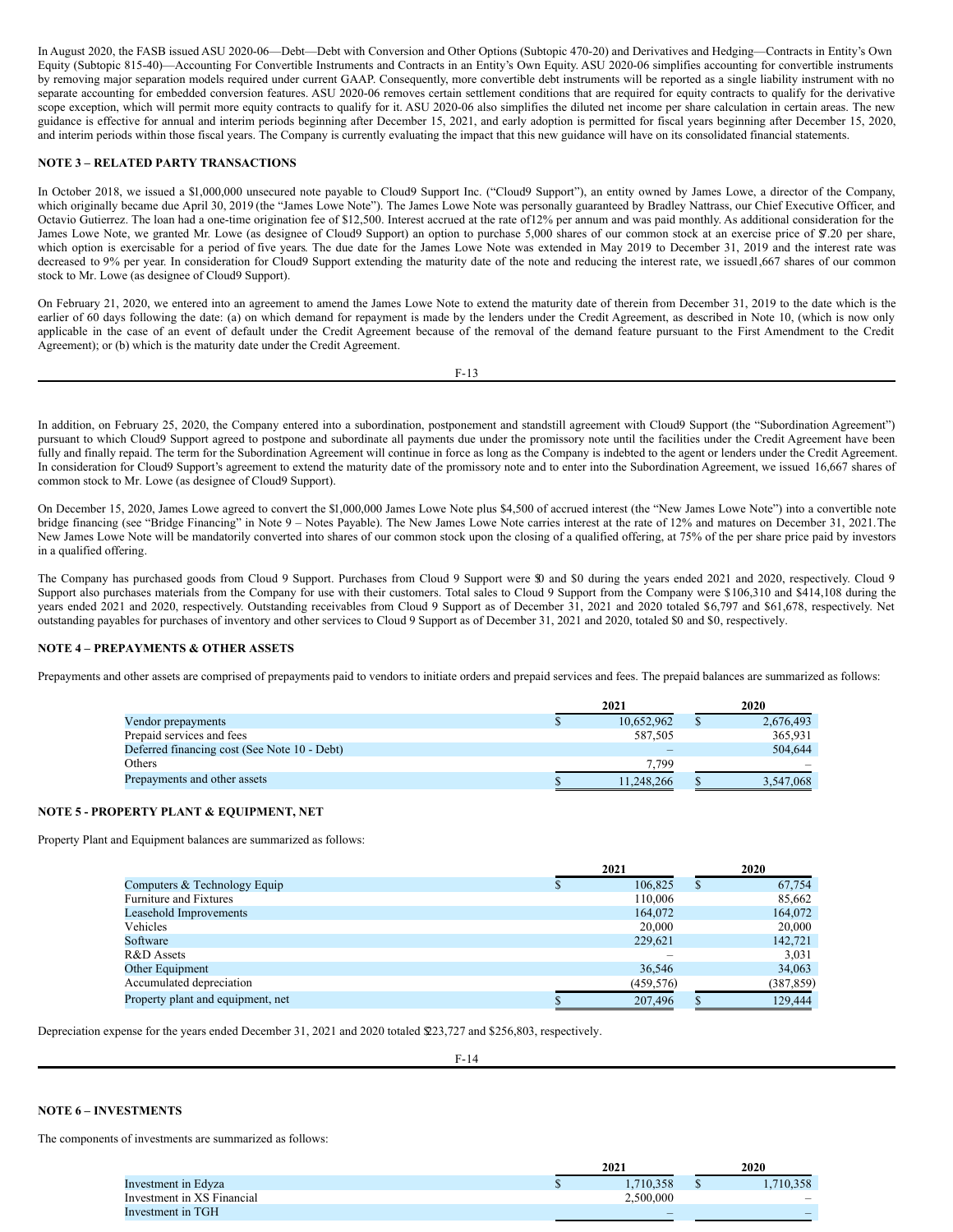In August 2020, the FASB issued ASU 2020-06—Debt—Debt with Conversion and Other Options (Subtopic 470-20) and Derivatives and Hedging—Contracts in Entity's Own Equity (Subtopic 815-40)—Accounting For Convertible Instruments and Contracts in an Entity's Own Equity. ASU 2020-06 simplifies accounting for convertible instruments by removing major separation models required under current GAAP. Consequently, more convertible debt instruments will be reported as a single liability instrument with no separate accounting for embedded conversion features. ASU 2020-06 removes certain settlement conditions that are required for equity contracts to qualify for the derivative scope exception, which will permit more equity contracts to qualify for it. ASU 2020-06 also simplifies the diluted net income per share calculation in certain areas. The new guidance is effective for annual and interim periods beginning after December 15, 2021, and early adoption is permitted for fiscal years beginning after December 15, 2020, and interim periods within those fiscal years. The Company is currently evaluating the impact that this new guidance will have on its consolidated financial statements.

## NOTE 3 – RELATED PARTY TRANSACTIONS

In October 2018, we issued a $1,000,000 unsecured note payable to Cloud9 Support Inc. ("Cloud9 Support"), an entity owned by James Lowe, a director of the Company, which originally became due April 30, 2019 (the "James Lowe Note"). The James Lowe Note was personally guaranteed by Bradley Nattrass, our Chief Executive Officer, and Octavio Gutierrez. The loan had a one-time origination fee of $12,500. Interest accrued at the rate of 12% per annum and was paid monthly. As additional consideration for the James Lowe Note, we granted Mr. Lowe (as designee of Cloud9 Support) an option to purchase 5,000 shares of our common stock at an exercise price of $7.20 per share, which option is exercisable for a period of five years. The due date for the James Lowe Note was extended in May 2019 to December 31, 2019 and the interest rate was decreased to 9% per year. In consideration for Cloud9 Support extending the maturity date of the note and reducing the interest rate, we issued 1,667 shares of our common stock to Mr. Lowe (as designee of Cloud9 Support).

On February 21, 2020, we entered into an agreement to amend the James Lowe Note to extend the maturity date of therein from December 31, 2019 to the date which is the earlier of 60 days following the date: (a) on which demand for repayment is made by the lenders under the Credit Agreement, as described in Note 10, (which is now only applicable in the case of an event of default under the Credit Agreement because of the removal of the demand feature pursuant to the First Amendment to the Credit Agreement); or (b) which is the maturity date under the Credit Agreement.

In addition, on February 25, 2020, the Company entered into a subordination, postponement and standstill agreement with Cloud9 Support (the "Subordination Agreement") pursuant to which Cloud9 Support agreed to postpone and subordinate all payments due under the promissory note until the facilities under the Credit Agreement have been fully and finally repaid. The term for the Subordination Agreement will continue in force as long as the Company is indebted to the agent or lenders under the Credit Agreement. In consideration for Cloud9 Support's agreement to extend the maturity date of the promissory note and to enter into the Subordination Agreement, we issued 16,667 shares of common stock to Mr. Lowe (as designee of Cloud9 Support).

On December 15, 2020, James Lowe agreed to convert the $1,000,000 James Lowe Note plus $4,500 of accrued interest (the "New James Lowe Note") into a convertible note bridge financing (see "Bridge Financing" in Note 9 – Notes Payable). The New James Lowe Note carries interest at the rate of 12% and matures on December 31, 2021. The New James Lowe Note will be mandatorily converted into shares of our common stock upon the closing of a qualified offering, at 75% of the per share price paid by investors in a qualified offering.

The Company has purchased goods from Cloud 9 Support. Purchases from Cloud 9 Support were $0 and $0 during the years ended 2021 and 2020, respectively. Cloud 9 Support also purchases materials from the Company for use with their customers. Total sales to Cloud 9 Support from the Company were $106,310 and $414,108 during the years ended 2021 and 2020, respectively. Outstanding receivables from Cloud 9 Support as of December 31, 2021 and 2020 totaled $6,797 and $61,678, respectively. Net outstanding payables for purchases of inventory and other services to Cloud 9 Support as of December 31, 2021 and 2020, totaled $0 and $0, respectively.

## NOTE 4 – PREPAYMENTS & OTHER ASSETS

Prepayments and other assets are comprised of prepayments paid to vendors to initiate orders and prepaid services and fees. The prepaid balances are summarized as follows:

| | 2021 | 2020 |
|---|---|---|
| Vendor prepayments | $ 10,652,962 | $ 2,676,493 |
| Prepaid services and fees | 587,505 | 365,931 |
| Deferred financing cost (See Note 10 - Debt) | – | 504,644 |
| Others | 7,799 | – |
| Prepayments and other assets | $ 11,248,266 | $ 3,547,068 |

## NOTE 5 - PROPERTY PLANT & EQUIPMENT, NET

Property Plant and Equipment balances are summarized as follows:

| | 2021 | 2020 |
|---|---|---|
| Computers & Technology Equip | $ 106,825 | $ 67,754 |
| Furniture and Fixtures | 110,006 | 85,662 |
| Leasehold Improvements | 164,072 | 164,072 |
| Vehicles | 20,000 | 20,000 |
| Software | 229,621 | 142,721 |
| R&D Assets | – | 3,031 |
| Other Equipment | 36,546 | 34,063 |
| Accumulated depreciation | (459,576) | (387,859) |
| Property plant and equipment, net | $ 207,496 | $ 129,444 |

Depreciation expense for the years ended December 31, 2021 and 2020 totaled $223,727 and $256,803, respectively.

## NOTE 6 – INVESTMENTS

The components of investments are summarized as follows:

| | 2021 | 2020 |
|---|---|---|
| Investment in Edyza | $ 1,710,358 | $ 1,710,358 |
| Investment in XS Financial | 2,500,000 | – |
| Investment in TGH | – | – |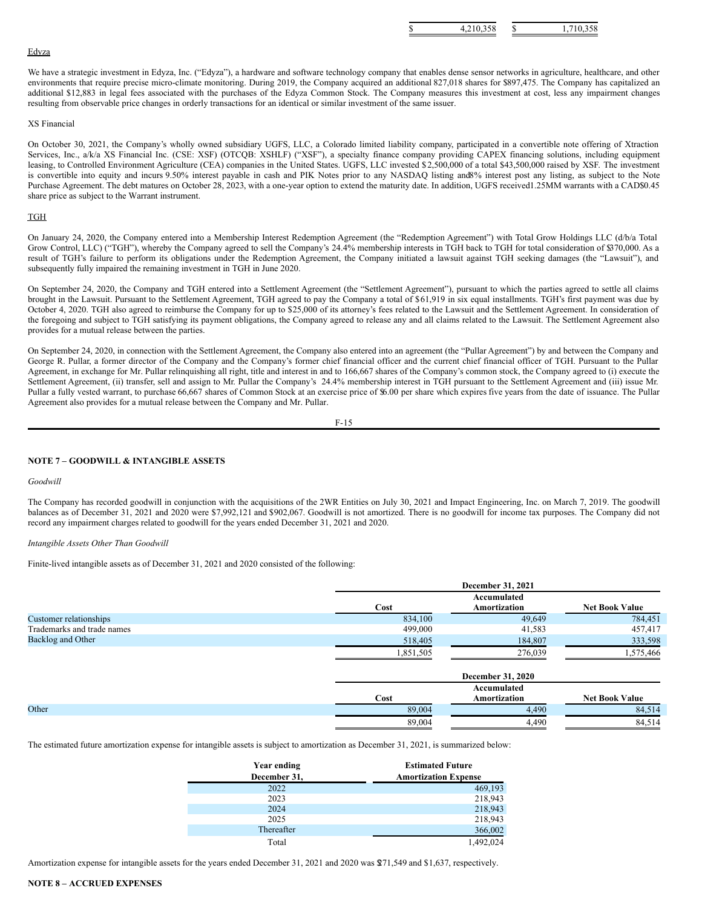| | | |
|---|---|---|
| | $ 4,210,358 | $ 1,710,358 |

Edyza

We have a strategic investment in Edyza, Inc. ("Edyza"), a hardware and software technology company that enables dense sensor networks in agriculture, healthcare, and other environments that require precise micro-climate monitoring. During 2019, the Company acquired an additional 827,018 shares for $897,475. The Company has capitalized an additional $12,883 in legal fees associated with the purchases of the Edyza Common Stock. The Company measures this investment at cost, less any impairment changes resulting from observable price changes in orderly transactions for an identical or similar investment of the same issuer.

XS Financial

On October 30, 2021, the Company's wholly owned subsidiary UGFS, LLC, a Colorado limited liability company, participated in a convertible note offering of Xtraction Services, Inc., a/k/a XS Financial Inc. (CSE: XSF) (OTCQB: XSHLF) ("XSF"), a specialty finance company providing CAPEX financing solutions, including equipment leasing, to Controlled Environment Agriculture (CEA) companies in the United States. UGFS, LLC invested $2,500,000 of a total $43,500,000 raised by XSF. The investment is convertible into equity and incurs 9.50% interest payable in cash and PIK Notes prior to any NASDAQ listing and 8% interest post any listing, as subject to the Note Purchase Agreement. The debt matures on October 28, 2023, with a one-year option to extend the maturity date. In addition, UGFS received 1.25MM warrants with a CAD$0.45 share price as subject to the Warrant instrument.

TGH

On January 24, 2020, the Company entered into a Membership Interest Redemption Agreement (the "Redemption Agreement") with Total Grow Holdings LLC (d/b/a Total Grow Control, LLC) ("TGH"), whereby the Company agreed to sell the Company's 24.4% membership interests in TGH back to TGH for total consideration of $370,000. As a result of TGH's failure to perform its obligations under the Redemption Agreement, the Company initiated a lawsuit against TGH seeking damages (the "Lawsuit"), and subsequently fully impaired the remaining investment in TGH in June 2020.

On September 24, 2020, the Company and TGH entered into a Settlement Agreement (the "Settlement Agreement"), pursuant to which the parties agreed to settle all claims brought in the Lawsuit. Pursuant to the Settlement Agreement, TGH agreed to pay the Company a total of $61,919 in six equal installments. TGH's first payment was due by October 4, 2020. TGH also agreed to reimburse the Company for up to $25,000 of its attorney's fees related to the Lawsuit and the Settlement Agreement. In consideration of the foregoing and subject to TGH satisfying its payment obligations, the Company agreed to release any and all claims related to the Lawsuit. The Settlement Agreement also provides for a mutual release between the parties.

On September 24, 2020, in connection with the Settlement Agreement, the Company also entered into an agreement (the "Pullar Agreement") by and between the Company and George R. Pullar, a former director of the Company and the Company's former chief financial officer and the current chief financial officer of TGH. Pursuant to the Pullar Agreement, in exchange for Mr. Pullar relinquishing all right, title and interest in and to 166,667 shares of the Company's common stock, the Company agreed to (i) execute the Settlement Agreement, (ii) transfer, sell and assign to Mr. Pullar the Company's 24.4% membership interest in TGH pursuant to the Settlement Agreement and (iii) issue Mr. Pullar a fully vested warrant, to purchase 66,667 shares of Common Stock at an exercise price of $6.00 per share which expires five years from the date of issuance. The Pullar Agreement also provides for a mutual release between the Company and Mr. Pullar.

## NOTE 7 – GOODWILL & INTANGIBLE ASSETS

*Goodwill*

The Company has recorded goodwill in conjunction with the acquisitions of the 2WR Entities on July 30, 2021 and Impact Engineering, Inc. on March 7, 2019. The goodwill balances as of December 31, 2021 and 2020 were $7,992,121 and $902,067. Goodwill is not amortized. There is no goodwill for income tax purposes. The Company did not record any impairment charges related to goodwill for the years ended December 31, 2021 and 2020.

*Intangible Assets Other Than Goodwill*

Finite-lived intangible assets as of December 31, 2021 and 2020 consisted of the following:

| | December 31, 2021 | | |
|---|---|---|---|
| | Cost | Accumulated Amortization | Net Book Value |
| Customer relationships | 834,100 | 49,649 | 784,451 |
| Trademarks and trade names | 499,000 | 41,583 | 457,417 |
| Backlog and Other | 518,405 | 184,807 | 333,598 |
| | 1,851,505 | 276,039 | 1,575,466 |

| | December 31, 2020 | | |
|---|---|---|---|
| | Cost | Accumulated Amortization | Net Book Value |
| Other | 89,004 | 4,490 | 84,514 |
| | 89,004 | 4,490 | 84,514 |

The estimated future amortization expense for intangible assets is subject to amortization as December 31, 2021, is summarized below:

| Year ending December 31, | Estimated Future Amortization Expense |
|---|---|
| 2022 | 469,193 |
| 2023 | 218,943 |
| 2024 | 218,943 |
| 2025 | 218,943 |
| Thereafter | 366,002 |
| Total | 1,492,024 |

Amortization expense for intangible assets for the years ended December 31, 2021 and 2020 was $271,549 and $1,637, respectively.

## NOTE 8 – ACCRUED EXPENSES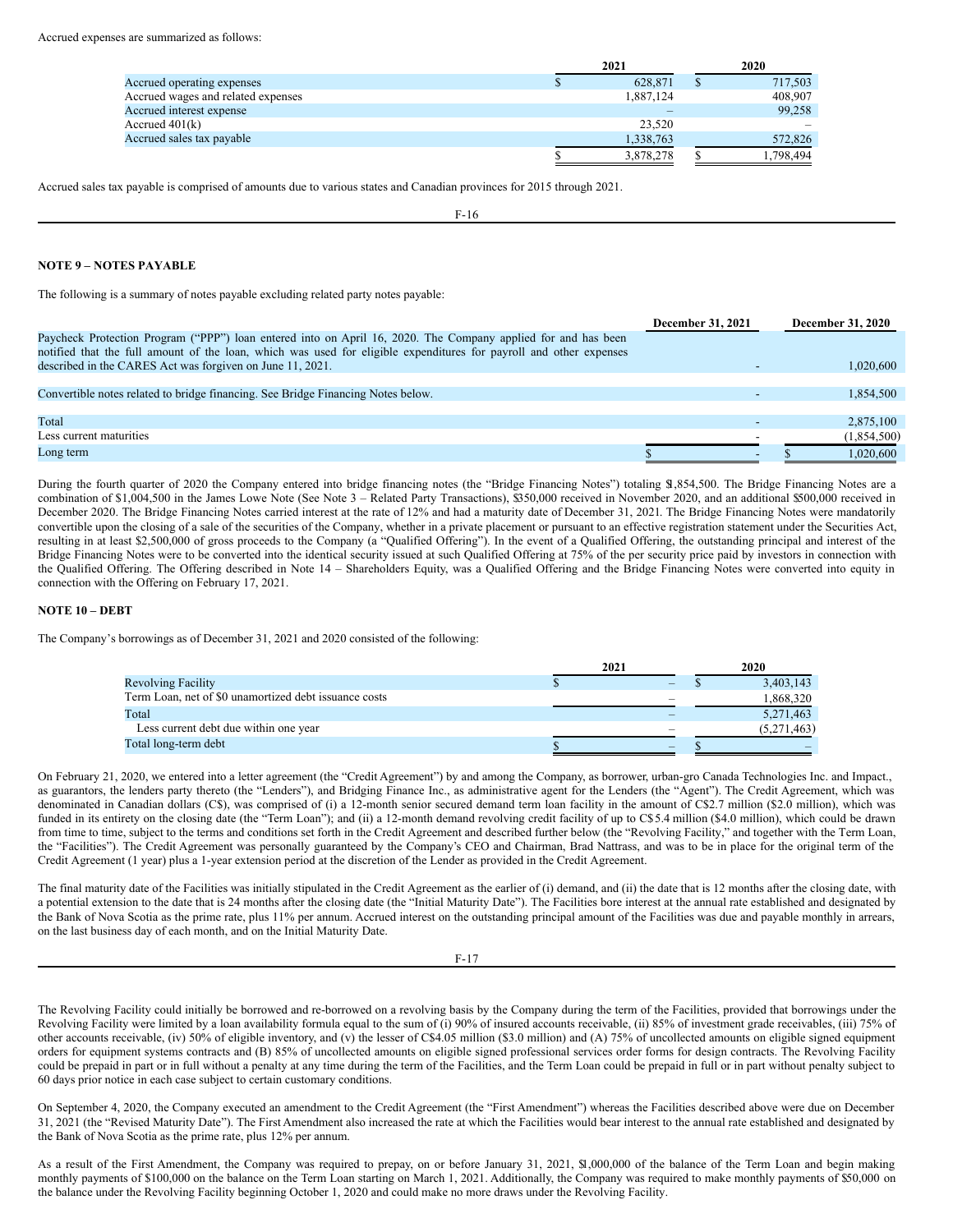Accrued expenses are summarized as follows:

| | 2021 | 2020 |
|---|---|---|
| Accrued operating expenses | $ 628,871 | $ 717,503 |
| Accrued wages and related expenses | 1,887,124 | 408,907 |
| Accrued interest expense | – | 99,258 |
| Accrued 401(k) | 23,520 | – |
| Accrued sales tax payable | 1,338,763 | 572,826 |
| | $ 3,878,278 | $ 1,798,494 |

Accrued sales tax payable is comprised of amounts due to various states and Canadian provinces for 2015 through 2021.

**NOTE 9 – NOTES PAYABLE**

The following is a summary of notes payable excluding related party notes payable:

| | December 31, 2021 | December 31, 2020 |
|---|---|---|
| Paycheck Protection Program ("PPP") loan entered into on April 16, 2020. The Company applied for and has been notified that the full amount of the loan, which was used for eligible expenditures for payroll and other expenses described in the CARES Act was forgiven on June 11, 2021. | - | 1,020,600 |
| Convertible notes related to bridge financing. See Bridge Financing Notes below. | - | 1,854,500 |
| Total | - | 2,875,100 |
| Less current maturities | - | (1,854,500) |
| Long term | $ - | $ 1,020,600 |

During the fourth quarter of 2020 the Company entered into bridge financing notes (the "Bridge Financing Notes") totaling $1,854,500. The Bridge Financing Notes are a combination of $1,004,500 in the James Lowe Note (See Note 3 – Related Party Transactions), $350,000 received in November 2020, and an additional $500,000 received in December 2020. The Bridge Financing Notes carried interest at the rate of 12% and had a maturity date of December 31, 2021. The Bridge Financing Notes were mandatorily convertible upon the closing of a sale of the securities of the Company, whether in a private placement or pursuant to an effective registration statement under the Securities Act, resulting in at least $2,500,000 of gross proceeds to the Company (a "Qualified Offering"). In the event of a Qualified Offering, the outstanding principal and interest of the Bridge Financing Notes were to be converted into the identical security issued at such Qualified Offering at 75% of the per security price paid by investors in connection with the Qualified Offering. The Offering described in Note 14 – Shareholders Equity, was a Qualified Offering and the Bridge Financing Notes were converted into equity in connection with the Offering on February 17, 2021.

**NOTE 10 – DEBT**

The Company's borrowings as of December 31, 2021 and 2020 consisted of the following:

| | 2021 | 2020 |
|---|---|---|
| Revolving Facility | $ – | $ 3,403,143 |
| Term Loan, net of $0 unamortized debt issuance costs | – | 1,868,320 |
| Total | – | 5,271,463 |
| Less current debt due within one year | – | (5,271,463) |
| Total long-term debt | $ – | $ – |

On February 21, 2020, we entered into a letter agreement (the "Credit Agreement") by and among the Company, as borrower, urban-gro Canada Technologies Inc. and Impact., as guarantors, the lenders party thereto (the "Lenders"), and Bridging Finance Inc., as administrative agent for the Lenders (the "Agent"). The Credit Agreement, which was denominated in Canadian dollars (C$), was comprised of (i) a 12-month senior secured demand term loan facility in the amount of C$2.7 million ($2.0 million), which was funded in its entirety on the closing date (the "Term Loan"); and (ii) a 12-month demand revolving credit facility of up to C$5.4 million ($4.0 million), which could be drawn from time to time, subject to the terms and conditions set forth in the Credit Agreement and described further below (the "Revolving Facility," and together with the Term Loan, the "Facilities"). The Credit Agreement was personally guaranteed by the Company's CEO and Chairman, Brad Nattrass, and was to be in place for the original term of the Credit Agreement (1 year) plus a 1-year extension period at the discretion of the Lender as provided in the Credit Agreement.

The final maturity date of the Facilities was initially stipulated in the Credit Agreement as the earlier of (i) demand, and (ii) the date that is 12 months after the closing date, with a potential extension to the date that is 24 months after the closing date (the "Initial Maturity Date"). The Facilities bore interest at the annual rate established and designated by the Bank of Nova Scotia as the prime rate, plus 11% per annum. Accrued interest on the outstanding principal amount of the Facilities was due and payable monthly in arrears, on the last business day of each month, and on the Initial Maturity Date.

The Revolving Facility could initially be borrowed and re-borrowed on a revolving basis by the Company during the term of the Facilities, provided that borrowings under the Revolving Facility were limited by a loan availability formula equal to the sum of (i) 90% of insured accounts receivable, (ii) 85% of investment grade receivables, (iii) 75% of other accounts receivable, (iv) 50% of eligible inventory, and (v) the lesser of C$4.05 million ($3.0 million) and (A) 75% of uncollected amounts on eligible signed equipment orders for equipment systems contracts and (B) 85% of uncollected amounts on eligible signed professional services order forms for design contracts. The Revolving Facility could be prepaid in part or in full without a penalty at any time during the term of the Facilities, and the Term Loan could be prepaid in full or in part without penalty subject to 60 days prior notice in each case subject to certain customary conditions.

On September 4, 2020, the Company executed an amendment to the Credit Agreement (the "First Amendment") whereas the Facilities described above were due on December 31, 2021 (the "Revised Maturity Date"). The First Amendment also increased the rate at which the Facilities would bear interest to the annual rate established and designated by the Bank of Nova Scotia as the prime rate, plus 12% per annum.

As a result of the First Amendment, the Company was required to prepay, on or before January 31, 2021, $1,000,000 of the balance of the Term Loan and begin making monthly payments of $100,000 on the balance on the Term Loan starting on March 1, 2021. Additionally, the Company was required to make monthly payments of $50,000 on the balance under the Revolving Facility beginning October 1, 2020 and could make no more draws under the Revolving Facility.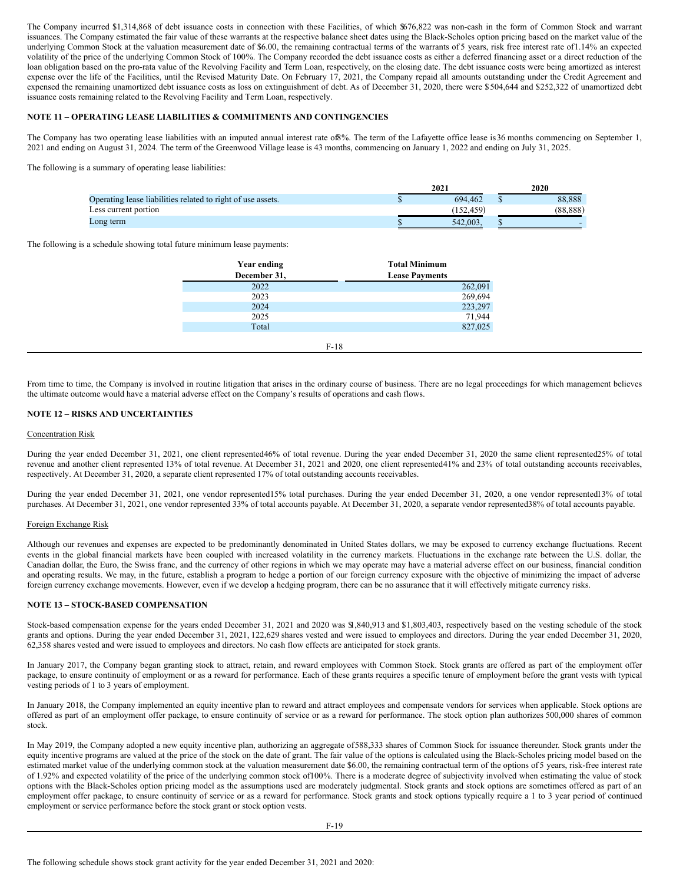The Company incurred $1,314,868 of debt issuance costs in connection with these Facilities, of which $676,822 was non-cash in the form of Common Stock and warrant issuances. The Company estimated the fair value of these warrants at the respective balance sheet dates using the Black-Scholes option pricing based on the market value of the underlying Common Stock at the valuation measurement date of $6.00, the remaining contractual terms of the warrants of 5 years, risk free interest rate of 1.14% an expected volatility of the price of the underlying Common Stock of 100%. The Company recorded the debt issuance costs as either a deferred financing asset or a direct reduction of the loan obligation based on the pro-rata value of the Revolving Facility and Term Loan, respectively, on the closing date. The debt issuance costs were being amortized as interest expense over the life of the Facilities, until the Revised Maturity Date. On February 17, 2021, the Company repaid all amounts outstanding under the Credit Agreement and expensed the remaining unamortized debt issuance costs as loss on extinguishment of debt. As of December 31, 2020, there were $504,644 and $252,322 of unamortized debt issuance costs remaining related to the Revolving Facility and Term Loan, respectively.

**NOTE 11 – OPERATING LEASE LIABILITIES & COMMITMENTS AND CONTINGENCIES**

The Company has two operating lease liabilities with an imputed annual interest rate of 8%. The term of the Lafayette office lease is 36 months commencing on September 1, 2021 and ending on August 31, 2024. The term of the Greenwood Village lease is 43 months, commencing on January 1, 2022 and ending on July 31, 2025.

The following is a summary of operating lease liabilities:

| | 2021 | 2020 |
|---|---|---|
| Operating lease liabilities related to right of use assets. | $ 694,462 | $ 88,888 |
| Less current portion | (152,459) | (88,888) |
| Long term | $ 542,003, | $ - |

The following is a schedule showing total future minimum lease payments:

| Year ending December 31, | Total Minimum Lease Payments |
|---|---|
| 2022 | 262,091 |
| 2023 | 269,694 |
| 2024 | 223,297 |
| 2025 | 71,944 |
| Total | 827,025 |

From time to time, the Company is involved in routine litigation that arises in the ordinary course of business. There are no legal proceedings for which management believes the ultimate outcome would have a material adverse effect on the Company's results of operations and cash flows.

**NOTE 12 – RISKS AND UNCERTAINTIES**

Concentration Risk

During the year ended December 31, 2021, one client represented 46% of total revenue. During the year ended December 31, 2020 the same client represented 25% of total revenue and another client represented 13% of total revenue. At December 31, 2021 and 2020, one client represented 41% and 23% of total outstanding accounts receivables, respectively. At December 31, 2020, a separate client represented 17% of total outstanding accounts receivables.

During the year ended December 31, 2021, one vendor represented 15% total purchases. During the year ended December 31, 2020, a one vendor represented 13% of total purchases. At December 31, 2021, one vendor represented 33% of total accounts payable. At December 31, 2020, a separate vendor represented 38% of total accounts payable.

Foreign Exchange Risk

Although our revenues and expenses are expected to be predominantly denominated in United States dollars, we may be exposed to currency exchange fluctuations. Recent events in the global financial markets have been coupled with increased volatility in the currency markets. Fluctuations in the exchange rate between the U.S. dollar, the Canadian dollar, the Euro, the Swiss franc, and the currency of other regions in which we may operate may have a material adverse effect on our business, financial condition and operating results. We may, in the future, establish a program to hedge a portion of our foreign currency exposure with the objective of minimizing the impact of adverse foreign currency exchange movements. However, even if we develop a hedging program, there can be no assurance that it will effectively mitigate currency risks.

**NOTE 13 – STOCK-BASED COMPENSATION**

Stock-based compensation expense for the years ended December 31, 2021 and 2020 was $1,840,913 and $1,803,403, respectively based on the vesting schedule of the stock grants and options. During the year ended December 31, 2021, 122,629 shares vested and were issued to employees and directors. During the year ended December 31, 2020, 62,358 shares vested and were issued to employees and directors. No cash flow effects are anticipated for stock grants.

In January 2017, the Company began granting stock to attract, retain, and reward employees with Common Stock. Stock grants are offered as part of the employment offer package, to ensure continuity of employment or as a reward for performance. Each of these grants requires a specific tenure of employment before the grant vests with typical vesting periods of 1 to 3 years of employment.

In January 2018, the Company implemented an equity incentive plan to reward and attract employees and compensate vendors for services when applicable. Stock options are offered as part of an employment offer package, to ensure continuity of service or as a reward for performance. The stock option plan authorizes 500,000 shares of common stock.

In May 2019, the Company adopted a new equity incentive plan, authorizing an aggregate of 588,333 shares of Common Stock for issuance thereunder. Stock grants under the equity incentive programs are valued at the price of the stock on the date of grant. The fair value of the options is calculated using the Black-Scholes pricing model based on the estimated market value of the underlying common stock at the valuation measurement date $6.00, the remaining contractual term of the options of 5 years, risk-free interest rate of 1.92% and expected volatility of the price of the underlying common stock of 100%. There is a moderate degree of subjectivity involved when estimating the value of stock options with the Black-Scholes option pricing model as the assumptions used are moderately judgmental. Stock grants and stock options are sometimes offered as part of an employment offer package, to ensure continuity of service or as a reward for performance. Stock grants and stock options typically require a 1 to 3 year period of continued employment or service performance before the stock grant or stock option vests.

The following schedule shows stock grant activity for the year ended December 31, 2021 and 2020: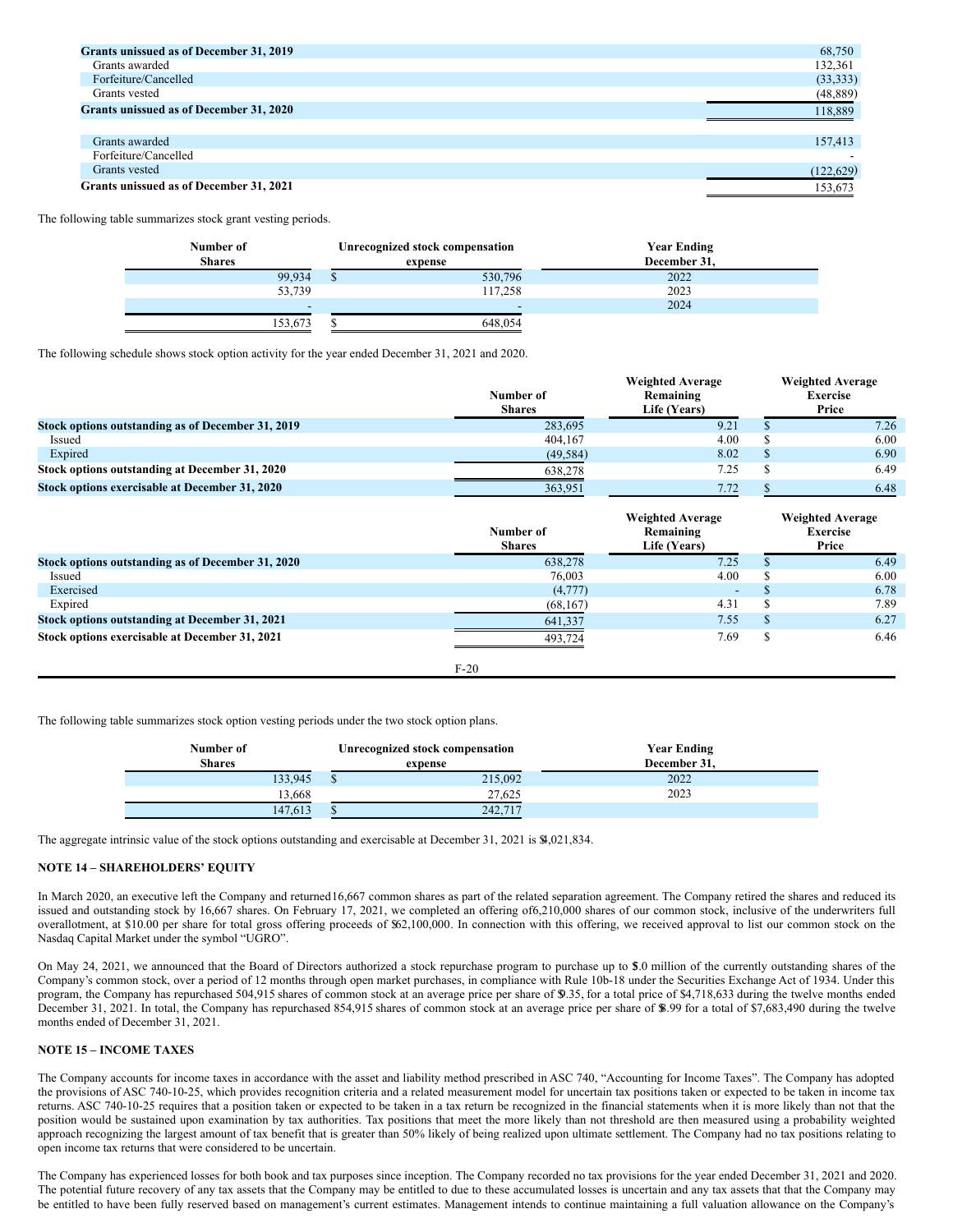| | |
|---|---|
| **Grants unissued as of December 31, 2019** | 68,750 |
| Grants awarded | 132,361 |
| Forfeiture/Cancelled | (33,333) |
| Grants vested | (48,889) |
| **Grants unissued as of December 31, 2020** | 118,889 |
| | |
| Grants awarded | 157,413 |
| Forfeiture/Cancelled | - |
| Grants vested | (122,629) |
| **Grants unissued as of December 31, 2021** | 153,673 |

The following table summarizes stock grant vesting periods.

| Number of Shares | Unrecognized stock compensation expense | Year Ending December 31, |
|---|---|---|
| 99,934 | $ 530,796 | 2022 |
| 53,739 | 117,258 | 2023 |
| - | - | 2024 |
| 153,673 | $ 648,054 | |

The following schedule shows stock option activity for the year ended December 31, 2021 and 2020.

| | Number of Shares | Weighted Average Remaining Life (Years) | Weighted Average Exercise Price |
|---|---|---|---|
| **Stock options outstanding as of December 31, 2019** | 283,695 | 9.21 | $ 7.26 |
| Issued | 404,167 | 4.00 | $ 6.00 |
| Expired | (49,584) | 8.02 | $ 6.90 |
| **Stock options outstanding at December 31, 2020** | 638,278 | 7.25 | $ 6.49 |
| **Stock options exercisable at December 31, 2020** | 363,951 | 7.72 | $ 6.48 |

| | Number of Shares | Weighted Average Remaining Life (Years) | Weighted Average Exercise Price |
|---|---|---|---|
| **Stock options outstanding as of December 31, 2020** | 638,278 | 7.25 | $ 6.49 |
| Issued | 76,003 | 4.00 | $ 6.00 |
| Exercised | (4,777) | - | $ 6.78 |
| Expired | (68,167) | 4.31 | $ 7.89 |
| **Stock options outstanding at December 31, 2021** | 641,337 | 7.55 | $ 6.27 |
| **Stock options exercisable at December 31, 2021** | 493,724 | 7.69 | $ 6.46 |

The following table summarizes stock option vesting periods under the two stock option plans.

| Number of Shares | Unrecognized stock compensation expense | Year Ending December 31, |
|---|---|---|
| 133,945 | $ 215,092 | 2022 |
| 13,668 | 27,625 | 2023 |
| 147,613 | $ 242,717 | |

The aggregate intrinsic value of the stock options outstanding and exercisable at December 31, 2021 is $4,021,834.

## NOTE 14 – SHAREHOLDERS' EQUITY

In March 2020, an executive left the Company and returned 16,667 common shares as part of the related separation agreement. The Company retired the shares and reduced its issued and outstanding stock by 16,667 shares. On February 17, 2021, we completed an offering of 6,210,000 shares of our common stock, inclusive of the underwriters full overallotment, at $10.00 per share for total gross offering proceeds of $62,100,000. In connection with this offering, we received approval to list our common stock on the Nasdaq Capital Market under the symbol "UGRO".

On May 24, 2021, we announced that the Board of Directors authorized a stock repurchase program to purchase up to $5.0 million of the currently outstanding shares of the Company's common stock, over a period of 12 months through open market purchases, in compliance with Rule 10b-18 under the Securities Exchange Act of 1934. Under this program, the Company has repurchased 504,915 shares of common stock at an average price per share of $9.35, for a total price of $4,718,633 during the twelve months ended December 31, 2021. In total, the Company has repurchased 854,915 shares of common stock at an average price per share of $8.99 for a total of $7,683,490 during the twelve months ended of December 31, 2021.

## NOTE 15 – INCOME TAXES

The Company accounts for income taxes in accordance with the asset and liability method prescribed in ASC 740, "Accounting for Income Taxes". The Company has adopted the provisions of ASC 740-10-25, which provides recognition criteria and a related measurement model for uncertain tax positions taken or expected to be taken in income tax returns. ASC 740-10-25 requires that a position taken or expected to be taken in a tax return be recognized in the financial statements when it is more likely than not that the position would be sustained upon examination by tax authorities. Tax positions that meet the more likely than not threshold are then measured using a probability weighted approach recognizing the largest amount of tax benefit that is greater than 50% likely of being realized upon ultimate settlement. The Company had no tax positions relating to open income tax returns that were considered to be uncertain.

The Company has experienced losses for both book and tax purposes since inception. The Company recorded no tax provisions for the year ended December 31, 2021 and 2020. The potential future recovery of any tax assets that the Company may be entitled to due to these accumulated losses is uncertain and any tax assets that that the Company may be entitled to have been fully reserved based on management's current estimates. Management intends to continue maintaining a full valuation allowance on the Company's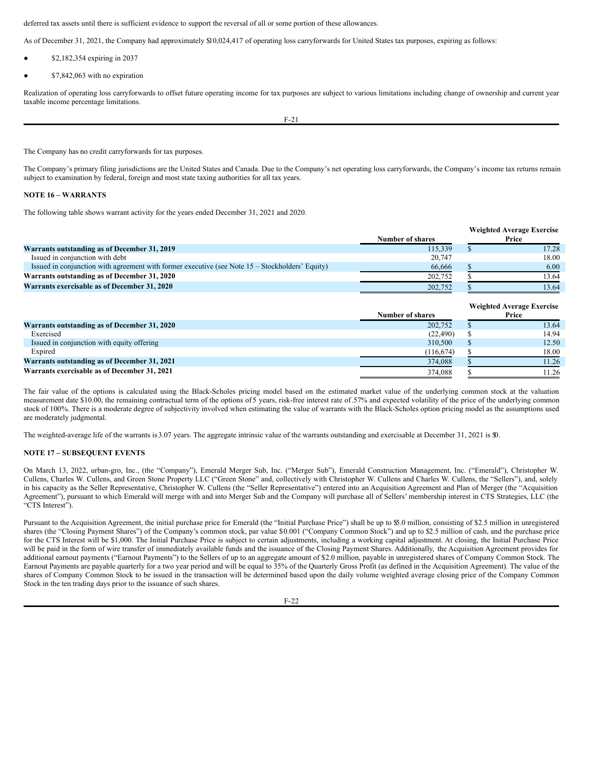deferred tax assets until there is sufficient evidence to support the reversal of all or some portion of these allowances.

As of December 31, 2021, the Company had approximately $10,024,417 of operating loss carryforwards for United States tax purposes, expiring as follows:

- $2,182,354 expiring in 2037
- $7,842,063 with no expiration

Realization of operating loss carryforwards to offset future operating income for tax purposes are subject to various limitations including change of ownership and current year taxable income percentage limitations.

The Company has no credit carryforwards for tax purposes.

The Company's primary filing jurisdictions are the United States and Canada. Due to the Company's net operating loss carryforwards, the Company's income tax returns remain subject to examination by federal, foreign and most state taxing authorities for all tax years.

**NOTE 16 – WARRANTS**

The following table shows warrant activity for the years ended December 31, 2021 and 2020.

| | Number of shares | Weighted Average Exercise Price |
|---|---|---|
| **Warrants outstanding as of December 31, 2019** | 115,339 | $ 17.28 |
| Issued in conjunction with debt | 20,747 | 18.00 |
| Issued in conjunction with agreement with former executive (see Note 15 – Stockholders' Equity) | 66,666 | $ 6.00 |
| **Warrants outstanding as of December 31, 2020** | 202,752 | $ 13.64 |
| **Warrants exercisable as of December 31, 2020** | 202,752 | $ 13.64 |

| | Number of shares | Weighted Average Exercise Price |
|---|---|---|
| **Warrants outstanding as of December 31, 2020** | 202,752 | $ 13.64 |
| Exercised | (22,490) | $ 14.94 |
| Issued in conjunction with equity offering | 310,500 | $ 12.50 |
| Expired | (116,674) | $ 18.00 |
| **Warrants outstanding as of December 31, 2021** | 374,088 | $ 11.26 |
| **Warrants exercisable as of December 31, 2021** | 374,088 | $ 11.26 |

The fair value of the options is calculated using the Black-Scholes pricing model based on the estimated market value of the underlying common stock at the valuation measurement date $10.00, the remaining contractual term of the options of 5 years, risk-free interest rate of .57% and expected volatility of the price of the underlying common stock of 100%. There is a moderate degree of subjectivity involved when estimating the value of warrants with the Black-Scholes option pricing model as the assumptions used are moderately judgmental.

The weighted-average life of the warrants is 3.07 years. The aggregate intrinsic value of the warrants outstanding and exercisable at December 31, 2021 is $0.

**NOTE 17 – SUBSEQUENT EVENTS**

On March 13, 2022, urban-gro, Inc., (the "Company"), Emerald Merger Sub, Inc. ("Merger Sub"), Emerald Construction Management, Inc. ("Emerald"), Christopher W. Cullens, Charles W. Cullens, and Green Stone Property LLC ("Green Stone" and, collectively with Christopher W. Cullens and Charles W. Cullens, the "Sellers"), and, solely in his capacity as the Seller Representative, Christopher W. Cullens (the "Seller Representative") entered into an Acquisition Agreement and Plan of Merger (the "Acquisition Agreement"), pursuant to which Emerald will merge with and into Merger Sub and the Company will purchase all of Sellers' membership interest in CTS Strategies, LLC (the "CTS Interest").

Pursuant to the Acquisition Agreement, the initial purchase price for Emerald (the "Initial Purchase Price") shall be up to $5.0 million, consisting of $2.5 million in unregistered shares (the "Closing Payment Shares") of the Company's common stock, par value $0.001 ("Company Common Stock") and up to $2.5 million of cash, and the purchase price for the CTS Interest will be $1,000. The Initial Purchase Price is subject to certain adjustments, including a working capital adjustment. At closing, the Initial Purchase Price will be paid in the form of wire transfer of immediately available funds and the issuance of the Closing Payment Shares. Additionally, the Acquisition Agreement provides for additional earnout payments ("Earnout Payments") to the Sellers of up to an aggregate amount of $2.0 million, payable in unregistered shares of Company Common Stock. The Earnout Payments are payable quarterly for a two year period and will be equal to 35% of the Quarterly Gross Profit (as defined in the Acquisition Agreement). The value of the shares of Company Common Stock to be issued in the transaction will be determined based upon the daily volume weighted average closing price of the Company Common Stock in the ten trading days prior to the issuance of such shares.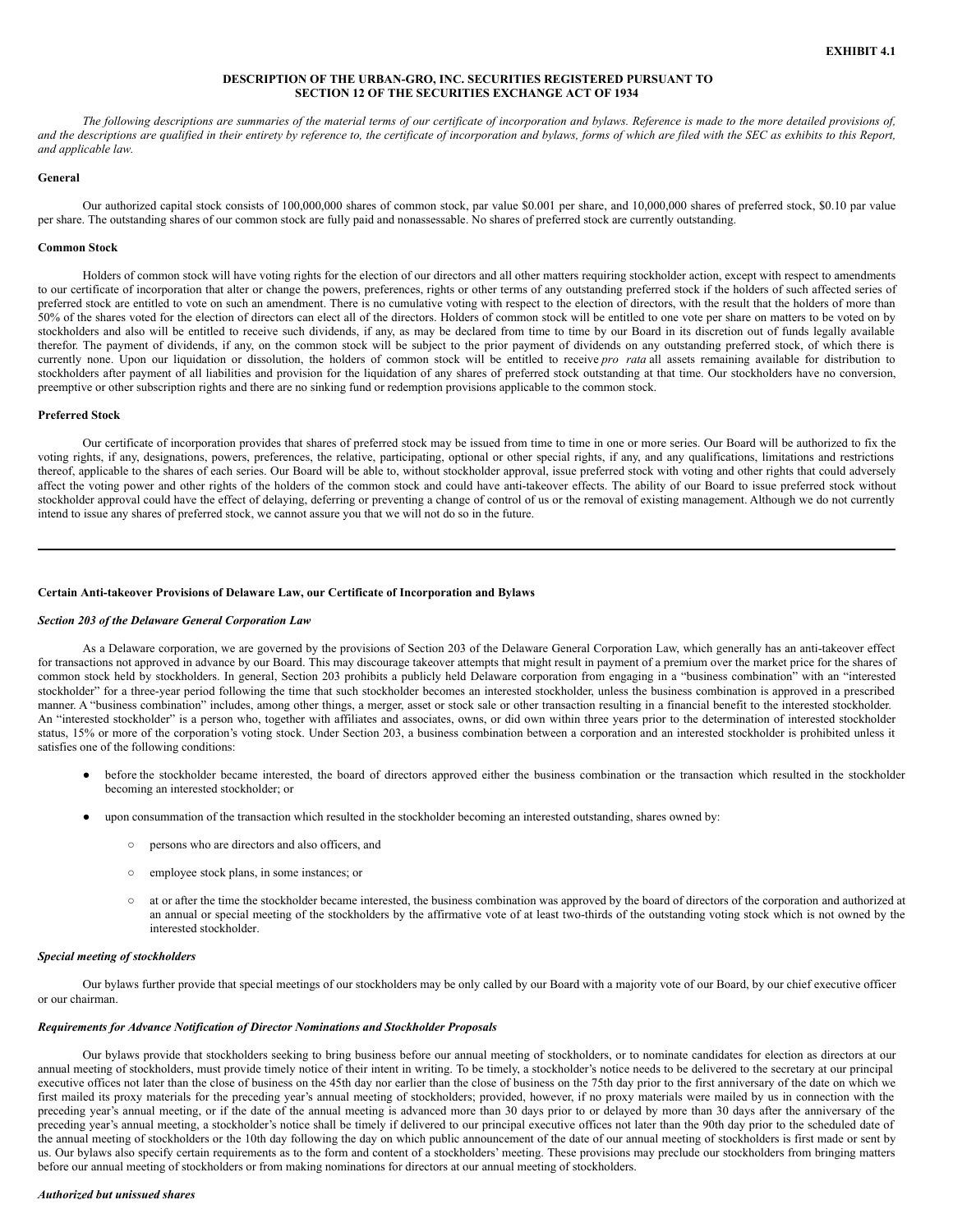**EXHIBIT 4.1**

**DESCRIPTION OF THE URBAN-GRO, INC. SECURITIES REGISTERED PURSUANT TO SECTION 12 OF THE SECURITIES EXCHANGE ACT OF 1934**

*The following descriptions are summaries of the material terms of our certificate of incorporation and bylaws. Reference is made to the more detailed provisions of, and the descriptions are qualified in their entirety by reference to, the certificate of incorporation and bylaws, forms of which are filed with the SEC as exhibits to this Report, and applicable law.*

**General**

Our authorized capital stock consists of 100,000,000 shares of common stock, par value $0.001 per share, and 10,000,000 shares of preferred stock, $0.10 par value per share. The outstanding shares of our common stock are fully paid and nonassessable. No shares of preferred stock are currently outstanding.

**Common Stock**

Holders of common stock will have voting rights for the election of our directors and all other matters requiring stockholder action, except with respect to amendments to our certificate of incorporation that alter or change the powers, preferences, rights or other terms of any outstanding preferred stock if the holders of such affected series of preferred stock are entitled to vote on such an amendment. There is no cumulative voting with respect to the election of directors, with the result that the holders of more than 50% of the shares voted for the election of directors can elect all of the directors. Holders of common stock will be entitled to one vote per share on matters to be voted on by stockholders and also will be entitled to receive such dividends, if any, as may be declared from time to time by our Board in its discretion out of funds legally available therefor. The payment of dividends, if any, on the common stock will be subject to the prior payment of dividends on any outstanding preferred stock, of which there is currently none. Upon our liquidation or dissolution, the holders of common stock will be entitled to receive *pro rata* all assets remaining available for distribution to stockholders after payment of all liabilities and provision for the liquidation of any shares of preferred stock outstanding at that time. Our stockholders have no conversion, preemptive or other subscription rights and there are no sinking fund or redemption provisions applicable to the common stock.

**Preferred Stock**

Our certificate of incorporation provides that shares of preferred stock may be issued from time to time in one or more series. Our Board will be authorized to fix the voting rights, if any, designations, powers, preferences, the relative, participating, optional or other special rights, if any, and any qualifications, limitations and restrictions thereof, applicable to the shares of each series. Our Board will be able to, without stockholder approval, issue preferred stock with voting and other rights that could adversely affect the voting power and other rights of the holders of the common stock and could have anti-takeover effects. The ability of our Board to issue preferred stock without stockholder approval could have the effect of delaying, deferring or preventing a change of control of us or the removal of existing management. Although we do not currently intend to issue any shares of preferred stock, we cannot assure you that we will not do so in the future.

---

**Certain Anti-takeover Provisions of Delaware Law, our Certificate of Incorporation and Bylaws**

***Section 203 of the Delaware General Corporation Law***

As a Delaware corporation, we are governed by the provisions of Section 203 of the Delaware General Corporation Law, which generally has an anti-takeover effect for transactions not approved in advance by our Board. This may discourage takeover attempts that might result in payment of a premium over the market price for the shares of common stock held by stockholders. In general, Section 203 prohibits a publicly held Delaware corporation from engaging in a "business combination" with an "interested stockholder" for a three-year period following the time that such stockholder becomes an interested stockholder, unless the business combination is approved in a prescribed manner. A "business combination" includes, among other things, a merger, asset or stock sale or other transaction resulting in a financial benefit to the interested stockholder. An "interested stockholder" is a person who, together with affiliates and associates, owns, or did own within three years prior to the determination of interested stockholder status, 15% or more of the corporation's voting stock. Under Section 203, a business combination between a corporation and an interested stockholder is prohibited unless it satisfies one of the following conditions:

- before the stockholder became interested, the board of directors approved either the business combination or the transaction which resulted in the stockholder becoming an interested stockholder; or
- upon consummation of the transaction which resulted in the stockholder becoming an interested outstanding, shares owned by:
  - persons who are directors and also officers, and
  - employee stock plans, in some instances; or
  - at or after the time the stockholder became interested, the business combination was approved by the board of directors of the corporation and authorized at an annual or special meeting of the stockholders by the affirmative vote of at least two-thirds of the outstanding voting stock which is not owned by the interested stockholder.

***Special meeting of stockholders***

Our bylaws further provide that special meetings of our stockholders may be only called by our Board with a majority vote of our Board, by our chief executive officer or our chairman.

***Requirements for Advance Notification of Director Nominations and Stockholder Proposals***

Our bylaws provide that stockholders seeking to bring business before our annual meeting of stockholders, or to nominate candidates for election as directors at our annual meeting of stockholders, must provide timely notice of their intent in writing. To be timely, a stockholder's notice needs to be delivered to the secretary at our principal executive offices not later than the close of business on the 45th day nor earlier than the close of business on the 75th day prior to the first anniversary of the date on which we first mailed its proxy materials for the preceding year's annual meeting of stockholders; provided, however, if no proxy materials were mailed by us in connection with the preceding year's annual meeting, or if the date of the annual meeting is advanced more than 30 days prior to or delayed by more than 30 days after the anniversary of the preceding year's annual meeting, a stockholder's notice shall be timely if delivered to our principal executive offices not later than the 90th day prior to the scheduled date of the annual meeting of stockholders or the 10th day following the day on which public announcement of the date of our annual meeting of stockholders is first made or sent by us. Our bylaws also specify certain requirements as to the form and content of a stockholders' meeting. These provisions may preclude our stockholders from bringing matters before our annual meeting of stockholders or from making nominations for directors at our annual meeting of stockholders.

***Authorized but unissued shares***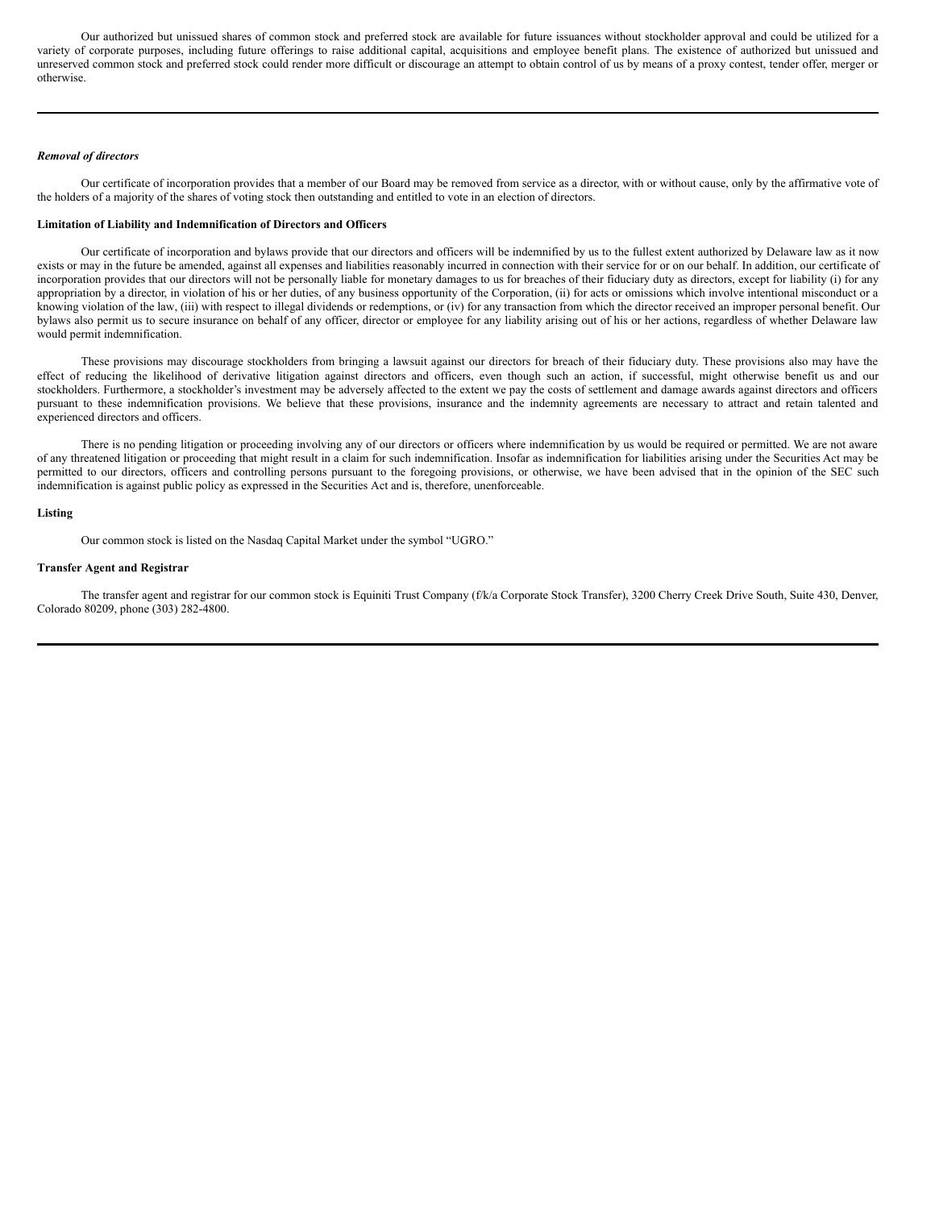Our authorized but unissued shares of common stock and preferred stock are available for future issuances without stockholder approval and could be utilized for a variety of corporate purposes, including future offerings to raise additional capital, acquisitions and employee benefit plans. The existence of authorized but unissued and unreserved common stock and preferred stock could render more difficult or discourage an attempt to obtain control of us by means of a proxy contest, tender offer, merger or otherwise.

***Removal of directors***

Our certificate of incorporation provides that a member of our Board may be removed from service as a director, with or without cause, only by the affirmative vote of the holders of a majority of the shares of voting stock then outstanding and entitled to vote in an election of directors.

**Limitation of Liability and Indemnification of Directors and Officers**

Our certificate of incorporation and bylaws provide that our directors and officers will be indemnified by us to the fullest extent authorized by Delaware law as it now exists or may in the future be amended, against all expenses and liabilities reasonably incurred in connection with their service for or on our behalf. In addition, our certificate of incorporation provides that our directors will not be personally liable for monetary damages to us for breaches of their fiduciary duty as directors, except for liability (i) for any appropriation by a director, in violation of his or her duties, of any business opportunity of the Corporation, (ii) for acts or omissions which involve intentional misconduct or a knowing violation of the law, (iii) with respect to illegal dividends or redemptions, or (iv) for any transaction from which the director received an improper personal benefit. Our bylaws also permit us to secure insurance on behalf of any officer, director or employee for any liability arising out of his or her actions, regardless of whether Delaware law would permit indemnification.

These provisions may discourage stockholders from bringing a lawsuit against our directors for breach of their fiduciary duty. These provisions also may have the effect of reducing the likelihood of derivative litigation against directors and officers, even though such an action, if successful, might otherwise benefit us and our stockholders. Furthermore, a stockholder's investment may be adversely affected to the extent we pay the costs of settlement and damage awards against directors and officers pursuant to these indemnification provisions. We believe that these provisions, insurance and the indemnity agreements are necessary to attract and retain talented and experienced directors and officers.

There is no pending litigation or proceeding involving any of our directors or officers where indemnification by us would be required or permitted. We are not aware of any threatened litigation or proceeding that might result in a claim for such indemnification. Insofar as indemnification for liabilities arising under the Securities Act may be permitted to our directors, officers and controlling persons pursuant to the foregoing provisions, or otherwise, we have been advised that in the opinion of the SEC such indemnification is against public policy as expressed in the Securities Act and is, therefore, unenforceable.

**Listing**

Our common stock is listed on the Nasdaq Capital Market under the symbol "UGRO."

**Transfer Agent and Registrar**

The transfer agent and registrar for our common stock is Equiniti Trust Company (f/k/a Corporate Stock Transfer), 3200 Cherry Creek Drive South, Suite 430, Denver, Colorado 80209, phone (303) 282-4800.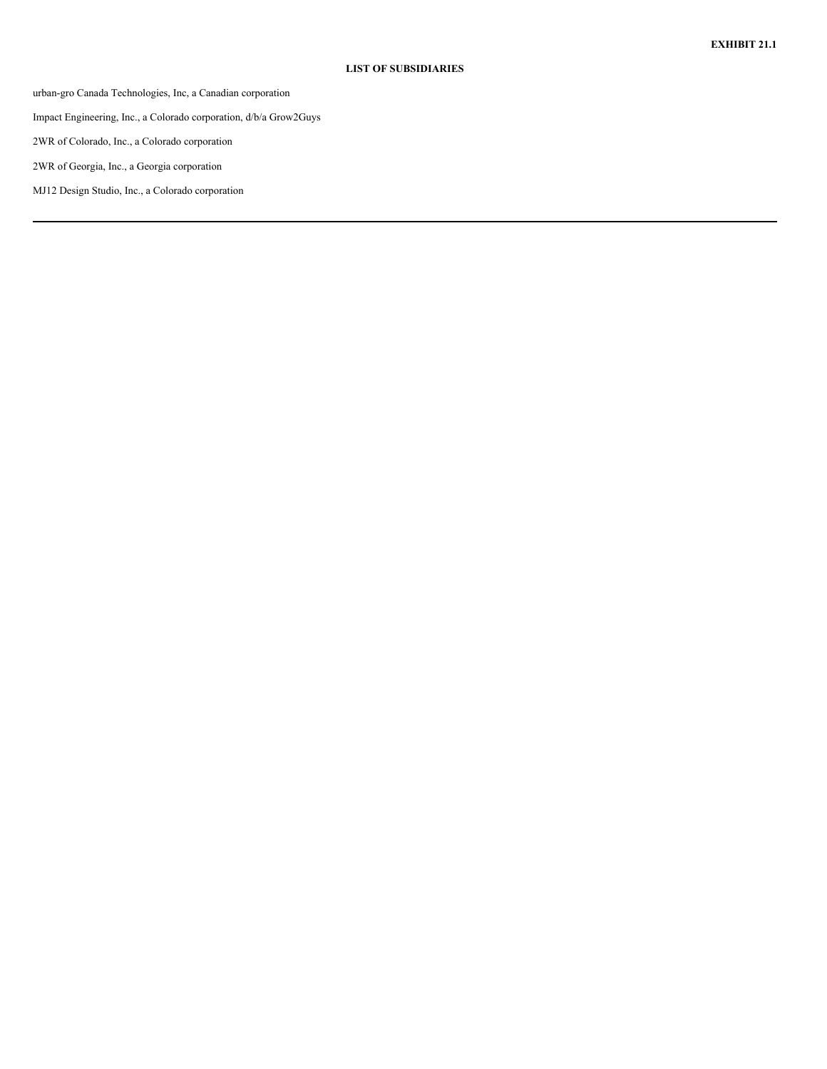**EXHIBIT 21.1**

**LIST OF SUBSIDIARIES**

urban-gro Canada Technologies, Inc, a Canadian corporation

Impact Engineering, Inc., a Colorado corporation, d/b/a Grow2Guys

2WR of Colorado, Inc., a Colorado corporation

2WR of Georgia, Inc., a Georgia corporation

MJ12 Design Studio, Inc., a Colorado corporation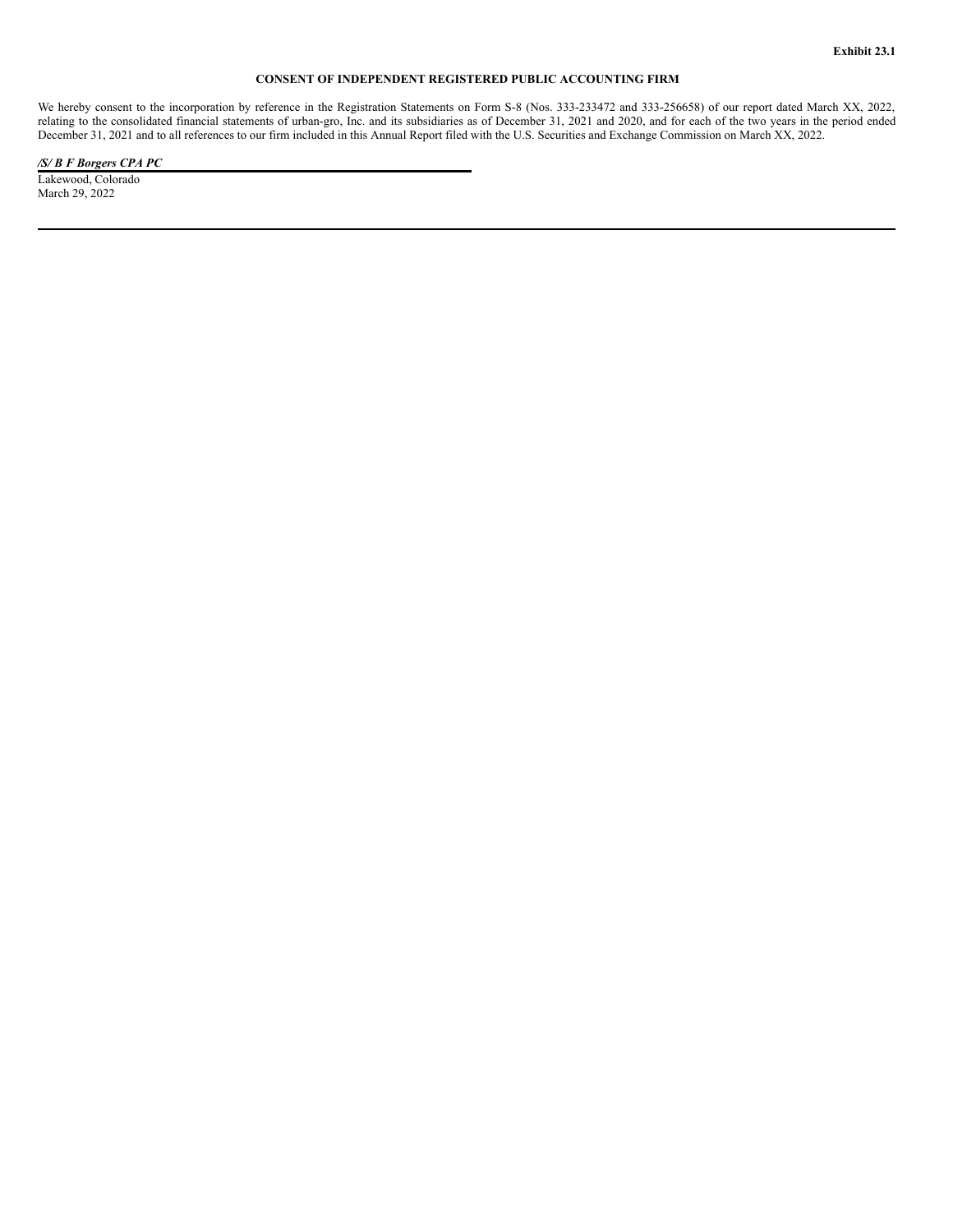**Exhibit 23.1**

**CONSENT OF INDEPENDENT REGISTERED PUBLIC ACCOUNTING FIRM**

We hereby consent to the incorporation by reference in the Registration Statements on Form S-8 (Nos. 333-233472 and 333-256658) of our report dated March XX, 2022, relating to the consolidated financial statements of urban-gro, Inc. and its subsidiaries as of December 31, 2021 and 2020, and for each of the two years in the period ended December 31, 2021 and to all references to our firm included in this Annual Report filed with the U.S. Securities and Exchange Commission on March XX, 2022.

***/S/ B F Borgers CPA PC***

Lakewood, Colorado
March 29, 2022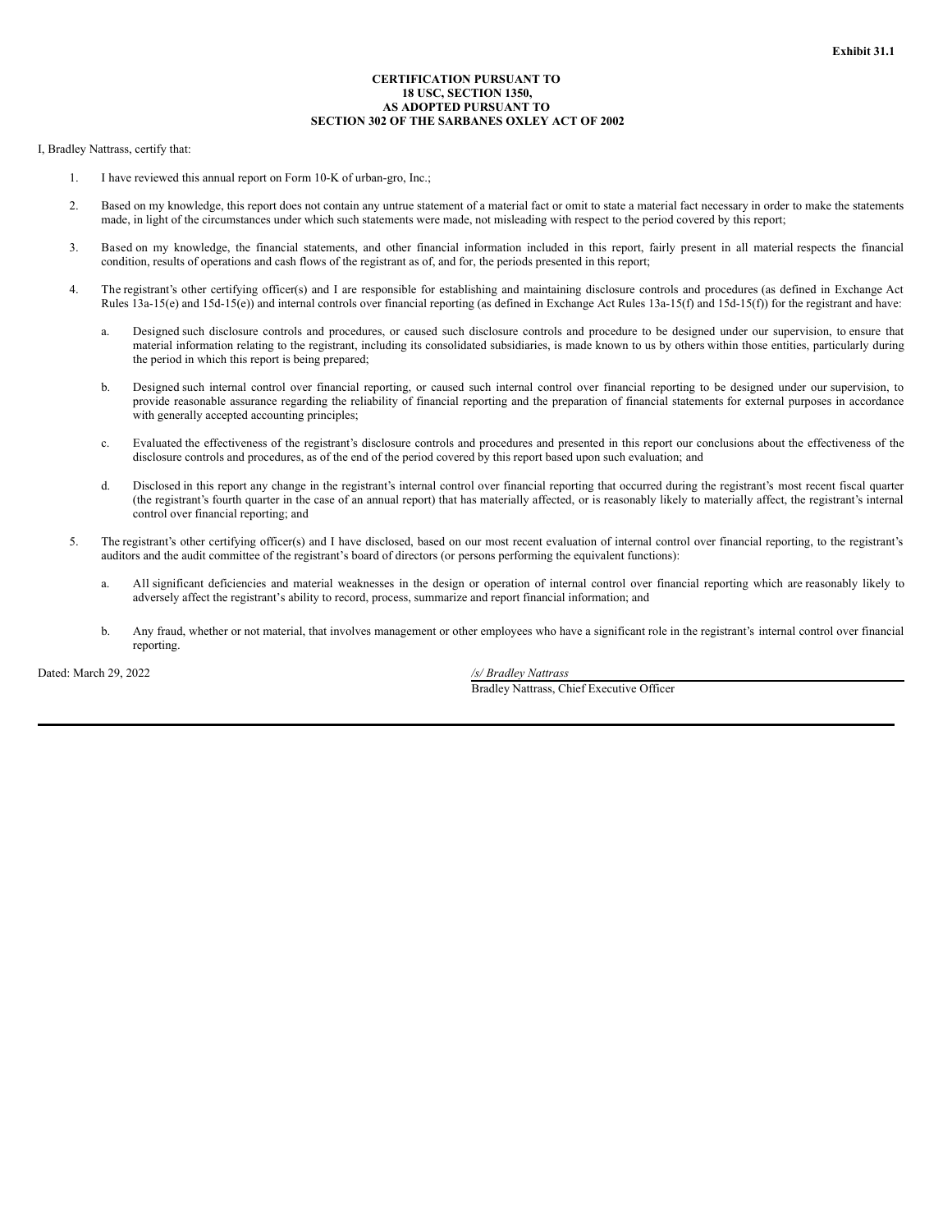**Exhibit 31.1**

**CERTIFICATION PURSUANT TO**
**18 USC, SECTION 1350,**
**AS ADOPTED PURSUANT TO**
**SECTION 302 OF THE SARBANES OXLEY ACT OF 2002**

I, Bradley Nattrass, certify that:

1. I have reviewed this annual report on Form 10-K of urban-gro, Inc.;

2. Based on my knowledge, this report does not contain any untrue statement of a material fact or omit to state a material fact necessary in order to make the statements made, in light of the circumstances under which such statements were made, not misleading with respect to the period covered by this report;

3. Based on my knowledge, the financial statements, and other financial information included in this report, fairly present in all material respects the financial condition, results of operations and cash flows of the registrant as of, and for, the periods presented in this report;

4. The registrant's other certifying officer(s) and I are responsible for establishing and maintaining disclosure controls and procedures (as defined in Exchange Act Rules 13a-15(e) and 15d-15(e)) and internal controls over financial reporting (as defined in Exchange Act Rules 13a-15(f) and 15d-15(f)) for the registrant and have:

   a. Designed such disclosure controls and procedures, or caused such disclosure controls and procedure to be designed under our supervision, to ensure that material information relating to the registrant, including its consolidated subsidiaries, is made known to us by others within those entities, particularly during the period in which this report is being prepared;

   b. Designed such internal control over financial reporting, or caused such internal control over financial reporting to be designed under our supervision, to provide reasonable assurance regarding the reliability of financial reporting and the preparation of financial statements for external purposes in accordance with generally accepted accounting principles;

   c. Evaluated the effectiveness of the registrant's disclosure controls and procedures and presented in this report our conclusions about the effectiveness of the disclosure controls and procedures, as of the end of the period covered by this report based upon such evaluation; and

   d. Disclosed in this report any change in the registrant's internal control over financial reporting that occurred during the registrant's most recent fiscal quarter (the registrant's fourth quarter in the case of an annual report) that has materially affected, or is reasonably likely to materially affect, the registrant's internal control over financial reporting; and

5. The registrant's other certifying officer(s) and I have disclosed, based on our most recent evaluation of internal control over financial reporting, to the registrant's auditors and the audit committee of the registrant's board of directors (or persons performing the equivalent functions):

   a. All significant deficiencies and material weaknesses in the design or operation of internal control over financial reporting which are reasonably likely to adversely affect the registrant's ability to record, process, summarize and report financial information; and

   b. Any fraud, whether or not material, that involves management or other employees who have a significant role in the registrant's internal control over financial reporting.

Dated: March 29, 2022

*/s/ Bradley Nattrass*
Bradley Nattrass, Chief Executive Officer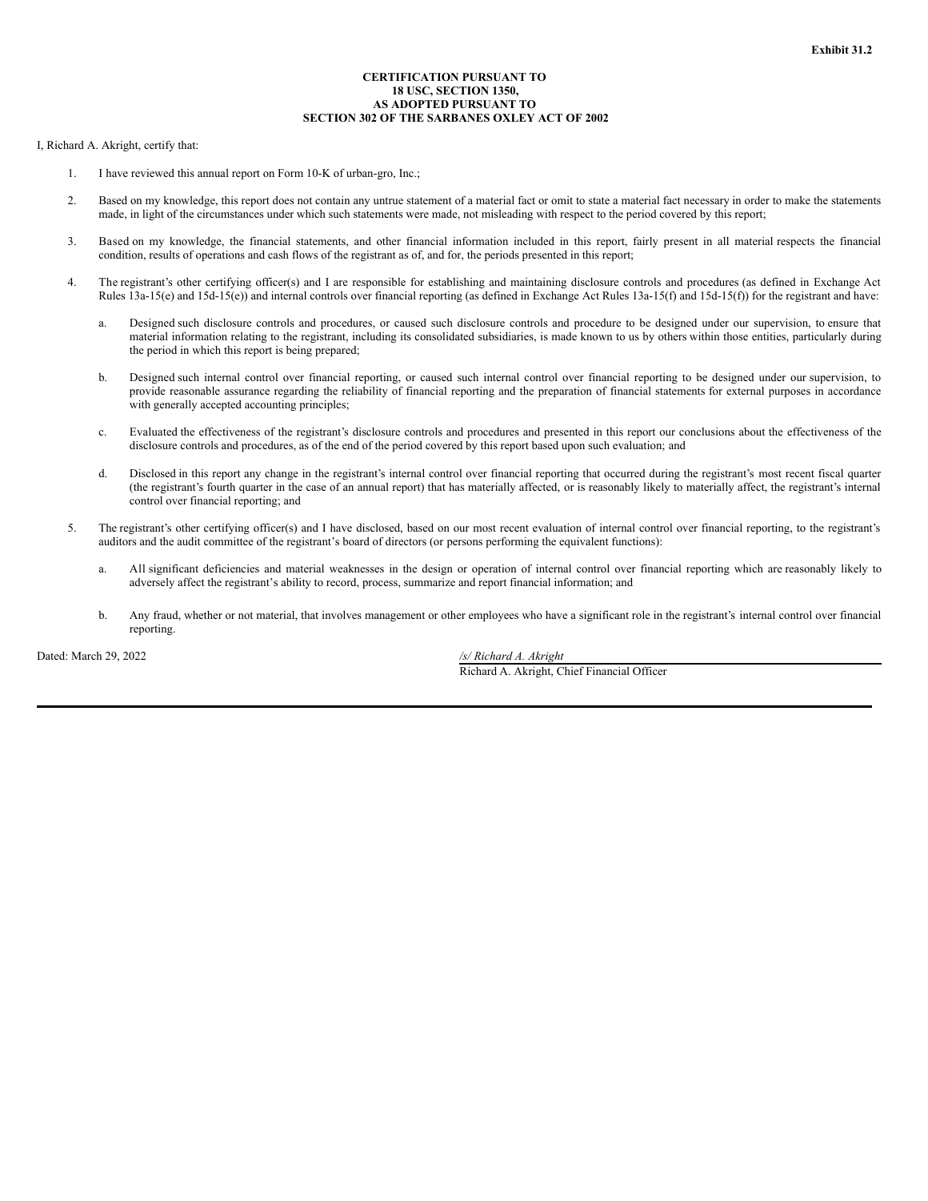**Exhibit 31.2**

**CERTIFICATION PURSUANT TO**
**18 USC, SECTION 1350,**
**AS ADOPTED PURSUANT TO**
**SECTION 302 OF THE SARBANES OXLEY ACT OF 2002**

I, Richard A. Akright, certify that:

1. I have reviewed this annual report on Form 10-K of urban-gro, Inc.;

2. Based on my knowledge, this report does not contain any untrue statement of a material fact or omit to state a material fact necessary in order to make the statements made, in light of the circumstances under which such statements were made, not misleading with respect to the period covered by this report;

3. Based on my knowledge, the financial statements, and other financial information included in this report, fairly present in all material respects the financial condition, results of operations and cash flows of the registrant as of, and for, the periods presented in this report;

4. The registrant's other certifying officer(s) and I are responsible for establishing and maintaining disclosure controls and procedures (as defined in Exchange Act Rules 13a-15(e) and 15d-15(e)) and internal controls over financial reporting (as defined in Exchange Act Rules 13a-15(f) and 15d-15(f)) for the registrant and have:

   a. Designed such disclosure controls and procedures, or caused such disclosure controls and procedure to be designed under our supervision, to ensure that material information relating to the registrant, including its consolidated subsidiaries, is made known to us by others within those entities, particularly during the period in which this report is being prepared;

   b. Designed such internal control over financial reporting, or caused such internal control over financial reporting to be designed under our supervision, to provide reasonable assurance regarding the reliability of financial reporting and the preparation of financial statements for external purposes in accordance with generally accepted accounting principles;

   c. Evaluated the effectiveness of the registrant's disclosure controls and procedures and presented in this report our conclusions about the effectiveness of the disclosure controls and procedures, as of the end of the period covered by this report based upon such evaluation; and

   d. Disclosed in this report any change in the registrant's internal control over financial reporting that occurred during the registrant's most recent fiscal quarter (the registrant's fourth quarter in the case of an annual report) that has materially affected, or is reasonably likely to materially affect, the registrant's internal control over financial reporting; and

5. The registrant's other certifying officer(s) and I have disclosed, based on our most recent evaluation of internal control over financial reporting, to the registrant's auditors and the audit committee of the registrant's board of directors (or persons performing the equivalent functions):

   a. All significant deficiencies and material weaknesses in the design or operation of internal control over financial reporting which are reasonably likely to adversely affect the registrant's ability to record, process, summarize and report financial information; and

   b. Any fraud, whether or not material, that involves management or other employees who have a significant role in the registrant's internal control over financial reporting.

Dated: March 29, 2022

*/s/ Richard A. Akright*
Richard A. Akright, Chief Financial Officer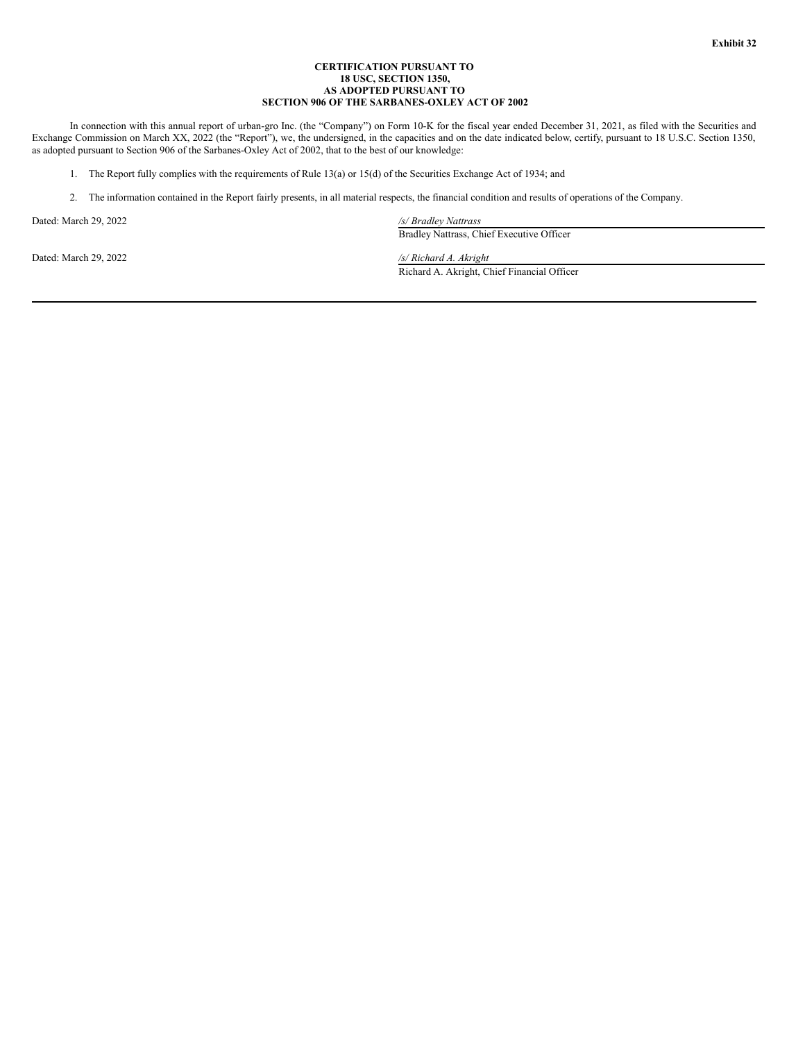**Exhibit 32**

**CERTIFICATION PURSUANT TO**
**18 USC, SECTION 1350,**
**AS ADOPTED PURSUANT TO**
**SECTION 906 OF THE SARBANES-OXLEY ACT OF 2002**

In connection with this annual report of urban-gro Inc. (the "Company") on Form 10-K for the fiscal year ended December 31, 2021, as filed with the Securities and Exchange Commission on March XX, 2022 (the "Report"), we, the undersigned, in the capacities and on the date indicated below, certify, pursuant to 18 U.S.C. Section 1350, as adopted pursuant to Section 906 of the Sarbanes-Oxley Act of 2002, that to the best of our knowledge:

1. The Report fully complies with the requirements of Rule 13(a) or 15(d) of the Securities Exchange Act of 1934; and

2. The information contained in the Report fairly presents, in all material respects, the financial condition and results of operations of the Company.

Dated: March 29, 2022

*/s/ Bradley Nattrass*
Bradley Nattrass, Chief Executive Officer

Dated: March 29, 2022

*/s/ Richard A. Akright*
Richard A. Akright, Chief Financial Officer